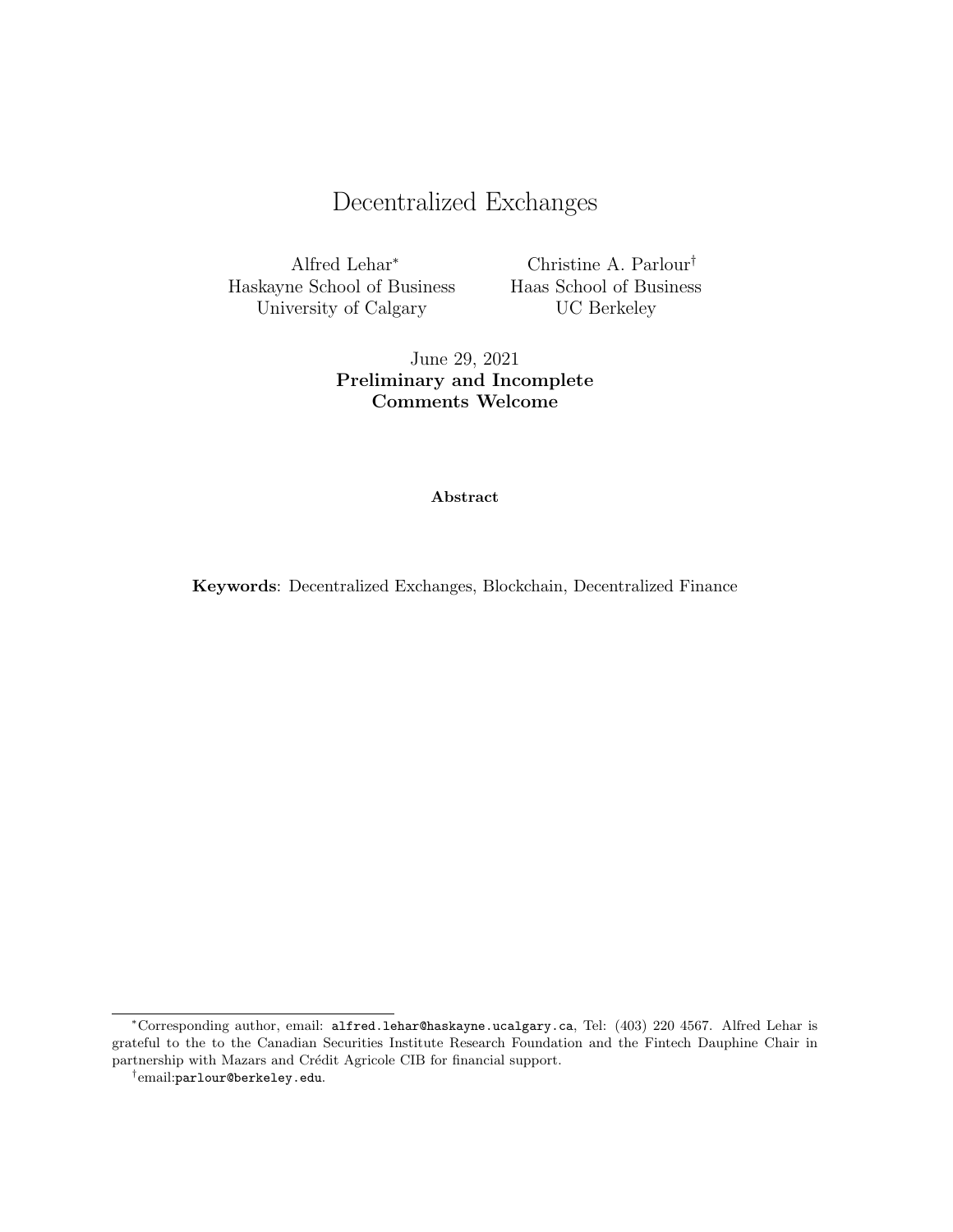# Decentralized Exchanges

Alfred Lehar*
Haskayne School of Business
University of Calgary

Christine A. Parlour†
Haas School of Business
UC Berkeley

June 29, 2021

**Preliminary and Incomplete**
**Comments Welcome**

**Abstract**

**Keywords**: Decentralized Exchanges, Blockchain, Decentralized Finance

---

*Corresponding author, email: `alfred.lehar@haskayne.ucalgary.ca`, Tel: (403) 220 4567. Alfred Lehar is grateful to the to the Canadian Securities Institute Research Foundation and the Fintech Dauphine Chair in partnership with Mazars and Crédit Agricole CIB for financial support.

†email:`parlour@berkeley.edu`.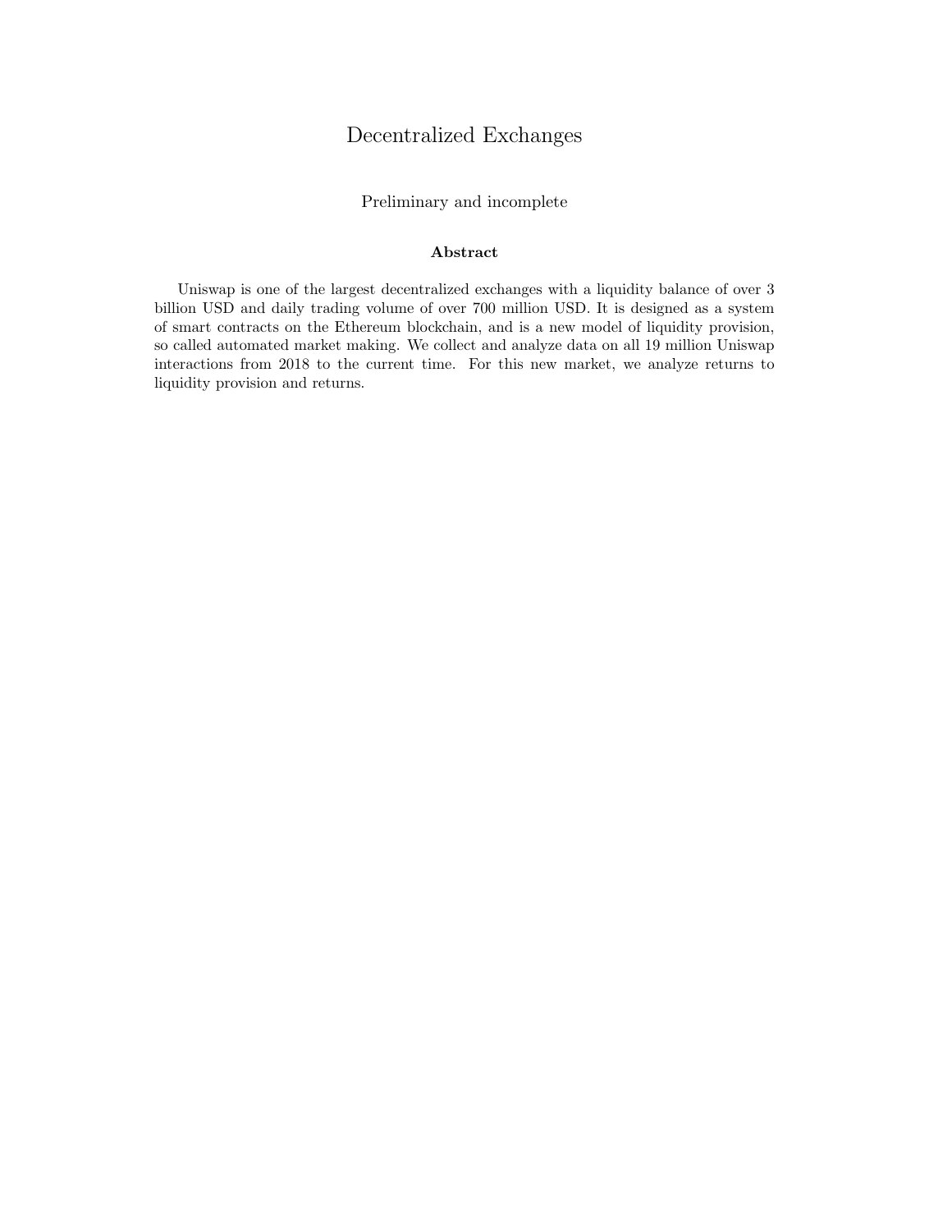# Decentralized Exchanges

Preliminary and incomplete

### Abstract

Uniswap is one of the largest decentralized exchanges with a liquidity balance of over 3 billion USD and daily trading volume of over 700 million USD. It is designed as a system of smart contracts on the Ethereum blockchain, and is a new model of liquidity provision, so called automated market making. We collect and analyze data on all 19 million Uniswap interactions from 2018 to the current time. For this new market, we analyze returns to liquidity provision and returns.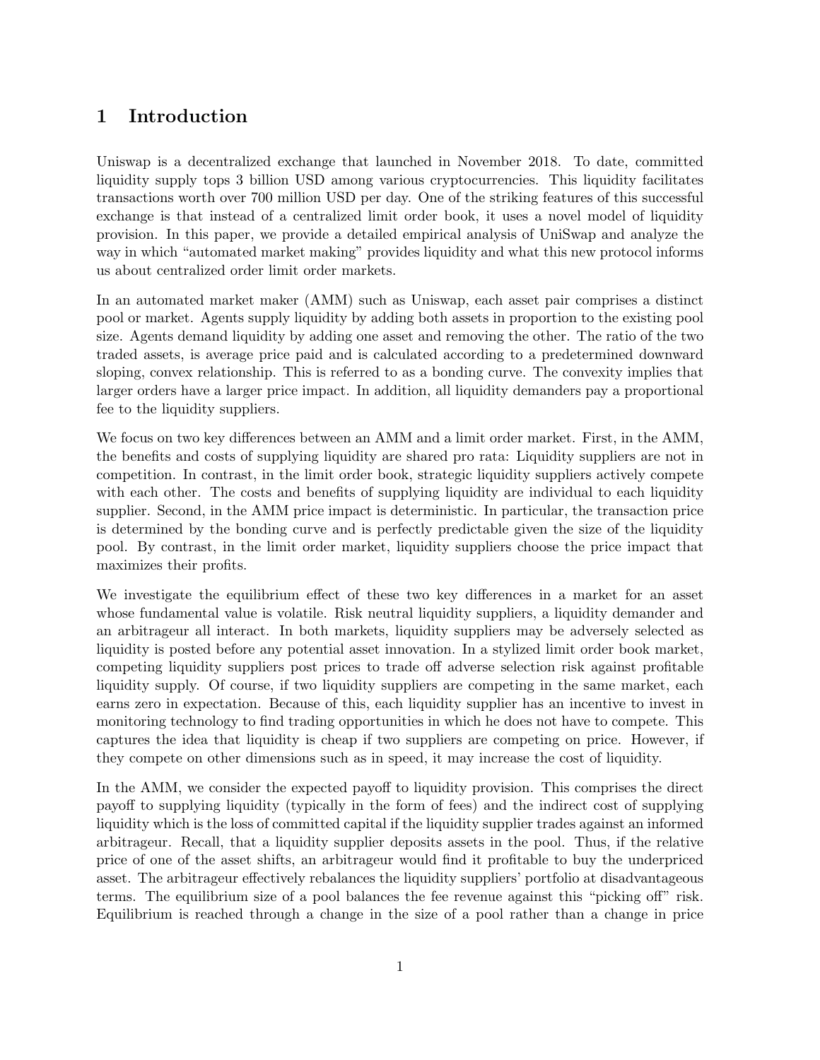# 1 Introduction

Uniswap is a decentralized exchange that launched in November 2018. To date, committed liquidity supply tops 3 billion USD among various cryptocurrencies. This liquidity facilitates transactions worth over 700 million USD per day. One of the striking features of this successful exchange is that instead of a centralized limit order book, it uses a novel model of liquidity provision. In this paper, we provide a detailed empirical analysis of UniSwap and analyze the way in which "automated market making" provides liquidity and what this new protocol informs us about centralized order limit order markets.

In an automated market maker (AMM) such as Uniswap, each asset pair comprises a distinct pool or market. Agents supply liquidity by adding both assets in proportion to the existing pool size. Agents demand liquidity by adding one asset and removing the other. The ratio of the two traded assets, is average price paid and is calculated according to a predetermined downward sloping, convex relationship. This is referred to as a bonding curve. The convexity implies that larger orders have a larger price impact. In addition, all liquidity demanders pay a proportional fee to the liquidity suppliers.

We focus on two key differences between an AMM and a limit order market. First, in the AMM, the benefits and costs of supplying liquidity are shared pro rata: Liquidity suppliers are not in competition. In contrast, in the limit order book, strategic liquidity suppliers actively compete with each other. The costs and benefits of supplying liquidity are individual to each liquidity supplier. Second, in the AMM price impact is deterministic. In particular, the transaction price is determined by the bonding curve and is perfectly predictable given the size of the liquidity pool. By contrast, in the limit order market, liquidity suppliers choose the price impact that maximizes their profits.

We investigate the equilibrium effect of these two key differences in a market for an asset whose fundamental value is volatile. Risk neutral liquidity suppliers, a liquidity demander and an arbitrageur all interact. In both markets, liquidity suppliers may be adversely selected as liquidity is posted before any potential asset innovation. In a stylized limit order book market, competing liquidity suppliers post prices to trade off adverse selection risk against profitable liquidity supply. Of course, if two liquidity suppliers are competing in the same market, each earns zero in expectation. Because of this, each liquidity supplier has an incentive to invest in monitoring technology to find trading opportunities in which he does not have to compete. This captures the idea that liquidity is cheap if two suppliers are competing on price. However, if they compete on other dimensions such as in speed, it may increase the cost of liquidity.

In the AMM, we consider the expected payoff to liquidity provision. This comprises the direct payoff to supplying liquidity (typically in the form of fees) and the indirect cost of supplying liquidity which is the loss of committed capital if the liquidity supplier trades against an informed arbitrageur. Recall, that a liquidity supplier deposits assets in the pool. Thus, if the relative price of one of the asset shifts, an arbitrageur would find it profitable to buy the underpriced asset. The arbitrageur effectively rebalances the liquidity suppliers' portfolio at disadvantageous terms. The equilibrium size of a pool balances the fee revenue against this "picking off" risk. Equilibrium is reached through a change in the size of a pool rather than a change in price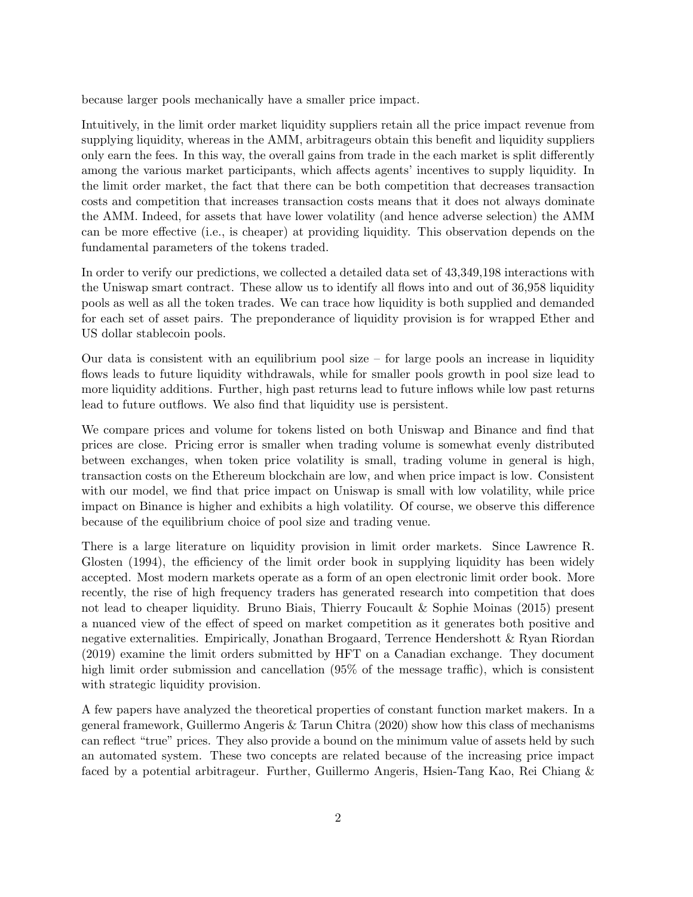because larger pools mechanically have a smaller price impact.

Intuitively, in the limit order market liquidity suppliers retain all the price impact revenue from supplying liquidity, whereas in the AMM, arbitrageurs obtain this benefit and liquidity suppliers only earn the fees. In this way, the overall gains from trade in the each market is split differently among the various market participants, which affects agents' incentives to supply liquidity. In the limit order market, the fact that there can be both competition that decreases transaction costs and competition that increases transaction costs means that it does not always dominate the AMM. Indeed, for assets that have lower volatility (and hence adverse selection) the AMM can be more effective (i.e., is cheaper) at providing liquidity. This observation depends on the fundamental parameters of the tokens traded.

In order to verify our predictions, we collected a detailed data set of 43,349,198 interactions with the Uniswap smart contract. These allow us to identify all flows into and out of 36,958 liquidity pools as well as all the token trades. We can trace how liquidity is both supplied and demanded for each set of asset pairs. The preponderance of liquidity provision is for wrapped Ether and US dollar stablecoin pools.

Our data is consistent with an equilibrium pool size – for large pools an increase in liquidity flows leads to future liquidity withdrawals, while for smaller pools growth in pool size lead to more liquidity additions. Further, high past returns lead to future inflows while low past returns lead to future outflows. We also find that liquidity use is persistent.

We compare prices and volume for tokens listed on both Uniswap and Binance and find that prices are close. Pricing error is smaller when trading volume is somewhat evenly distributed between exchanges, when token price volatility is small, trading volume in general is high, transaction costs on the Ethereum blockchain are low, and when price impact is low. Consistent with our model, we find that price impact on Uniswap is small with low volatility, while price impact on Binance is higher and exhibits a high volatility. Of course, we observe this difference because of the equilibrium choice of pool size and trading venue.

There is a large literature on liquidity provision in limit order markets. Since Lawrence R. Glosten (1994), the efficiency of the limit order book in supplying liquidity has been widely accepted. Most modern markets operate as a form of an open electronic limit order book. More recently, the rise of high frequency traders has generated research into competition that does not lead to cheaper liquidity. Bruno Biais, Thierry Foucault & Sophie Moinas (2015) present a nuanced view of the effect of speed on market competition as it generates both positive and negative externalities. Empirically, Jonathan Brogaard, Terrence Hendershott & Ryan Riordan (2019) examine the limit orders submitted by HFT on a Canadian exchange. They document high limit order submission and cancellation (95% of the message traffic), which is consistent with strategic liquidity provision.

A few papers have analyzed the theoretical properties of constant function market makers. In a general framework, Guillermo Angeris & Tarun Chitra (2020) show how this class of mechanisms can reflect "true" prices. They also provide a bound on the minimum value of assets held by such an automated system. These two concepts are related because of the increasing price impact faced by a potential arbitrageur. Further, Guillermo Angeris, Hsien-Tang Kao, Rei Chiang &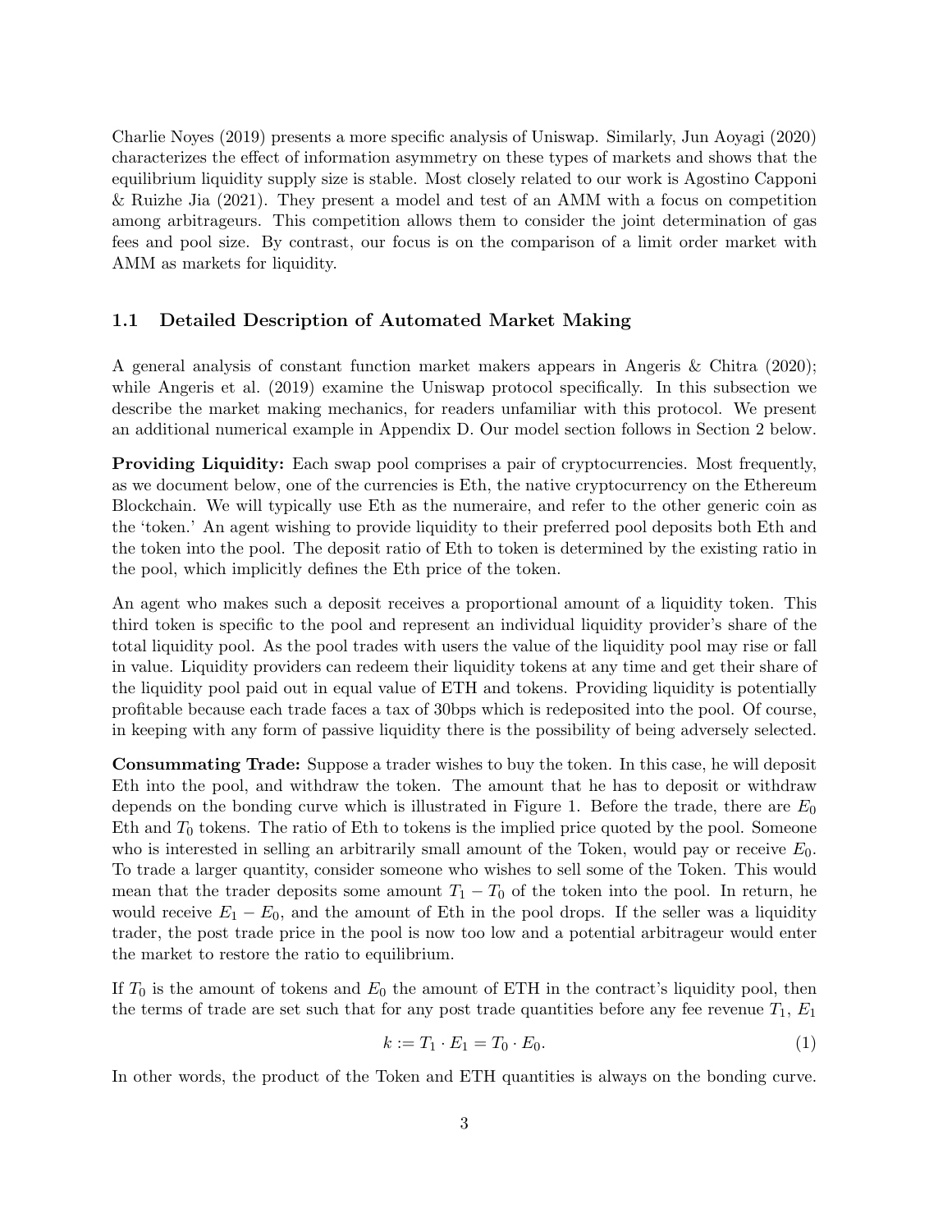Charlie Noyes (2019) presents a more specific analysis of Uniswap. Similarly, Jun Aoyagi (2020) characterizes the effect of information asymmetry on these types of markets and shows that the equilibrium liquidity supply size is stable. Most closely related to our work is Agostino Capponi & Ruizhe Jia (2021). They present a model and test of an AMM with a focus on competition among arbitrageurs. This competition allows them to consider the joint determination of gas fees and pool size. By contrast, our focus is on the comparison of a limit order market with AMM as markets for liquidity.

## 1.1 Detailed Description of Automated Market Making

A general analysis of constant function market makers appears in Angeris & Chitra (2020); while Angeris et al. (2019) examine the Uniswap protocol specifically. In this subsection we describe the market making mechanics, for readers unfamiliar with this protocol. We present an additional numerical example in Appendix D. Our model section follows in Section 2 below.

**Providing Liquidity:** Each swap pool comprises a pair of cryptocurrencies. Most frequently, as we document below, one of the currencies is Eth, the native cryptocurrency on the Ethereum Blockchain. We will typically use Eth as the numeraire, and refer to the other generic coin as the 'token.' An agent wishing to provide liquidity to their preferred pool deposits both Eth and the token into the pool. The deposit ratio of Eth to token is determined by the existing ratio in the pool, which implicitly defines the Eth price of the token.

An agent who makes such a deposit receives a proportional amount of a liquidity token. This third token is specific to the pool and represent an individual liquidity provider's share of the total liquidity pool. As the pool trades with users the value of the liquidity pool may rise or fall in value. Liquidity providers can redeem their liquidity tokens at any time and get their share of the liquidity pool paid out in equal value of ETH and tokens. Providing liquidity is potentially profitable because each trade faces a tax of 30bps which is redeposited into the pool. Of course, in keeping with any form of passive liquidity there is the possibility of being adversely selected.

**Consummating Trade:** Suppose a trader wishes to buy the token. In this case, he will deposit Eth into the pool, and withdraw the token. The amount that he has to deposit or withdraw depends on the bonding curve which is illustrated in Figure 1. Before the trade, there are $E_0$ Eth and $T_0$ tokens. The ratio of Eth to tokens is the implied price quoted by the pool. Someone who is interested in selling an arbitrarily small amount of the Token, would pay or receive $E_0$. To trade a larger quantity, consider someone who wishes to sell some of the Token. This would mean that the trader deposits some amount $T_1 - T_0$ of the token into the pool. In return, he would receive $E_1 - E_0$, and the amount of Eth in the pool drops. If the seller was a liquidity trader, the post trade price in the pool is now too low and a potential arbitrageur would enter the market to restore the ratio to equilibrium.

If $T_0$ is the amount of tokens and $E_0$ the amount of ETH in the contract's liquidity pool, then the terms of trade are set such that for any post trade quantities before any fee revenue $T_1$, $E_1$

$$k := T_1 \cdot E_1 = T_0 \cdot E_0. \tag{1}$$

In other words, the product of the Token and ETH quantities is always on the bonding curve.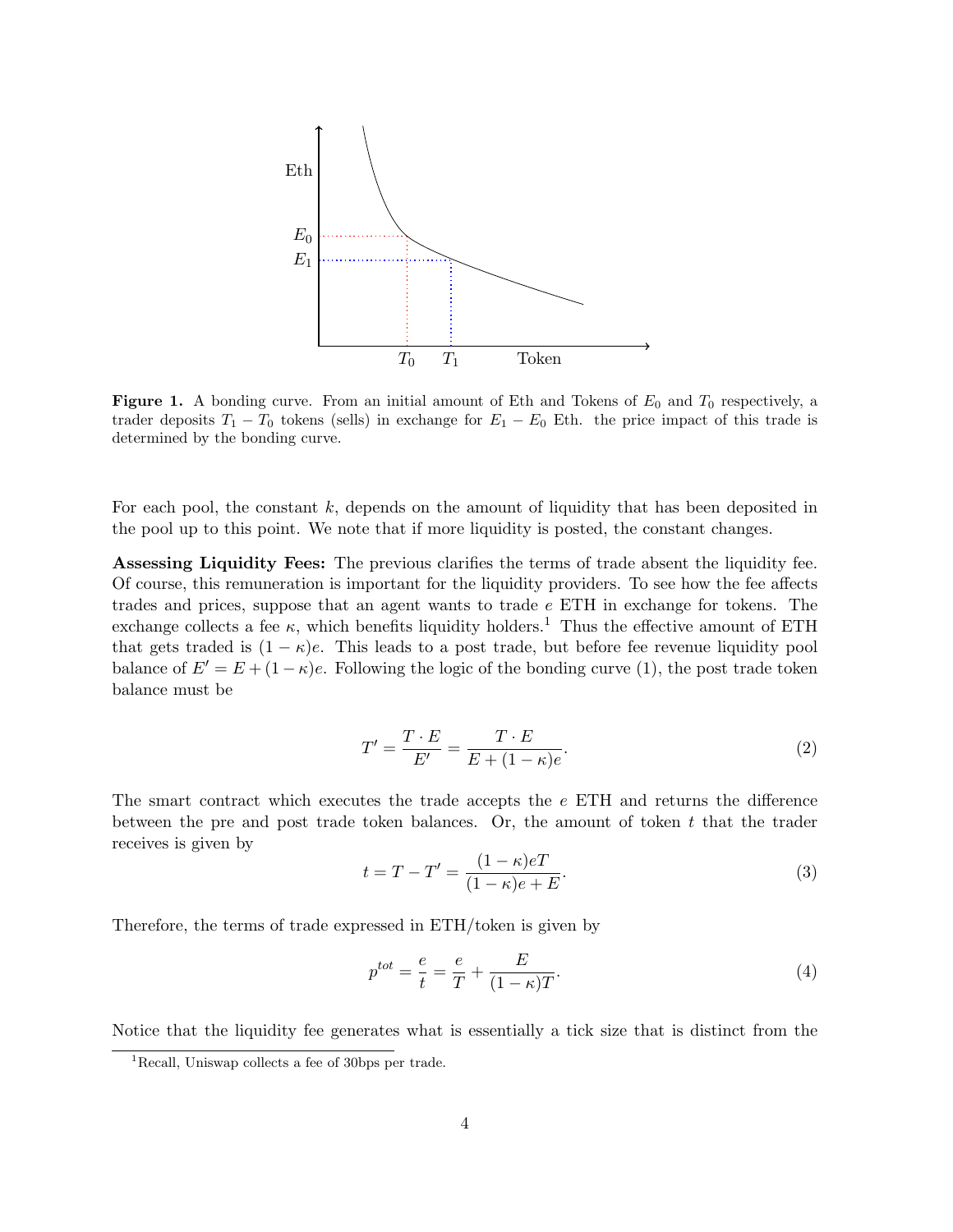**Figure 1.** A bonding curve. From an initial amount of Eth and Tokens of $E_0$ and $T_0$ respectively, a trader deposits $T_1 - T_0$ tokens (sells) in exchange for $E_1 - E_0$ Eth. the price impact of this trade is determined by the bonding curve.

For each pool, the constant $k$, depends on the amount of liquidity that has been deposited in the pool up to this point. We note that if more liquidity is posted, the constant changes.

**Assessing Liquidity Fees:** The previous clarifies the terms of trade absent the liquidity fee. Of course, this remuneration is important for the liquidity providers. To see how the fee affects trades and prices, suppose that an agent wants to trade $e$ ETH in exchange for tokens. The exchange collects a fee $\kappa$, which benefits liquidity holders.[1] Thus the effective amount of ETH that gets traded is $(1-\kappa)e$. This leads to a post trade, but before fee revenue liquidity pool balance of $E' = E + (1-\kappa)e$. Following the logic of the bonding curve (1), the post trade token balance must be

$$T' = \frac{T \cdot E}{E'} = \frac{T \cdot E}{E + (1-\kappa)e}. \tag{2}$$

The smart contract which executes the trade accepts the $e$ ETH and returns the difference between the pre and post trade token balances. Or, the amount of token $t$ that the trader receives is given by

$$t = T - T' = \frac{(1-\kappa)eT}{(1-\kappa)e + E}. \tag{3}$$

Therefore, the terms of trade expressed in ETH/token is given by

$$p^{tot} = \frac{e}{t} = \frac{e}{T} + \frac{E}{(1-\kappa)T}. \tag{4}$$

Notice that the liquidity fee generates what is essentially a tick size that is distinct from the

[1] Recall, Uniswap collects a fee of 30bps per trade.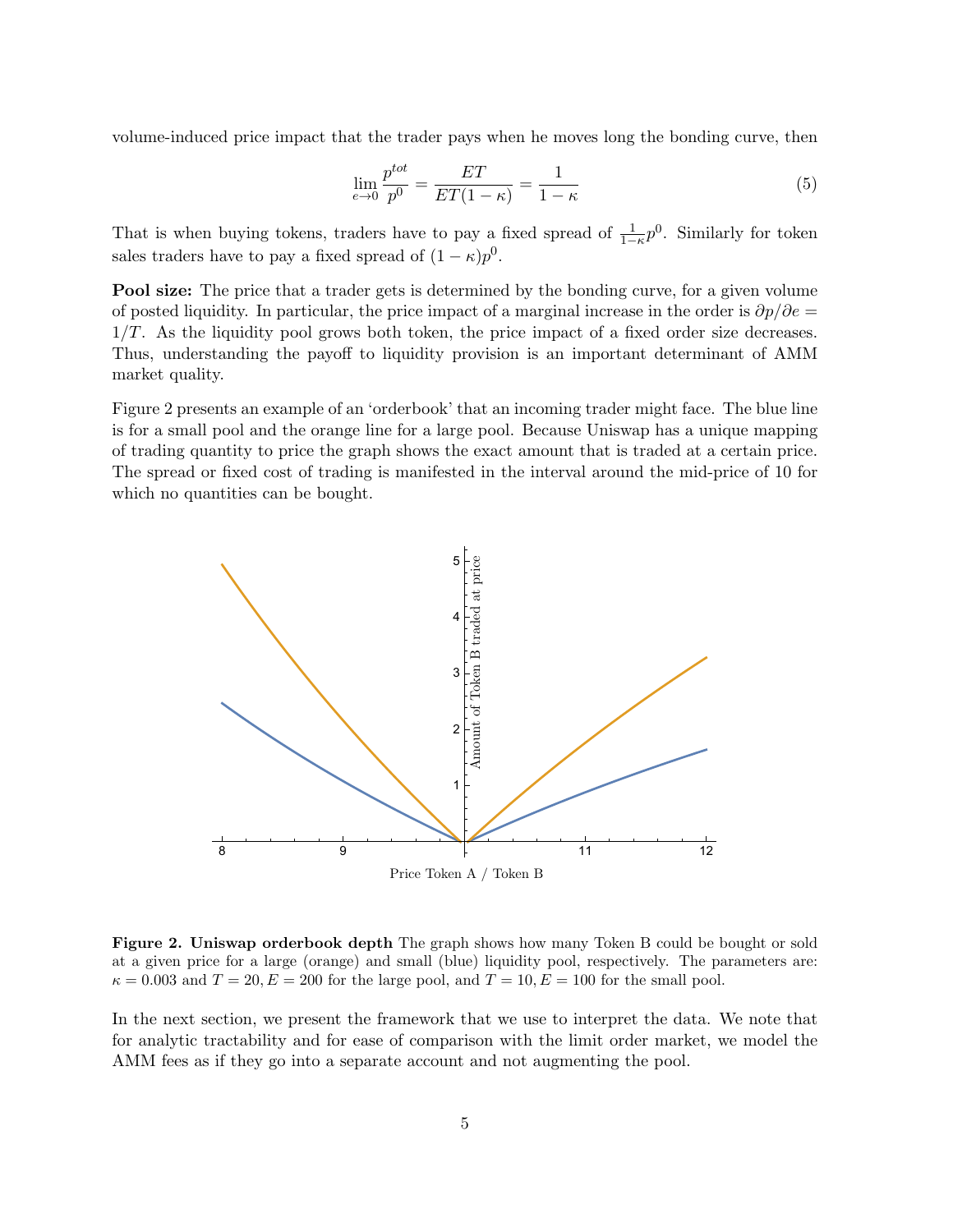volume-induced price impact that the trader pays when he moves long the bonding curve, then

$$\lim_{e \to 0} \frac{p^{tot}}{p^0} = \frac{ET}{ET(1-\kappa)} = \frac{1}{1-\kappa} \tag{5}$$

That is when buying tokens, traders have to pay a fixed spread of $\frac{1}{1-\kappa}p^0$. Similarly for token sales traders have to pay a fixed spread of $(1-\kappa)p^0$.

**Pool size:** The price that a trader gets is determined by the bonding curve, for a given volume of posted liquidity. In particular, the price impact of a marginal increase in the order is $\partial p / \partial e = 1/T$. As the liquidity pool grows both token, the price impact of a fixed order size decreases. Thus, understanding the payoff to liquidity provision is an important determinant of AMM market quality.

Figure 2 presents an example of an 'orderbook' that an incoming trader might face. The blue line is for a small pool and the orange line for a large pool. Because Uniswap has a unique mapping of trading quantity to price the graph shows the exact amount that is traded at a certain price. The spread or fixed cost of trading is manifested in the interval around the mid-price of 10 for which no quantities can be bought.

**Figure 2. Uniswap orderbook depth** The graph shows how many Token B could be bought or sold at a given price for a large (orange) and small (blue) liquidity pool, respectively. The parameters are: $\kappa = 0.003$ and $T = 20, E = 200$ for the large pool, and $T = 10, E = 100$ for the small pool.

In the next section, we present the framework that we use to interpret the data. We note that for analytic tractability and for ease of comparison with the limit order market, we model the AMM fees as if they go into a separate account and not augmenting the pool.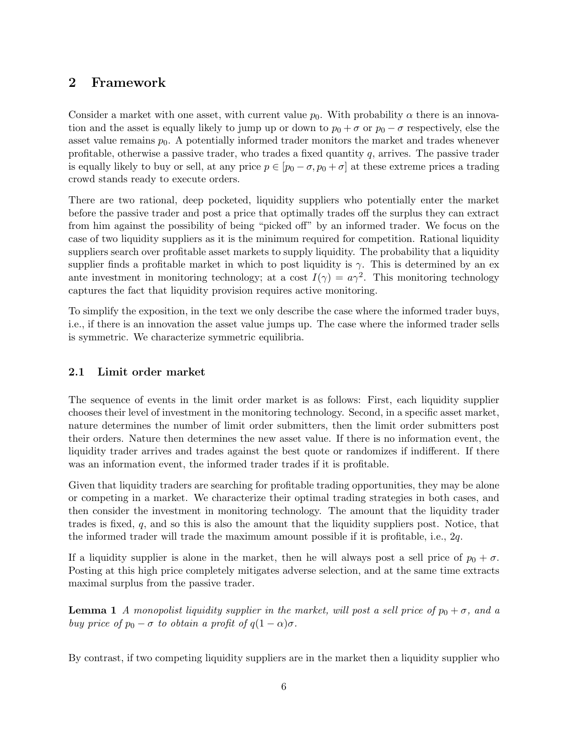## 2 Framework

Consider a market with one asset, with current value $p_0$. With probability $\alpha$ there is an innovation and the asset is equally likely to jump up or down to $p_0 + \sigma$ or $p_0 - \sigma$ respectively, else the asset value remains $p_0$. A potentially informed trader monitors the market and trades whenever profitable, otherwise a passive trader, who trades a fixed quantity $q$, arrives. The passive trader is equally likely to buy or sell, at any price $p \in [p_0 - \sigma, p_0 + \sigma]$ at these extreme prices a trading crowd stands ready to execute orders.

There are two rational, deep pocketed, liquidity suppliers who potentially enter the market before the passive trader and post a price that optimally trades off the surplus they can extract from him against the possibility of being "picked off" by an informed trader. We focus on the case of two liquidity suppliers as it is the minimum required for competition. Rational liquidity suppliers search over profitable asset markets to supply liquidity. The probability that a liquidity supplier finds a profitable market in which to post liquidity is $\gamma$. This is determined by an ex ante investment in monitoring technology; at a cost $I(\gamma) = a\gamma^2$. This monitoring technology captures the fact that liquidity provision requires active monitoring.

To simplify the exposition, in the text we only describe the case where the informed trader buys, i.e., if there is an innovation the asset value jumps up. The case where the informed trader sells is symmetric. We characterize symmetric equilibria.

### 2.1 Limit order market

The sequence of events in the limit order market is as follows: First, each liquidity supplier chooses their level of investment in the monitoring technology. Second, in a specific asset market, nature determines the number of limit order submitters, then the limit order submitters post their orders. Nature then determines the new asset value. If there is no information event, the liquidity trader arrives and trades against the best quote or randomizes if indifferent. If there was an information event, the informed trader trades if it is profitable.

Given that liquidity traders are searching for profitable trading opportunities, they may be alone or competing in a market. We characterize their optimal trading strategies in both cases, and then consider the investment in monitoring technology. The amount that the liquidity trader trades is fixed, $q$, and so this is also the amount that the liquidity suppliers post. Notice, that the informed trader will trade the maximum amount possible if it is profitable, i.e., $2q$.

If a liquidity supplier is alone in the market, then he will always post a sell price of $p_0 + \sigma$. Posting at this high price completely mitigates adverse selection, and at the same time extracts maximal surplus from the passive trader.

**Lemma 1** *A monopolist liquidity supplier in the market, will post a sell price of $p_0 + \sigma$, and a buy price of $p_0 - \sigma$ to obtain a profit of $q(1 - \alpha)\sigma$.*

By contrast, if two competing liquidity suppliers are in the market then a liquidity supplier who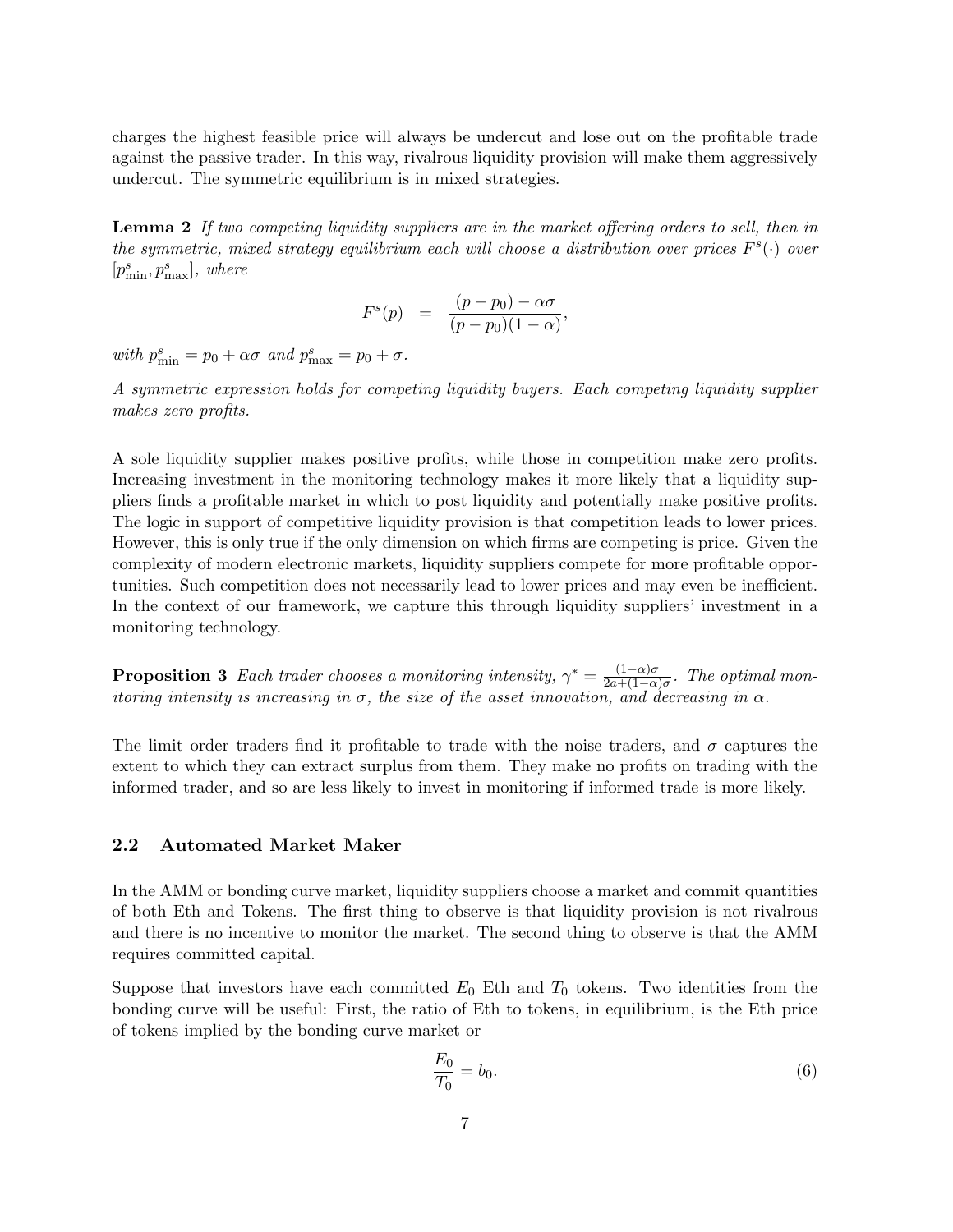charges the highest feasible price will always be undercut and lose out on the profitable trade against the passive trader. In this way, rivalrous liquidity provision will make them aggressively undercut. The symmetric equilibrium is in mixed strategies.

**Lemma 2** *If two competing liquidity suppliers are in the market offering orders to sell, then in the symmetric, mixed strategy equilibrium each will choose a distribution over prices $F^s(\cdot)$ over $[p^s_{\min}, p^s_{\max}]$, where*

$$F^s(p) \quad = \quad \frac{(p - p_0) - \alpha\sigma}{(p - p_0)(1 - \alpha)},$$

*with $p^s_{\min} = p_0 + \alpha\sigma$ and $p^s_{\max} = p_0 + \sigma$.*

*A symmetric expression holds for competing liquidity buyers. Each competing liquidity supplier makes zero profits.*

A sole liquidity supplier makes positive profits, while those in competition make zero profits. Increasing investment in the monitoring technology makes it more likely that a liquidity suppliers finds a profitable market in which to post liquidity and potentially make positive profits. The logic in support of competitive liquidity provision is that competition leads to lower prices. However, this is only true if the only dimension on which firms are competing is price. Given the complexity of modern electronic markets, liquidity suppliers compete for more profitable opportunities. Such competition does not necessarily lead to lower prices and may even be inefficient. In the context of our framework, we capture this through liquidity suppliers' investment in a monitoring technology.

**Proposition 3** *Each trader chooses a monitoring intensity, $\gamma^* = \frac{(1-\alpha)\sigma}{2a+(1-\alpha)\sigma}$. The optimal monitoring intensity is increasing in $\sigma$, the size of the asset innovation, and decreasing in $\alpha$.*

The limit order traders find it profitable to trade with the noise traders, and $\sigma$ captures the extent to which they can extract surplus from them. They make no profits on trading with the informed trader, and so are less likely to invest in monitoring if informed trade is more likely.

## 2.2 Automated Market Maker

In the AMM or bonding curve market, liquidity suppliers choose a market and commit quantities of both Eth and Tokens. The first thing to observe is that liquidity provision is not rivalrous and there is no incentive to monitor the market. The second thing to observe is that the AMM requires committed capital.

Suppose that investors have each committed $E_0$ Eth and $T_0$ tokens. Two identities from the bonding curve will be useful: First, the ratio of Eth to tokens, in equilibrium, is the Eth price of tokens implied by the bonding curve market or

$$\frac{E_0}{T_0} = b_0. \tag{6}$$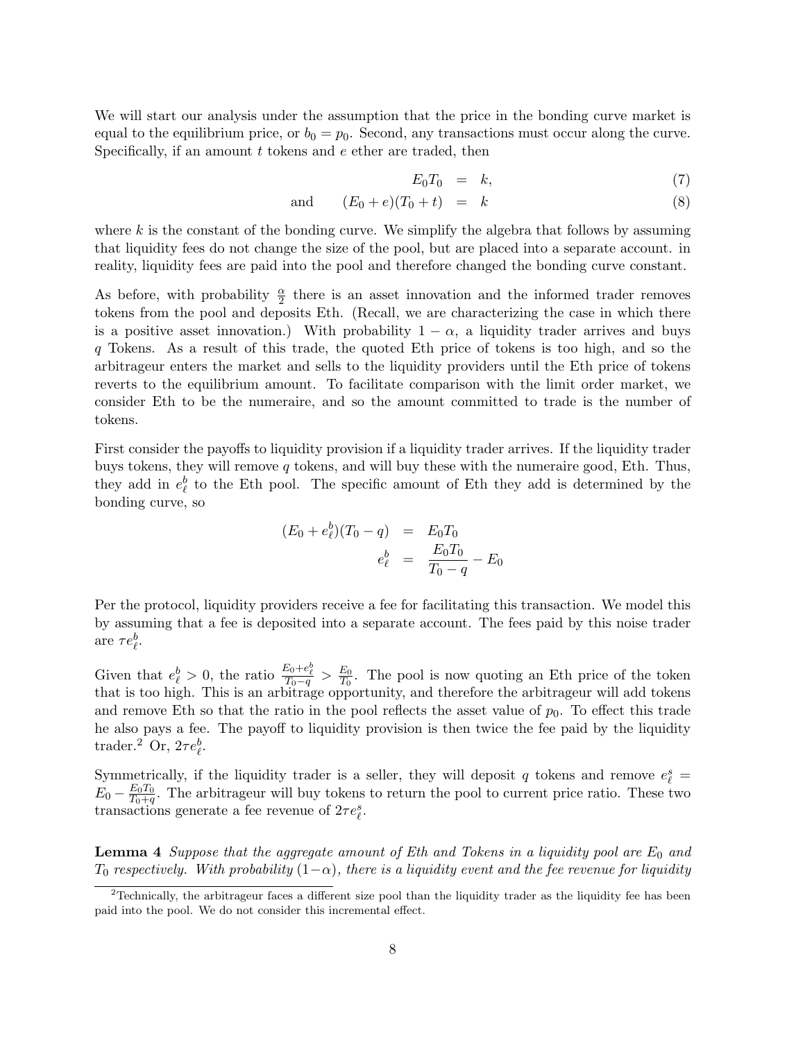We will start our analysis under the assumption that the price in the bonding curve market is equal to the equilibrium price, or $b_0 = p_0$. Second, any transactions must occur along the curve. Specifically, if an amount $t$ tokens and $e$ ether are traded, then

$$E_0 T_0 = k, \tag{7}$$

$$\text{and} \qquad (E_0 + e)(T_0 + t) = k \tag{8}$$

where $k$ is the constant of the bonding curve. We simplify the algebra that follows by assuming that liquidity fees do not change the size of the pool, but are placed into a separate account. in reality, liquidity fees are paid into the pool and therefore changed the bonding curve constant.

As before, with probability $\frac{\alpha}{2}$ there is an asset innovation and the informed trader removes tokens from the pool and deposits Eth. (Recall, we are characterizing the case in which there is a positive asset innovation.) With probability $1-\alpha$, a liquidity trader arrives and buys $q$ Tokens. As a result of this trade, the quoted Eth price of tokens is too high, and so the arbitrageur enters the market and sells to the liquidity providers until the Eth price of tokens reverts to the equilibrium amount. To facilitate comparison with the limit order market, we consider Eth to be the numeraire, and so the amount committed to trade is the number of tokens.

First consider the payoffs to liquidity provision if a liquidity trader arrives. If the liquidity trader buys tokens, they will remove $q$ tokens, and will buy these with the numeraire good, Eth. Thus, they add in $e_\ell^b$ to the Eth pool. The specific amount of Eth they add is determined by the bonding curve, so

$$\begin{aligned}
(E_0 + e_\ell^b)(T_0 - q) &= E_0 T_0 \\
e_\ell^b &= \frac{E_0 T_0}{T_0 - q} - E_0
\end{aligned}$$

Per the protocol, liquidity providers receive a fee for facilitating this transaction. We model this by assuming that a fee is deposited into a separate account. The fees paid by this noise trader are $\tau e_\ell^b$.

Given that $e_\ell^b > 0$, the ratio $\frac{E_0 + e_\ell^b}{T_0 - q} > \frac{E_0}{T_0}$. The pool is now quoting an Eth price of the token that is too high. This is an arbitrage opportunity, and therefore the arbitrageur will add tokens and remove Eth so that the ratio in the pool reflects the asset value of $p_0$. To effect this trade he also pays a fee. The payoff to liquidity provision is then twice the fee paid by the liquidity trader.[2] Or, $2\tau e_\ell^b$.

Symmetrically, if the liquidity trader is a seller, they will deposit $q$ tokens and remove $e_\ell^s = E_0 - \frac{E_0 T_0}{T_0 + q}$. The arbitrageur will buy tokens to return the pool to current price ratio. These two transactions generate a fee revenue of $2\tau e_\ell^s$.

**Lemma 4** *Suppose that the aggregate amount of Eth and Tokens in a liquidity pool are $E_0$ and $T_0$ respectively. With probability $(1-\alpha)$, there is a liquidity event and the fee revenue for liquidity*

[2] Technically, the arbitrageur faces a different size pool than the liquidity trader as the liquidity fee has been paid into the pool. We do not consider this incremental effect.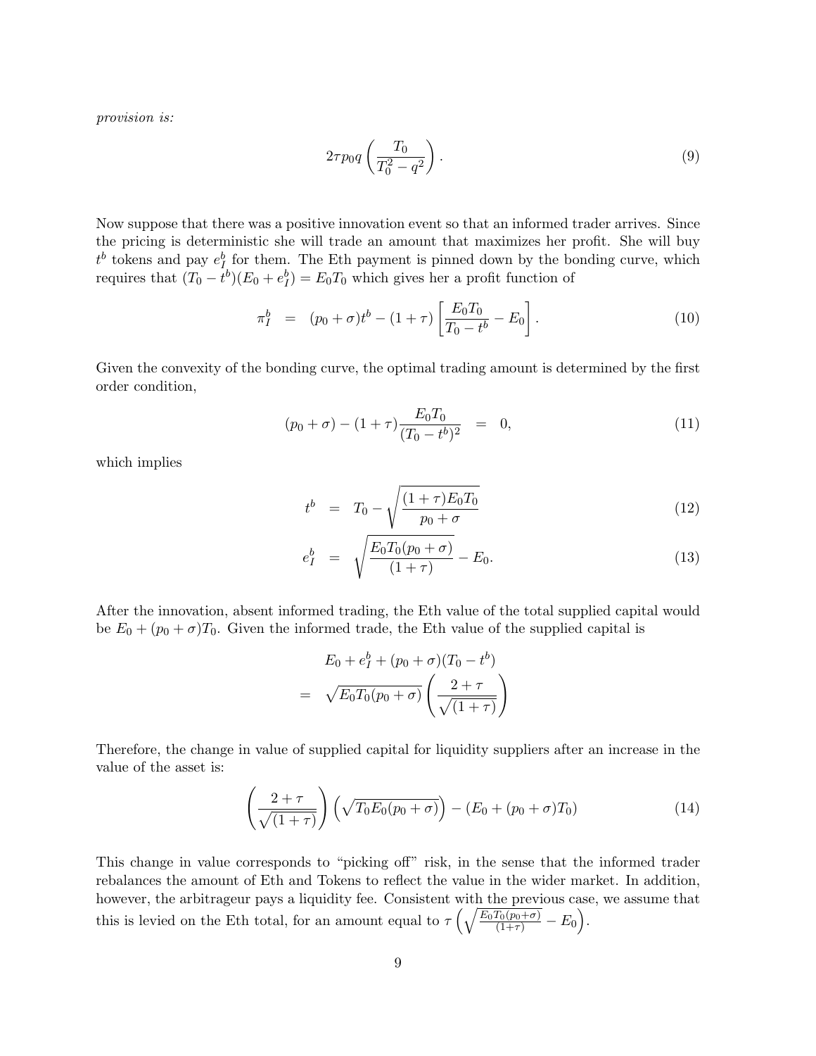*provision is:*

$$2\tau p_0 q \left( \frac{T_0}{T_0^2 - q^2} \right). \tag{9}$$

Now suppose that there was a positive innovation event so that an informed trader arrives. Since the pricing is deterministic she will trade an amount that maximizes her profit. She will buy $t^b$ tokens and pay $e_I^b$ for them. The Eth payment is pinned down by the bonding curve, which requires that $(T_0 - t^b)(E_0 + e_I^b) = E_0 T_0$ which gives her a profit function of

$$\pi_I^b = (p_0 + \sigma)t^b - (1+\tau)\left[\frac{E_0 T_0}{T_0 - t^b} - E_0\right]. \tag{10}$$

Given the convexity of the bonding curve, the optimal trading amount is determined by the first order condition,

$$(p_0 + \sigma) - (1+\tau)\frac{E_0 T_0}{(T_0 - t^b)^2} = 0, \tag{11}$$

which implies

$$t^b = T_0 - \sqrt{\frac{(1+\tau)E_0 T_0}{p_0 + \sigma}} \tag{12}$$

$$e_I^b = \sqrt{\frac{E_0 T_0 (p_0 + \sigma)}{(1+\tau)}} - E_0. \tag{13}$$

After the innovation, absent informed trading, the Eth value of the total supplied capital would be $E_0 + (p_0 + \sigma)T_0$. Given the informed trade, the Eth value of the supplied capital is

$$\begin{aligned} & E_0 + e_I^b + (p_0 + \sigma)(T_0 - t^b) \\ = \; & \sqrt{E_0 T_0 (p_0 + \sigma)} \left( \frac{2 + \tau}{\sqrt{(1+\tau)}} \right) \end{aligned}$$

Therefore, the change in value of supplied capital for liquidity suppliers after an increase in the value of the asset is:

$$\left( \frac{2 + \tau}{\sqrt{(1+\tau)}} \right) \left( \sqrt{T_0 E_0 (p_0 + \sigma)} \right) - (E_0 + (p_0 + \sigma)T_0) \tag{14}$$

This change in value corresponds to "picking off" risk, in the sense that the informed trader rebalances the amount of Eth and Tokens to reflect the value in the wider market. In addition, however, the arbitrageur pays a liquidity fee. Consistent with the previous case, we assume that this is levied on the Eth total, for an amount equal to $\tau\left(\sqrt{\frac{E_0 T_0 (p_0 + \sigma)}{(1+\tau)}} - E_0\right)$.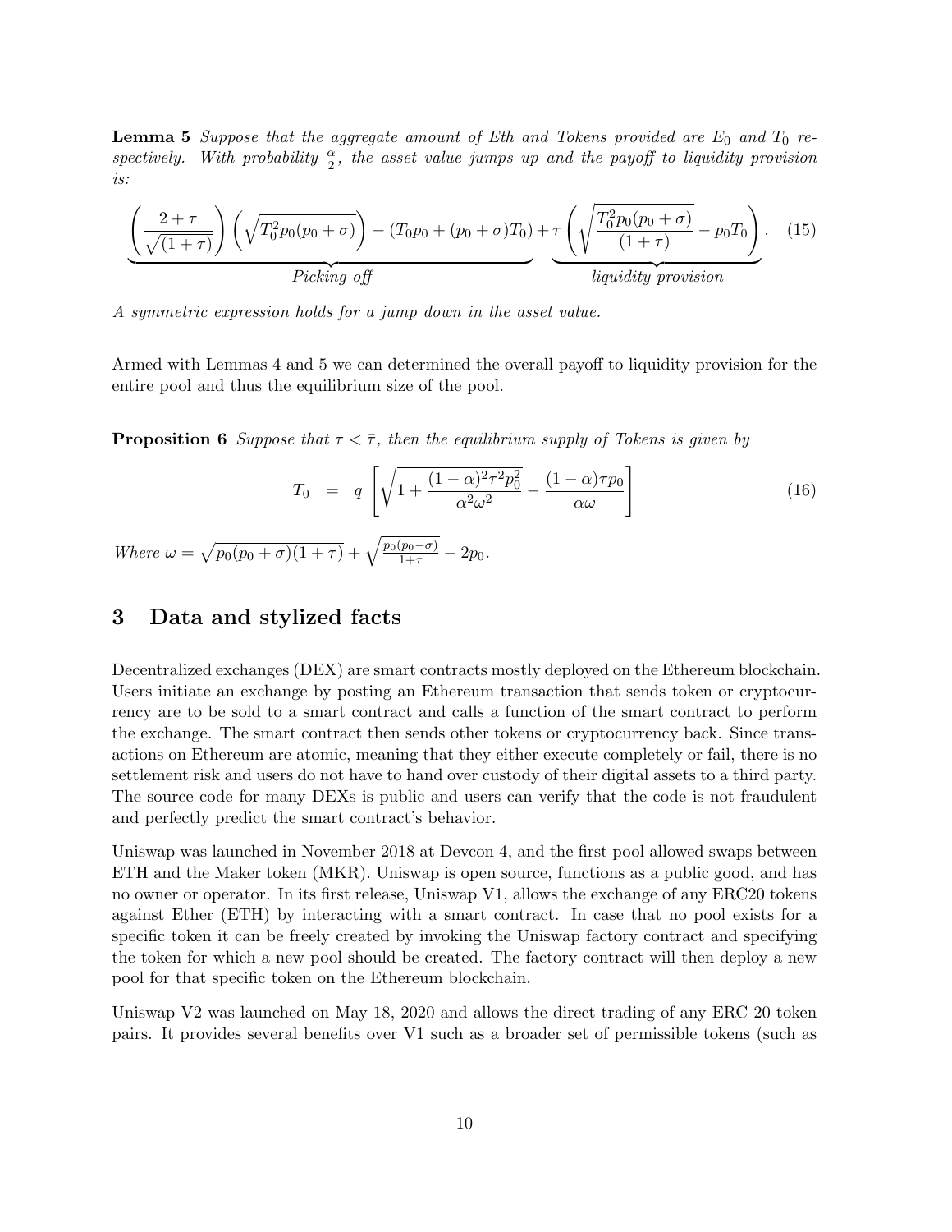**Lemma 5** *Suppose that the aggregate amount of Eth and Tokens provided are $E_0$ and $T_0$ respectively. With probability $\frac{\alpha}{2}$, the asset value jumps up and the payoff to liquidity provision is:*

$$\underbrace{\left(\frac{2+\tau}{\sqrt{(1+\tau)}}\right)\left(\sqrt{T_0^2 p_0(p_0+\sigma)}\right) - (T_0 p_0 + (p_0+\sigma)T_0)}_{\textit{Picking off}} + \underbrace{\tau\left(\sqrt{\frac{T_0^2 p_0(p_0+\sigma)}{(1+\tau)}} - p_0 T_0\right)}_{\textit{liquidity provision}}. \tag{15}$$

*A symmetric expression holds for a jump down in the asset value.*

Armed with Lemmas 4 and 5 we can determined the overall payoff to liquidity provision for the entire pool and thus the equilibrium size of the pool.

**Proposition 6** *Suppose that $\tau < \bar{\tau}$, then the equilibrium supply of Tokens is given by*

$$T_0 \quad = \quad q\left[\sqrt{1+\frac{(1-\alpha)^2\tau^2 p_0^2}{\alpha^2\omega^2}} - \frac{(1-\alpha)\tau p_0}{\alpha\omega}\right] \tag{16}$$

*Where* $\omega = \sqrt{p_0(p_0+\sigma)(1+\tau)} + \sqrt{\frac{p_0(p_0-\sigma)}{1+\tau}} - 2p_0$.

## 3 Data and stylized facts

Decentralized exchanges (DEX) are smart contracts mostly deployed on the Ethereum blockchain. Users initiate an exchange by posting an Ethereum transaction that sends token or cryptocurrency are to be sold to a smart contract and calls a function of the smart contract to perform the exchange. The smart contract then sends other tokens or cryptocurrency back. Since transactions on Ethereum are atomic, meaning that they either execute completely or fail, there is no settlement risk and users do not have to hand over custody of their digital assets to a third party. The source code for many DEXs is public and users can verify that the code is not fraudulent and perfectly predict the smart contract's behavior.

Uniswap was launched in November 2018 at Devcon 4, and the first pool allowed swaps between ETH and the Maker token (MKR). Uniswap is open source, functions as a public good, and has no owner or operator. In its first release, Uniswap V1, allows the exchange of any ERC20 tokens against Ether (ETH) by interacting with a smart contract. In case that no pool exists for a specific token it can be freely created by invoking the Uniswap factory contract and specifying the token for which a new pool should be created. The factory contract will then deploy a new pool for that specific token on the Ethereum blockchain.

Uniswap V2 was launched on May 18, 2020 and allows the direct trading of any ERC 20 token pairs. It provides several benefits over V1 such as a broader set of permissible tokens (such as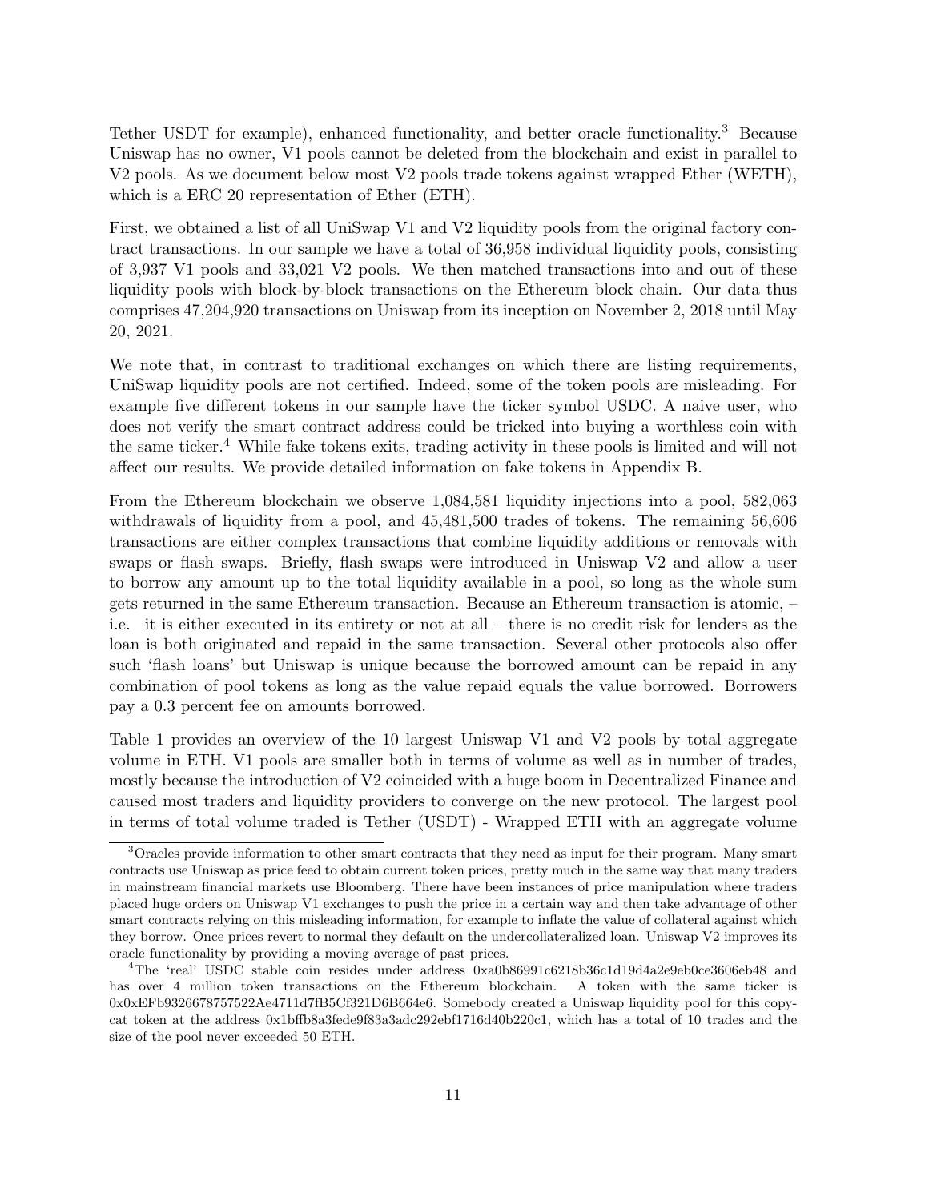Tether USDT for example), enhanced functionality, and better oracle functionality.[3] Because Uniswap has no owner, V1 pools cannot be deleted from the blockchain and exist in parallel to V2 pools. As we document below most V2 pools trade tokens against wrapped Ether (WETH), which is a ERC 20 representation of Ether (ETH).

First, we obtained a list of all UniSwap V1 and V2 liquidity pools from the original factory contract transactions. In our sample we have a total of 36,958 individual liquidity pools, consisting of 3,937 V1 pools and 33,021 V2 pools. We then matched transactions into and out of these liquidity pools with block-by-block transactions on the Ethereum block chain. Our data thus comprises 47,204,920 transactions on Uniswap from its inception on November 2, 2018 until May 20, 2021.

We note that, in contrast to traditional exchanges on which there are listing requirements, UniSwap liquidity pools are not certified. Indeed, some of the token pools are misleading. For example five different tokens in our sample have the ticker symbol USDC. A naive user, who does not verify the smart contract address could be tricked into buying a worthless coin with the same ticker.[4] While fake tokens exits, trading activity in these pools is limited and will not affect our results. We provide detailed information on fake tokens in Appendix B.

From the Ethereum blockchain we observe 1,084,581 liquidity injections into a pool, 582,063 withdrawals of liquidity from a pool, and 45,481,500 trades of tokens. The remaining 56,606 transactions are either complex transactions that combine liquidity additions or removals with swaps or flash swaps. Briefly, flash swaps were introduced in Uniswap V2 and allow a user to borrow any amount up to the total liquidity available in a pool, so long as the whole sum gets returned in the same Ethereum transaction. Because an Ethereum transaction is atomic, – i.e. it is either executed in its entirety or not at all – there is no credit risk for lenders as the loan is both originated and repaid in the same transaction. Several other protocols also offer such 'flash loans' but Uniswap is unique because the borrowed amount can be repaid in any combination of pool tokens as long as the value repaid equals the value borrowed. Borrowers pay a 0.3 percent fee on amounts borrowed.

Table 1 provides an overview of the 10 largest Uniswap V1 and V2 pools by total aggregate volume in ETH. V1 pools are smaller both in terms of volume as well as in number of trades, mostly because the introduction of V2 coincided with a huge boom in Decentralized Finance and caused most traders and liquidity providers to converge on the new protocol. The largest pool in terms of total volume traded is Tether (USDT) - Wrapped ETH with an aggregate volume

[3] Oracles provide information to other smart contracts that they need as input for their program. Many smart contracts use Uniswap as price feed to obtain current token prices, pretty much in the same way that many traders in mainstream financial markets use Bloomberg. There have been instances of price manipulation where traders placed huge orders on Uniswap V1 exchanges to push the price in a certain way and then take advantage of other smart contracts relying on this misleading information, for example to inflate the value of collateral against which they borrow. Once prices revert to normal they default on the undercollateralized loan. Uniswap V2 improves its oracle functionality by providing a moving average of past prices.

[4] The 'real' USDC stable coin resides under address 0xa0b86991c6218b36c1d19d4a2e9eb0ce3606eb48 and has over 4 million token transactions on the Ethereum blockchain. A token with the same ticker is 0x0xEFb9326678757522Ae4711d7fB5Cf321D6B664e6. Somebody created a Uniswap liquidity pool for this copycat token at the address 0x1bffb8a3fede9f83a3adc292ebf1716d40b220c1, which has a total of 10 trades and the size of the pool never exceeded 50 ETH.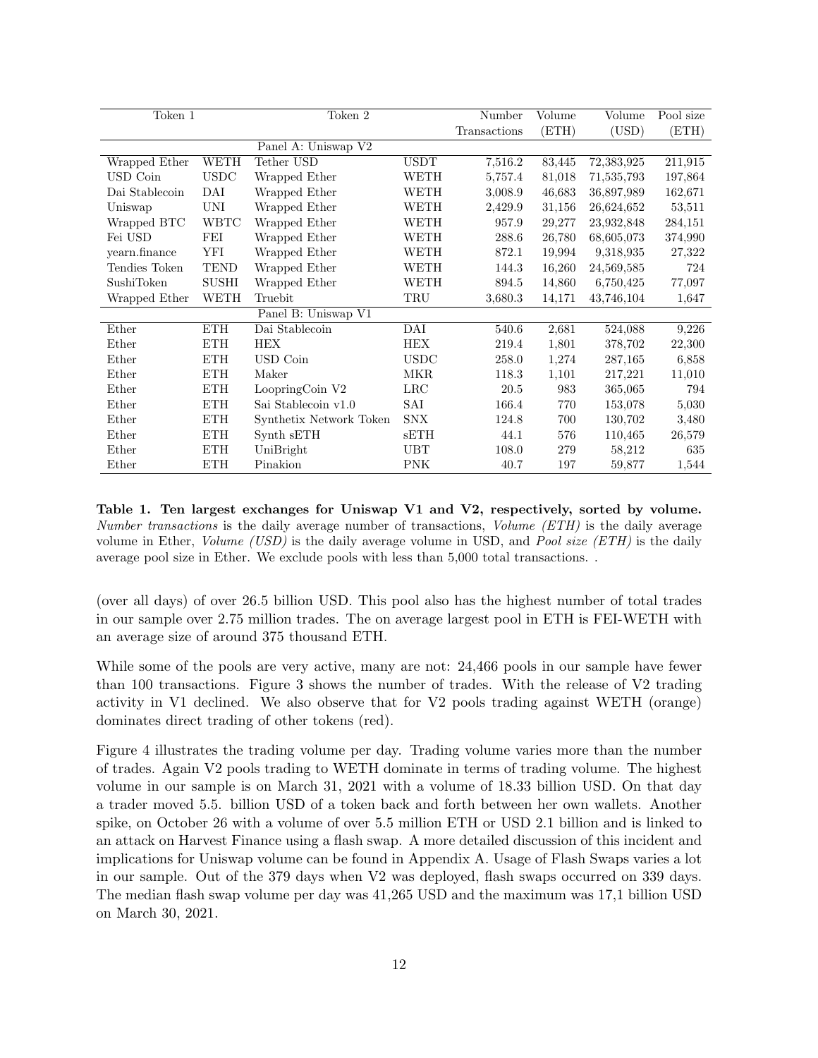| Token 1 | | Token 2 | | Number Transactions | Volume (ETH) | Volume (USD) | Pool size (ETH) |
|---|---|---|---|---|---|---|---|
| | | Panel A: Uniswap V2 | | | | | |
| Wrapped Ether | WETH | Tether USD | USDT | 7,516.2 | 83,445 | 72,383,925 | 211,915 |
| USD Coin | USDC | Wrapped Ether | WETH | 5,757.4 | 81,018 | 71,535,793 | 197,864 |
| Dai Stablecoin | DAI | Wrapped Ether | WETH | 3,008.9 | 46,683 | 36,897,989 | 162,671 |
| Uniswap | UNI | Wrapped Ether | WETH | 2,429.9 | 31,156 | 26,624,652 | 53,511 |
| Wrapped BTC | WBTC | Wrapped Ether | WETH | 957.9 | 29,277 | 23,932,848 | 284,151 |
| Fei USD | FEI | Wrapped Ether | WETH | 288.6 | 26,780 | 68,605,073 | 374,990 |
| yearn.finance | YFI | Wrapped Ether | WETH | 872.1 | 19,994 | 9,318,935 | 27,322 |
| Tendies Token | TEND | Wrapped Ether | WETH | 144.3 | 16,260 | 24,569,585 | 724 |
| SushiToken | SUSHI | Wrapped Ether | WETH | 894.5 | 14,860 | 6,750,425 | 77,097 |
| Wrapped Ether | WETH | Truebit | TRU | 3,680.3 | 14,171 | 43,746,104 | 1,647 |
| | | Panel B: Uniswap V1 | | | | | |
| Ether | ETH | Dai Stablecoin | DAI | 540.6 | 2,681 | 524,088 | 9,226 |
| Ether | ETH | HEX | HEX | 219.4 | 1,801 | 378,702 | 22,300 |
| Ether | ETH | USD Coin | USDC | 258.0 | 1,274 | 287,165 | 6,858 |
| Ether | ETH | Maker | MKR | 118.3 | 1,101 | 217,221 | 11,010 |
| Ether | ETH | LoopringCoin V2 | LRC | 20.5 | 983 | 365,065 | 794 |
| Ether | ETH | Sai Stablecoin v1.0 | SAI | 166.4 | 770 | 153,078 | 5,030 |
| Ether | ETH | Synthetix Network Token | SNX | 124.8 | 700 | 130,702 | 3,480 |
| Ether | ETH | Synth sETH | sETH | 44.1 | 576 | 110,465 | 26,579 |
| Ether | ETH | UniBright | UBT | 108.0 | 279 | 58,212 | 635 |
| Ether | ETH | Pinakion | PNK | 40.7 | 197 | 59,877 | 1,544 |

**Table 1. Ten largest exchanges for Uniswap V1 and V2, respectively, sorted by volume.** *Number transactions* is the daily average number of transactions, *Volume (ETH)* is the daily average volume in Ether, *Volume (USD)* is the daily average volume in USD, and *Pool size (ETH)* is the daily average pool size in Ether. We exclude pools with less than 5,000 total transactions. .

(over all days) of over 26.5 billion USD. This pool also has the highest number of total trades in our sample over 2.75 million trades. The on average largest pool in ETH is FEI-WETH with an average size of around 375 thousand ETH.

While some of the pools are very active, many are not: 24,466 pools in our sample have fewer than 100 transactions. Figure 3 shows the number of trades. With the release of V2 trading activity in V1 declined. We also observe that for V2 pools trading against WETH (orange) dominates direct trading of other tokens (red).

Figure 4 illustrates the trading volume per day. Trading volume varies more than the number of trades. Again V2 pools trading to WETH dominate in terms of trading volume. The highest volume in our sample is on March 31, 2021 with a volume of 18.33 billion USD. On that day a trader moved 5.5. billion USD of a token back and forth between her own wallets. Another spike, on October 26 with a volume of over 5.5 million ETH or USD 2.1 billion and is linked to an attack on Harvest Finance using a flash swap. A more detailed discussion of this incident and implications for Uniswap volume can be found in Appendix A. Usage of Flash Swaps varies a lot in our sample. Out of the 379 days when V2 was deployed, flash swaps occurred on 339 days. The median flash swap volume per day was 41,265 USD and the maximum was 17,1 billion USD on March 30, 2021.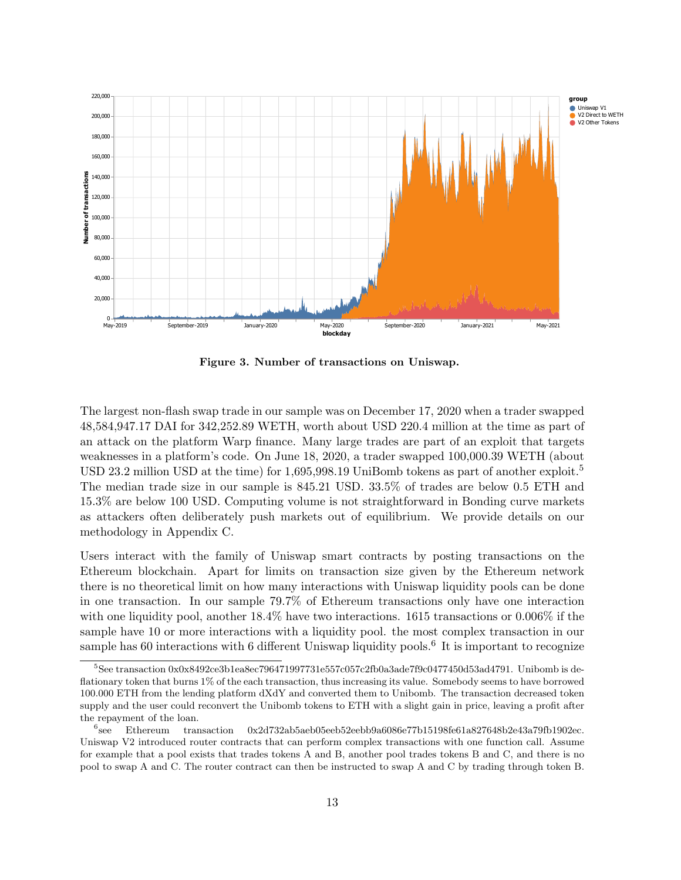**Figure 3. Number of transactions on Uniswap.**

The largest non-flash swap trade in our sample was on December 17, 2020 when a trader swapped 48,584,947.17 DAI for 342,252.89 WETH, worth about USD 220.4 million at the time as part of an attack on the platform Warp finance. Many large trades are part of an exploit that targets weaknesses in a platform's code. On June 18, 2020, a trader swapped 100,000.39 WETH (about USD 23.2 million USD at the time) for 1,695,998.19 UniBomb tokens as part of another exploit.[5] The median trade size in our sample is 845.21 USD. 33.5% of trades are below 0.5 ETH and 15.3% are below 100 USD. Computing volume is not straightforward in Bonding curve markets as attackers often deliberately push markets out of equilibrium. We provide details on our methodology in Appendix C.

Users interact with the family of Uniswap smart contracts by posting transactions on the Ethereum blockchain. Apart for limits on transaction size given by the Ethereum network there is no theoretical limit on how many interactions with Uniswap liquidity pools can be done in one transaction. In our sample 79.7% of Ethereum transactions only have one interaction with one liquidity pool, another 18.4% have two interactions. 1615 transactions or 0.006% if the sample have 10 or more interactions with a liquidity pool. the most complex transaction in our sample has 60 interactions with 6 different Uniswap liquidity pools.[6] It is important to recognize

[5] See transaction 0x0x8492ce3b1ea8ec796471997731e557c057c2fb0a3ade7f9c0477450d53ad4791. Unibomb is deflationary token that burns 1% of the each transaction, thus increasing its value. Somebody seems to have borrowed 100.000 ETH from the lending platform dXdY and converted them to Unibomb. The transaction decreased token supply and the user could reconvert the Unibomb tokens to ETH with a slight gain in price, leaving a profit after the repayment of the loan.

[6] see Ethereum transaction 0x2d732ab5aeb05eeb52eebb9a6086e77b15198fe61a827648b2e43a79fb1902ec. Uniswap V2 introduced router contracts that can perform complex transactions with one function call. Assume for example that a pool exists that trades tokens A and B, another pool trades tokens B and C, and there is no pool to swap A and C. The router contract can then be instructed to swap A and C by trading through token B.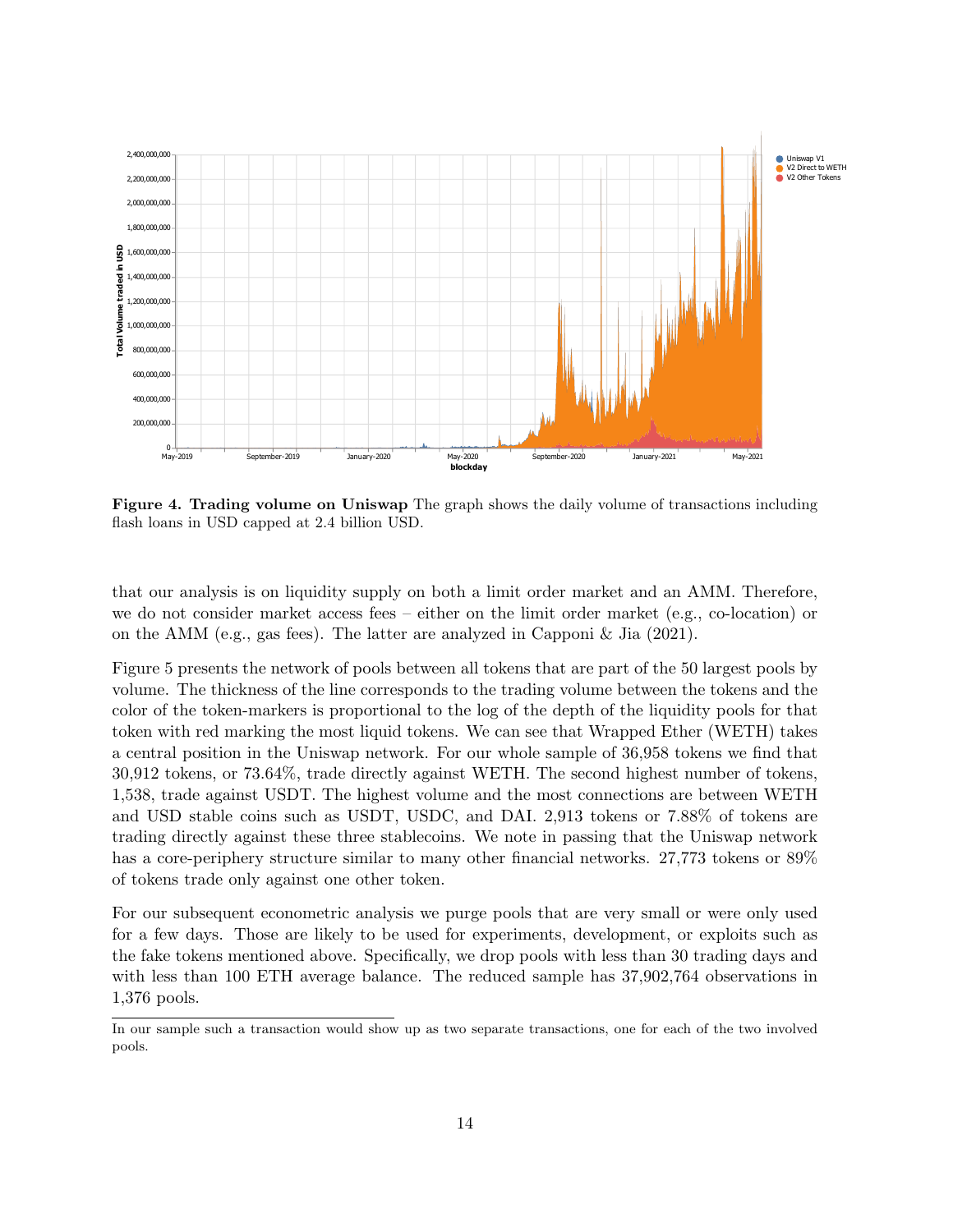**Figure 4. Trading volume on Uniswap** The graph shows the daily volume of transactions including flash loans in USD capped at 2.4 billion USD.

that our analysis is on liquidity supply on both a limit order market and an AMM. Therefore, we do not consider market access fees – either on the limit order market (e.g., co-location) or on the AMM (e.g., gas fees). The latter are analyzed in Capponi & Jia (2021).

Figure 5 presents the network of pools between all tokens that are part of the 50 largest pools by volume. The thickness of the line corresponds to the trading volume between the tokens and the color of the token-markers is proportional to the log of the depth of the liquidity pools for that token with red marking the most liquid tokens. We can see that Wrapped Ether (WETH) takes a central position in the Uniswap network. For our whole sample of 36,958 tokens we find that 30,912 tokens, or 73.64%, trade directly against WETH. The second highest number of tokens, 1,538, trade against USDT. The highest volume and the most connections are between WETH and USD stable coins such as USDT, USDC, and DAI. 2,913 tokens or 7.88% of tokens are trading directly against these three stablecoins. We note in passing that the Uniswap network has a core-periphery structure similar to many other financial networks. 27,773 tokens or 89% of tokens trade only against one other token.

For our subsequent econometric analysis we purge pools that are very small or were only used for a few days. Those are likely to be used for experiments, development, or exploits such as the fake tokens mentioned above. Specifically, we drop pools with less than 30 trading days and with less than 100 ETH average balance. The reduced sample has 37,902,764 observations in 1,376 pools.

In our sample such a transaction would show up as two separate transactions, one for each of the two involved pools.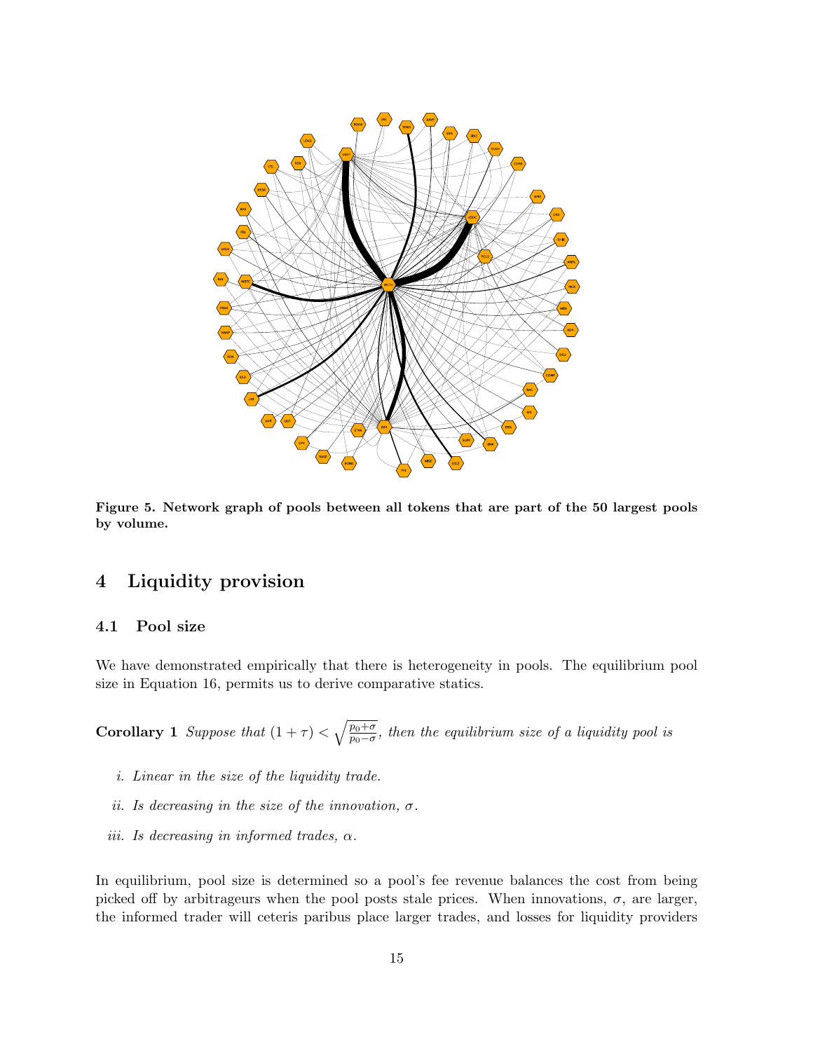Figure 5. Network graph of pools between all tokens that are part of the 50 largest pools by volume.

## 4 Liquidity provision

### 4.1 Pool size

We have demonstrated empirically that there is heterogeneity in pools. The equilibrium pool size in Equation 16, permits us to derive comparative statics.

**Corollary 1** *Suppose that* $(1+\tau) < \sqrt{\frac{p_0+\sigma}{p_0-\sigma}}$, *then the equilibrium size of a liquidity pool is*

*i. Linear in the size of the liquidity trade.*

*ii. Is decreasing in the size of the innovation,* $\sigma$.

*iii. Is decreasing in informed trades,* $\alpha$.

In equilibrium, pool size is determined so a pool's fee revenue balances the cost from being picked off by arbitrageurs when the pool posts stale prices. When innovations, $\sigma$, are larger, the informed trader will ceteris paribus place larger trades, and losses for liquidity providers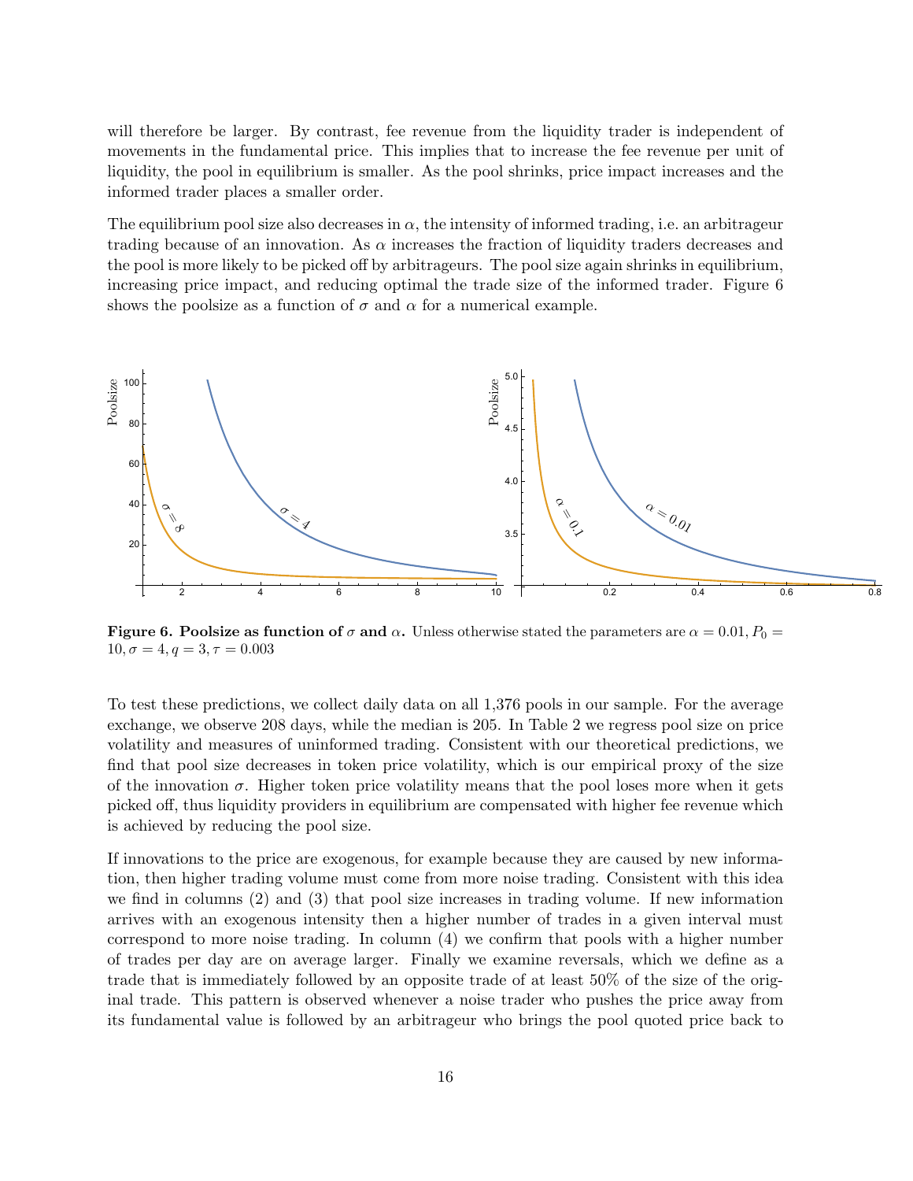will therefore be larger. By contrast, fee revenue from the liquidity trader is independent of movements in the fundamental price. This implies that to increase the fee revenue per unit of liquidity, the pool in equilibrium is smaller. As the pool shrinks, price impact increases and the informed trader places a smaller order.

The equilibrium pool size also decreases in $\alpha$, the intensity of informed trading, i.e. an arbitrageur trading because of an innovation. As $\alpha$ increases the fraction of liquidity traders decreases and the pool is more likely to be picked off by arbitrageurs. The pool size again shrinks in equilibrium, increasing price impact, and reducing optimal the trade size of the informed trader. Figure 6 shows the poolsize as a function of $\sigma$ and $\alpha$ for a numerical example.

**Figure 6. Poolsize as function of $\sigma$ and $\alpha$.** Unless otherwise stated the parameters are $\alpha = 0.01, P_0 = 10, \sigma = 4, q = 3, \tau = 0.003$

To test these predictions, we collect daily data on all 1,376 pools in our sample. For the average exchange, we observe 208 days, while the median is 205. In Table 2 we regress pool size on price volatility and measures of uninformed trading. Consistent with our theoretical predictions, we find that pool size decreases in token price volatility, which is our empirical proxy of the size of the innovation $\sigma$. Higher token price volatility means that the pool loses more when it gets picked off, thus liquidity providers in equilibrium are compensated with higher fee revenue which is achieved by reducing the pool size.

If innovations to the price are exogenous, for example because they are caused by new information, then higher trading volume must come from more noise trading. Consistent with this idea we find in columns (2) and (3) that pool size increases in trading volume. If new information arrives with an exogenous intensity then a higher number of trades in a given interval must correspond to more noise trading. In column (4) we confirm that pools with a higher number of trades per day are on average larger. Finally we examine reversals, which we define as a trade that is immediately followed by an opposite trade of at least 50% of the size of the original trade. This pattern is observed whenever a noise trader who pushes the price away from its fundamental value is followed by an arbitrageur who brings the pool quoted price back to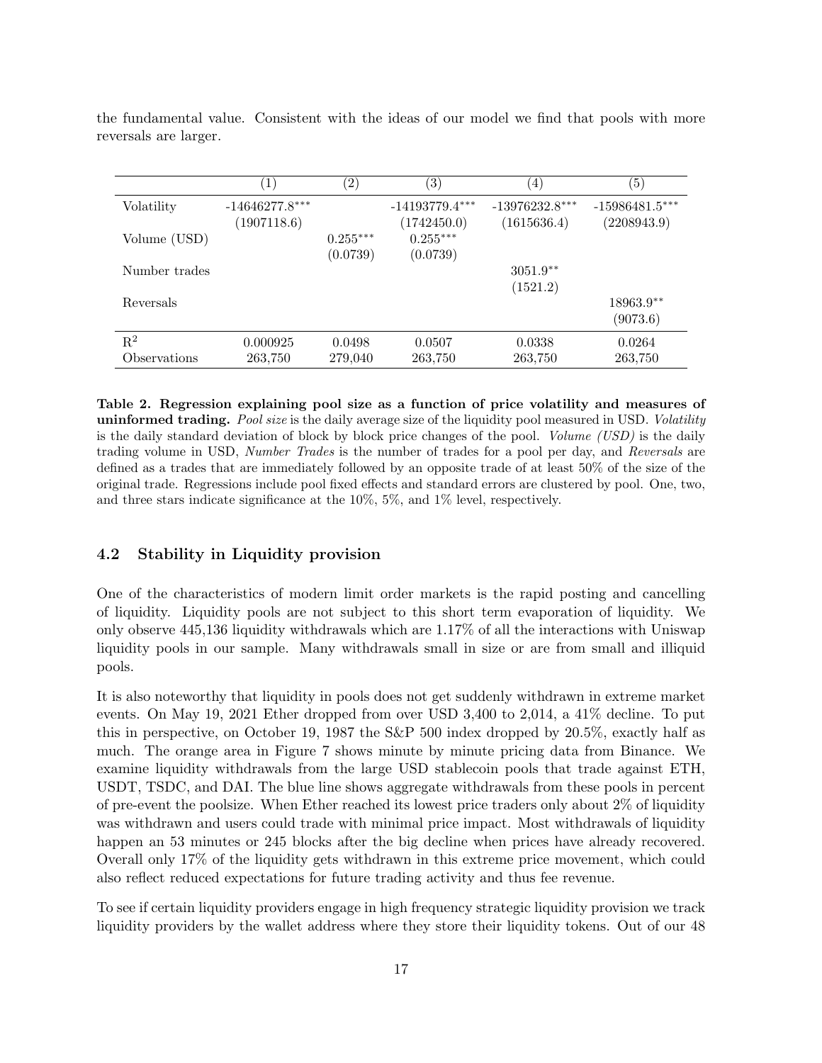the fundamental value. Consistent with the ideas of our model we find that pools with more reversals are larger.

| | (1) | (2) | (3) | (4) | (5) |
|---|---|---|---|---|---|
| Volatility | -14646277.8*** | | -14193779.4*** | -13976232.8*** | -15986481.5*** |
| | (1907118.6) | | (1742450.0) | (1615636.4) | (2208943.9) |
| Volume (USD) | | 0.255*** | 0.255*** | | |
| | | (0.0739) | (0.0739) | | |
| Number trades | | | | 3051.9** | |
| | | | | (1521.2) | |
| Reversals | | | | | 18963.9** |
| | | | | | (9073.6) |
| $R^2$ | 0.000925 | 0.0498 | 0.0507 | 0.0338 | 0.0264 |
| Observations | 263,750 | 279,040 | 263,750 | 263,750 | 263,750 |

**Table 2. Regression explaining pool size as a function of price volatility and measures of uninformed trading.** *Pool size* is the daily average size of the liquidity pool measured in USD. *Volatility* is the daily standard deviation of block by block price changes of the pool. *Volume (USD)* is the daily trading volume in USD, *Number Trades* is the number of trades for a pool per day, and *Reversals* are defined as a trades that are immediately followed by an opposite trade of at least 50% of the size of the original trade. Regressions include pool fixed effects and standard errors are clustered by pool. One, two, and three stars indicate significance at the 10%, 5%, and 1% level, respectively.

### 4.2 Stability in Liquidity provision

One of the characteristics of modern limit order markets is the rapid posting and cancelling of liquidity. Liquidity pools are not subject to this short term evaporation of liquidity. We only observe 445,136 liquidity withdrawals which are 1.17% of all the interactions with Uniswap liquidity pools in our sample. Many withdrawals small in size or are from small and illiquid pools.

It is also noteworthy that liquidity in pools does not get suddenly withdrawn in extreme market events. On May 19, 2021 Ether dropped from over USD 3,400 to 2,014, a 41% decline. To put this in perspective, on October 19, 1987 the S&P 500 index dropped by 20.5%, exactly half as much. The orange area in Figure 7 shows minute by minute pricing data from Binance. We examine liquidity withdrawals from the large USD stablecoin pools that trade against ETH, USDT, TSDC, and DAI. The blue line shows aggregate withdrawals from these pools in percent of pre-event the poolsize. When Ether reached its lowest price traders only about 2% of liquidity was withdrawn and users could trade with minimal price impact. Most withdrawals of liquidity happen an 53 minutes or 245 blocks after the big decline when prices have already recovered. Overall only 17% of the liquidity gets withdrawn in this extreme price movement, which could also reflect reduced expectations for future trading activity and thus fee revenue.

To see if certain liquidity providers engage in high frequency strategic liquidity provision we track liquidity providers by the wallet address where they store their liquidity tokens. Out of our 48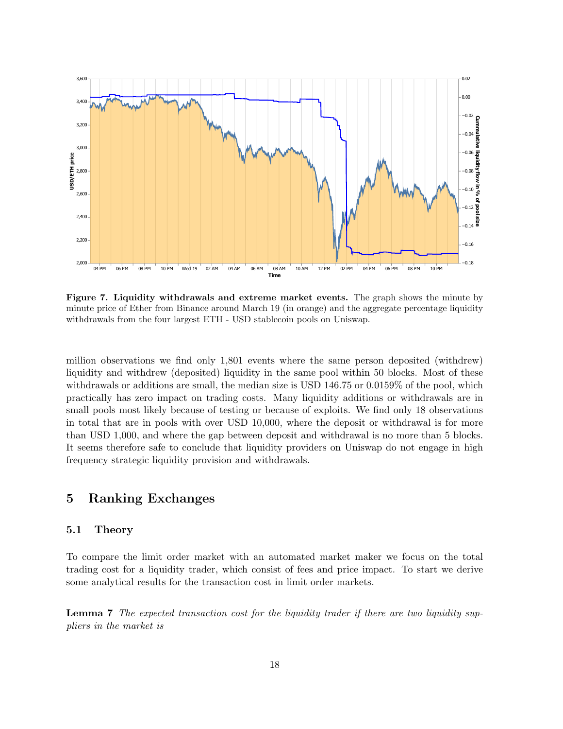**Figure 7. Liquidity withdrawals and extreme market events.** The graph shows the minute by minute price of Ether from Binance around March 19 (in orange) and the aggregate percentage liquidity withdrawals from the four largest ETH - USD stablecoin pools on Uniswap.

million observations we find only 1,801 events where the same person deposited (withdrew) liquidity and withdrew (deposited) liquidity in the same pool within 50 blocks. Most of these withdrawals or additions are small, the median size is USD 146.75 or 0.0159% of the pool, which practically has zero impact on trading costs. Many liquidity additions or withdrawals are in small pools most likely because of testing or because of exploits. We find only 18 observations in total that are in pools with over USD 10,000, where the deposit or withdrawal is for more than USD 1,000, and where the gap between deposit and withdrawal is no more than 5 blocks. It seems therefore safe to conclude that liquidity providers on Uniswap do not engage in high frequency strategic liquidity provision and withdrawals.

## 5 Ranking Exchanges

### 5.1 Theory

To compare the limit order market with an automated market maker we focus on the total trading cost for a liquidity trader, which consist of fees and price impact. To start we derive some analytical results for the transaction cost in limit order markets.

**Lemma 7** *The expected transaction cost for the liquidity trader if there are two liquidity suppliers in the market is*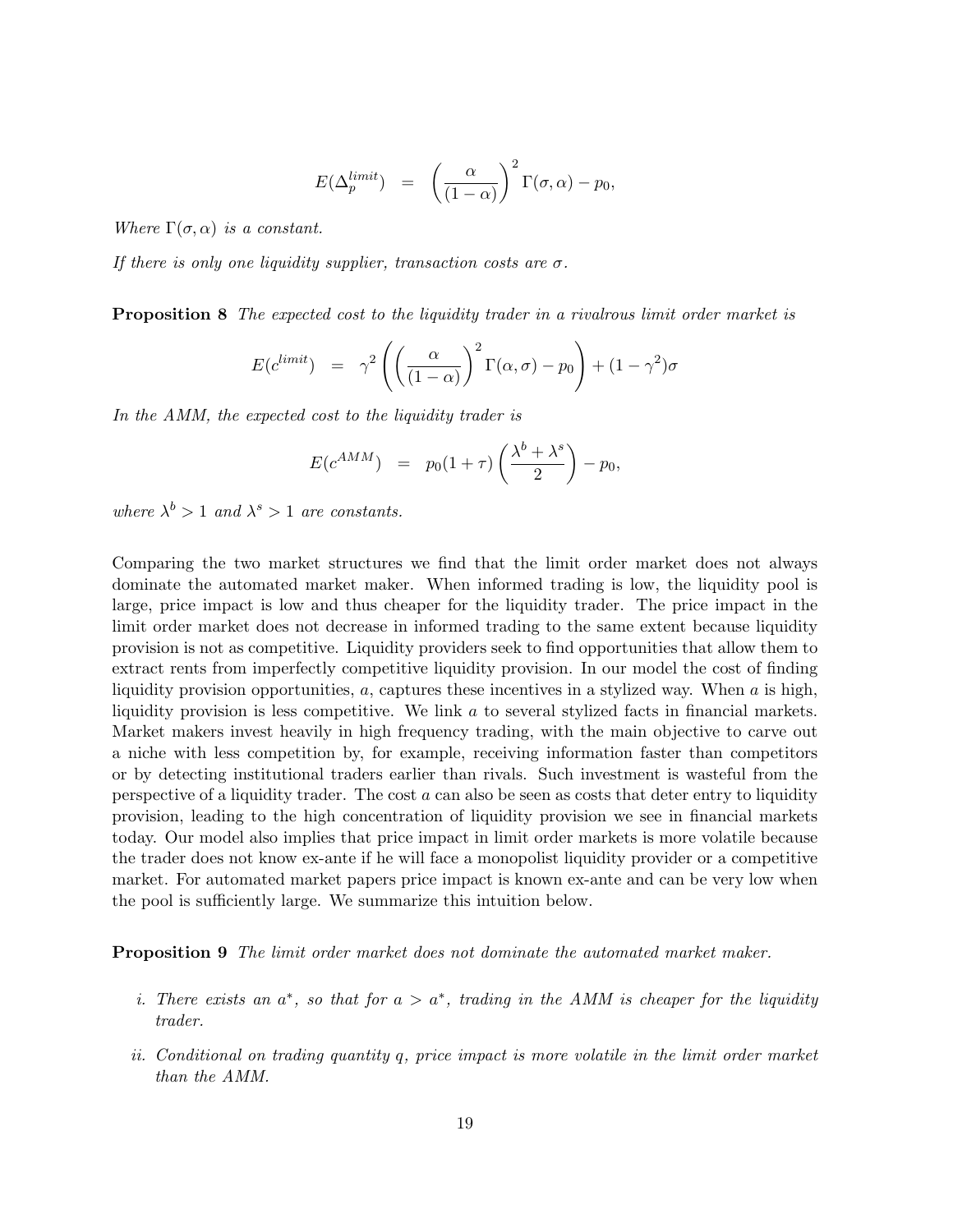$$E(\Delta_p^{limit}) \quad = \quad \left(\frac{\alpha}{(1-\alpha)}\right)^2 \Gamma(\sigma,\alpha) - p_0,$$

*Where $\Gamma(\sigma,\alpha)$ is a constant.*

*If there is only one liquidity supplier, transaction costs are $\sigma$.*

**Proposition 8** *The expected cost to the liquidity trader in a rivalrous limit order market is*

$$E(c^{limit}) \quad = \quad \gamma^2 \left( \left(\frac{\alpha}{(1-\alpha)}\right)^2 \Gamma(\alpha,\sigma) - p_0 \right) + (1-\gamma^2)\sigma$$

*In the AMM, the expected cost to the liquidity trader is*

$$E(c^{AMM}) \quad = \quad p_0(1+\tau)\left(\frac{\lambda^b + \lambda^s}{2}\right) - p_0,$$

*where $\lambda^b > 1$ and $\lambda^s > 1$ are constants.*

Comparing the two market structures we find that the limit order market does not always dominate the automated market maker. When informed trading is low, the liquidity pool is large, price impact is low and thus cheaper for the liquidity trader. The price impact in the limit order market does not decrease in informed trading to the same extent because liquidity provision is not as competitive. Liquidity providers seek to find opportunities that allow them to extract rents from imperfectly competitive liquidity provision. In our model the cost of finding liquidity provision opportunities, $a$, captures these incentives in a stylized way. When $a$ is high, liquidity provision is less competitive. We link $a$ to several stylized facts in financial markets. Market makers invest heavily in high frequency trading, with the main objective to carve out a niche with less competition by, for example, receiving information faster than competitors or by detecting institutional traders earlier than rivals. Such investment is wasteful from the perspective of a liquidity trader. The cost $a$ can also be seen as costs that deter entry to liquidity provision, leading to the high concentration of liquidity provision we see in financial markets today. Our model also implies that price impact in limit order markets is more volatile because the trader does not know ex-ante if he will face a monopolist liquidity provider or a competitive market. For automated market papers price impact is known ex-ante and can be very low when the pool is sufficiently large. We summarize this intuition below.

**Proposition 9** *The limit order market does not dominate the automated market maker.*

*i. There exists an $a^*$, so that for $a > a^*$, trading in the AMM is cheaper for the liquidity trader.*

*ii. Conditional on trading quantity $q$, price impact is more volatile in the limit order market than the AMM.*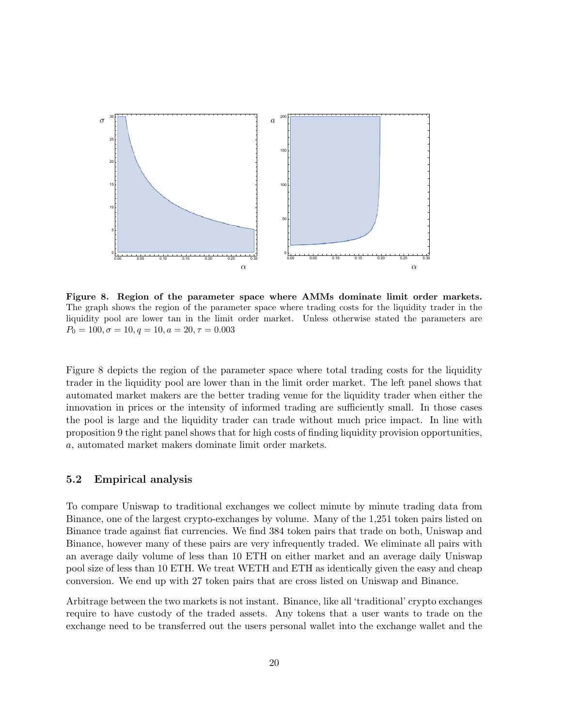**Figure 8. Region of the parameter space where AMMs dominate limit order markets.** The graph shows the region of the parameter space where trading costs for the liquidity trader in the liquidity pool are lower tan in the limit order market. Unless otherwise stated the parameters are $P_0 = 100, \sigma = 10, q = 10, a = 20, \tau = 0.003$

Figure 8 depicts the region of the parameter space where total trading costs for the liquidity trader in the liquidity pool are lower than in the limit order market. The left panel shows that automated market makers are the better trading venue for the liquidity trader when either the innovation in prices or the intensity of informed trading are sufficiently small. In those cases the pool is large and the liquidity trader can trade without much price impact. In line with proposition 9 the right panel shows that for high costs of finding liquidity provision opportunities, $a$, automated market makers dominate limit order markets.

## 5.2 Empirical analysis

To compare Uniswap to traditional exchanges we collect minute by minute trading data from Binance, one of the largest crypto-exchanges by volume. Many of the 1,251 token pairs listed on Binance trade against fiat currencies. We find 384 token pairs that trade on both, Uniswap and Binance, however many of these pairs are very infrequently traded. We eliminate all pairs with an average daily volume of less than 10 ETH on either market and an average daily Uniswap pool size of less than 10 ETH. We treat WETH and ETH as identically given the easy and cheap conversion. We end up with 27 token pairs that are cross listed on Uniswap and Binance.

Arbitrage between the two markets is not instant. Binance, like all 'traditional' crypto exchanges require to have custody of the traded assets. Any tokens that a user wants to trade on the exchange need to be transferred out the users personal wallet into the exchange wallet and the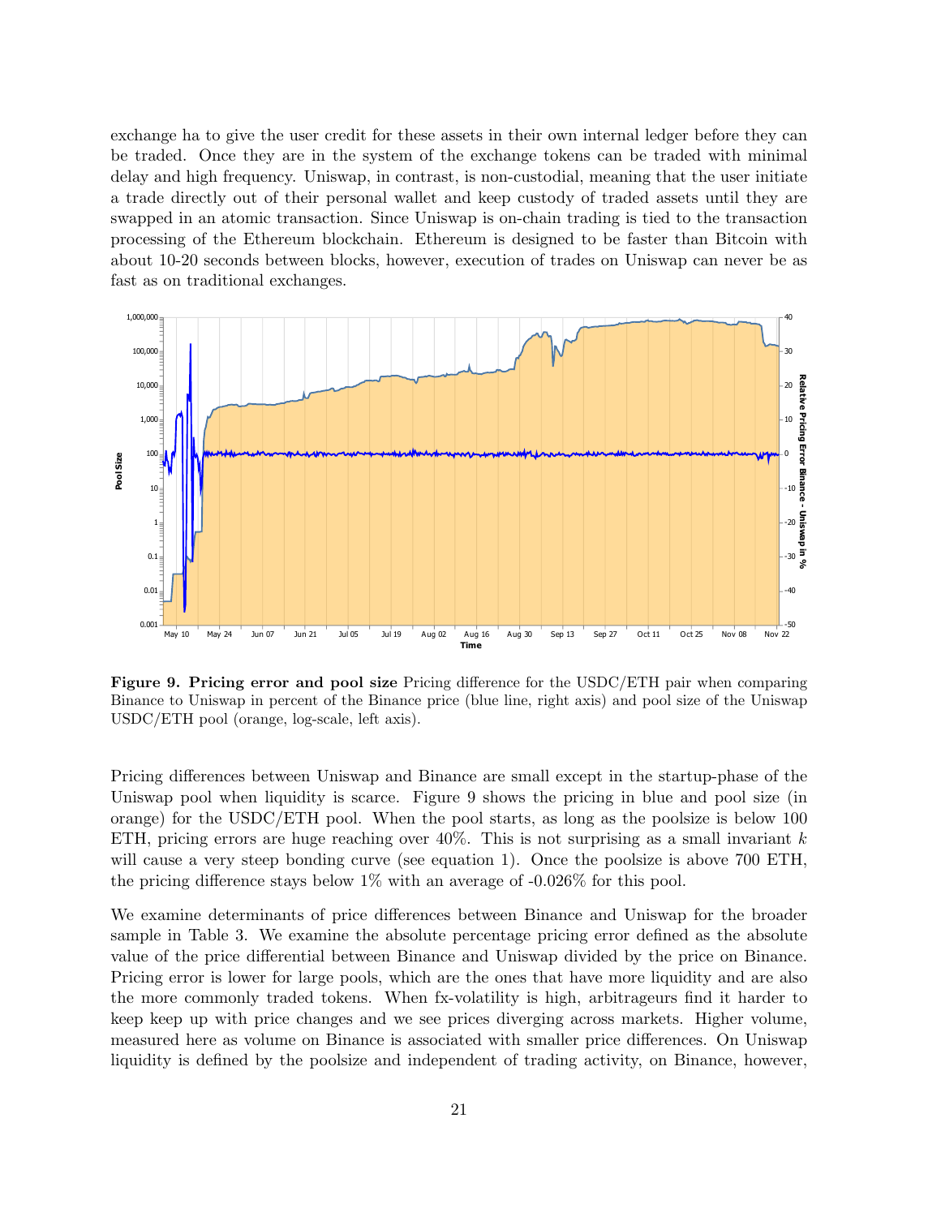exchange ha to give the user credit for these assets in their own internal ledger before they can be traded. Once they are in the system of the exchange tokens can be traded with minimal delay and high frequency. Uniswap, in contrast, is non-custodial, meaning that the user initiate a trade directly out of their personal wallet and keep custody of traded assets until they are swapped in an atomic transaction. Since Uniswap is on-chain trading is tied to the transaction processing of the Ethereum blockchain. Ethereum is designed to be faster than Bitcoin with about 10-20 seconds between blocks, however, execution of trades on Uniswap can never be as fast as on traditional exchanges.

**Figure 9. Pricing error and pool size** Pricing difference for the USDC/ETH pair when comparing Binance to Uniswap in percent of the Binance price (blue line, right axis) and pool size of the Uniswap USDC/ETH pool (orange, log-scale, left axis).

Pricing differences between Uniswap and Binance are small except in the startup-phase of the Uniswap pool when liquidity is scarce. Figure 9 shows the pricing in blue and pool size (in orange) for the USDC/ETH pool. When the pool starts, as long as the poolsize is below 100 ETH, pricing errors are huge reaching over 40%. This is not surprising as a small invariant $k$ will cause a very steep bonding curve (see equation 1). Once the poolsize is above 700 ETH, the pricing difference stays below 1% with an average of -0.026% for this pool.

We examine determinants of price differences between Binance and Uniswap for the broader sample in Table 3. We examine the absolute percentage pricing error defined as the absolute value of the price differential between Binance and Uniswap divided by the price on Binance. Pricing error is lower for large pools, which are the ones that have more liquidity and are also the more commonly traded tokens. When fx-volatility is high, arbitrageurs find it harder to keep keep up with price changes and we see prices diverging across markets. Higher volume, measured here as volume on Binance is associated with smaller price differences. On Uniswap liquidity is defined by the poolsize and independent of trading activity, on Binance, however,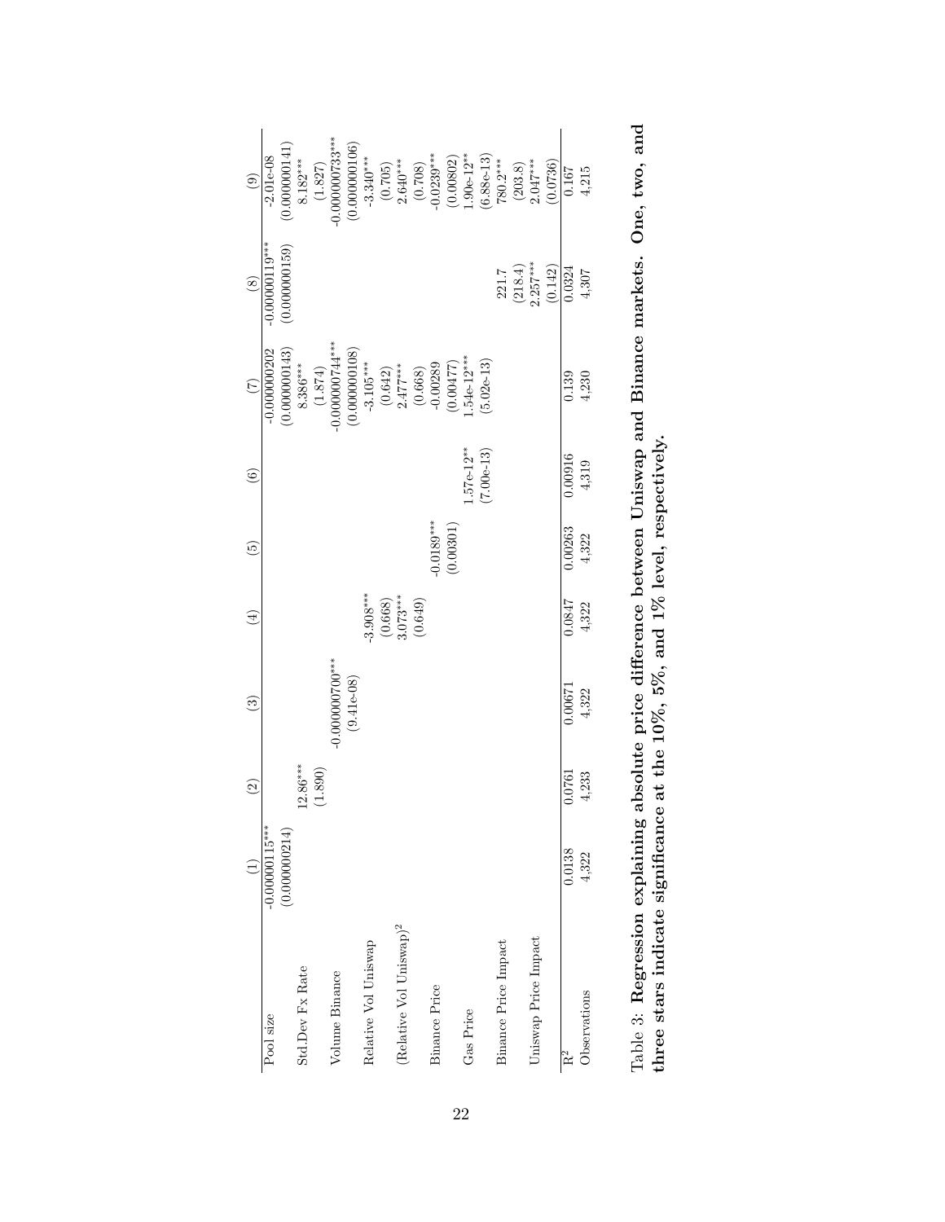|  | (1) | (2) | (3) | (4) | (5) | (6) | (7) | (8) | (9) |
|---|---|---|---|---|---|---|---|---|---|
| Pool size | -0.00000115*** |  |  |  |  |  | -0.000000202 | -0.00000119*** | -2.01e-08 |
|  | (0.000000214) |  |  |  |  |  | (0.000000143) | (0.000000159) | (0.000000141) |
| Std.Dev Fx Rate |  | 12.86*** |  |  |  |  | 8.386*** |  | 8.182*** |
|  |  | (1.890) |  |  |  |  | (1.874) |  | (1.827) |
| Volume Binance |  |  | -0.000000700*** |  |  |  | -0.000000744*** |  | -0.000000733*** |
|  |  |  | (9.41e-08) |  |  |  | (0.000000108) |  | (0.000000106) |
| Relative Vol Uniswap |  |  |  | -3.908*** |  |  | -3.105*** |  | -3.340*** |
|  |  |  |  | (0.668) |  |  | (0.642) |  | (0.705) |
| (Relative Vol Uniswap)$^2$ |  |  |  | 3.073*** |  |  | 2.477*** |  | 2.640*** |
|  |  |  |  | (0.649) |  |  | (0.668) |  | (0.708) |
| Binance Price |  |  |  |  | -0.0189*** |  | -0.00289 |  | -0.0239*** |
|  |  |  |  |  | (0.00301) |  | (0.00477) |  | (0.00802) |
| Gas Price |  |  |  |  |  | 1.57e-12** | 1.54e-12*** |  | 1.90e-12** |
|  |  |  |  |  |  | (7.00e-13) | (5.02e-13) |  | (6.88e-13) |
| Binance Price Impact |  |  |  |  |  |  |  | 221.7 | 780.2*** |
|  |  |  |  |  |  |  |  | (218.4) | (203.8) |
| Uniswap Price Impact |  |  |  |  |  |  |  | 2.257*** | 2.047*** |
|  |  |  |  |  |  |  |  | (0.142) | (0.0736) |
| $R^2$ | 0.0138 | 0.0761 | 0.00671 | 0.0847 | 0.00263 | 0.00916 | 0.139 | 0.0324 | 0.167 |
| Observations | 4,322 | 4,233 | 4,322 | 4,322 | 4,322 | 4,319 | 4,230 | 4,307 | 4,215 |

Table 3: **Regression explaining absolute price difference between Uniswap and Binance markets. One, two, and three stars indicate significance at the 10%, 5%, and 1% level, respectively.**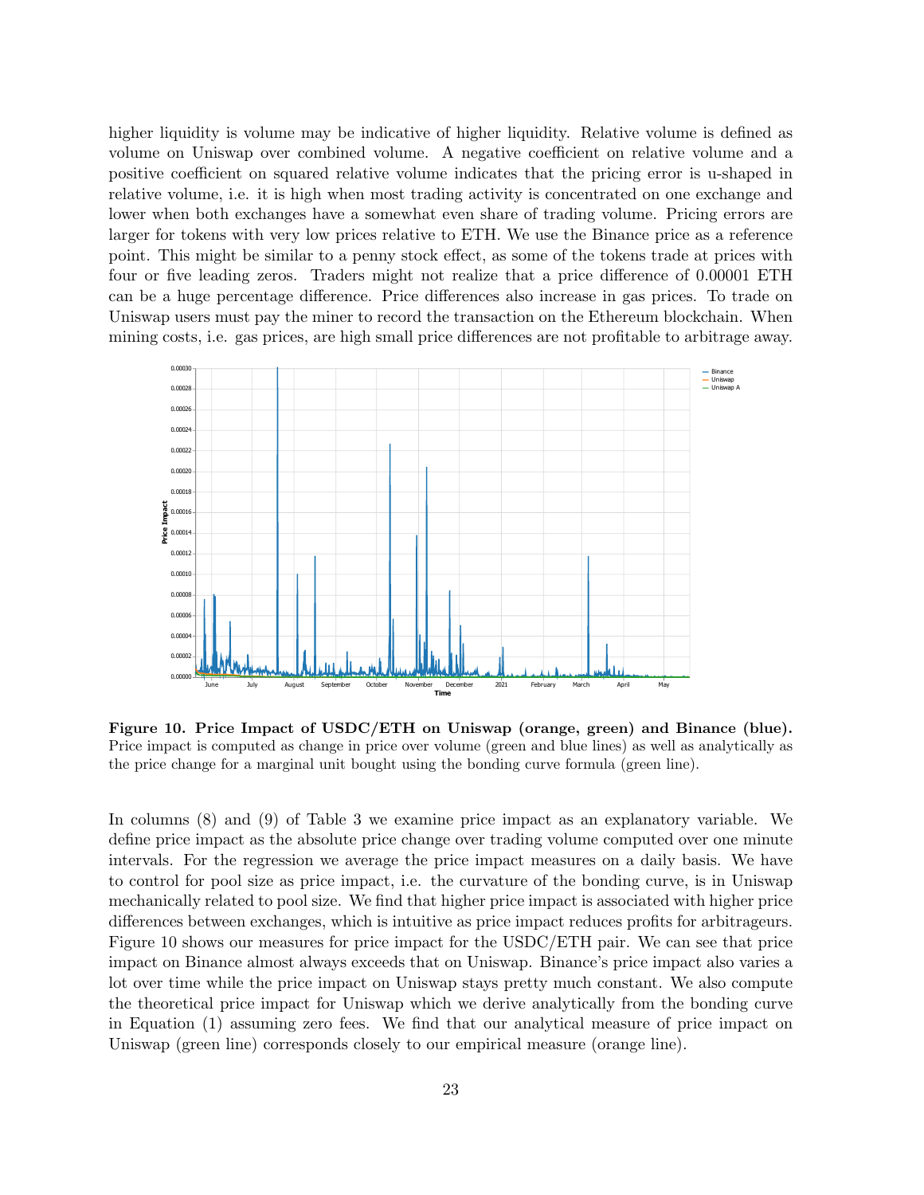higher liquidity is volume may be indicative of higher liquidity. Relative volume is defined as volume on Uniswap over combined volume. A negative coefficient on relative volume and a positive coefficient on squared relative volume indicates that the pricing error is u-shaped in relative volume, i.e. it is high when most trading activity is concentrated on one exchange and lower when both exchanges have a somewhat even share of trading volume. Pricing errors are larger for tokens with very low prices relative to ETH. We use the Binance price as a reference point. This might be similar to a penny stock effect, as some of the tokens trade at prices with four or five leading zeros. Traders might not realize that a price difference of 0.00001 ETH can be a huge percentage difference. Price differences also increase in gas prices. To trade on Uniswap users must pay the miner to record the transaction on the Ethereum blockchain. When mining costs, i.e. gas prices, are high small price differences are not profitable to arbitrage away.

**Figure 10. Price Impact of USDC/ETH on Uniswap (orange, green) and Binance (blue).** Price impact is computed as change in price over volume (green and blue lines) as well as analytically as the price change for a marginal unit bought using the bonding curve formula (green line).

In columns (8) and (9) of Table 3 we examine price impact as an explanatory variable. We define price impact as the absolute price change over trading volume computed over one minute intervals. For the regression we average the price impact measures on a daily basis. We have to control for pool size as price impact, i.e. the curvature of the bonding curve, is in Uniswap mechanically related to pool size. We find that higher price impact is associated with higher price differences between exchanges, which is intuitive as price impact reduces profits for arbitrageurs. Figure 10 shows our measures for price impact for the USDC/ETH pair. We can see that price impact on Binance almost always exceeds that on Uniswap. Binance's price impact also varies a lot over time while the price impact on Uniswap stays pretty much constant. We also compute the theoretical price impact for Uniswap which we derive analytically from the bonding curve in Equation (1) assuming zero fees. We find that our analytical measure of price impact on Uniswap (green line) corresponds closely to our empirical measure (orange line).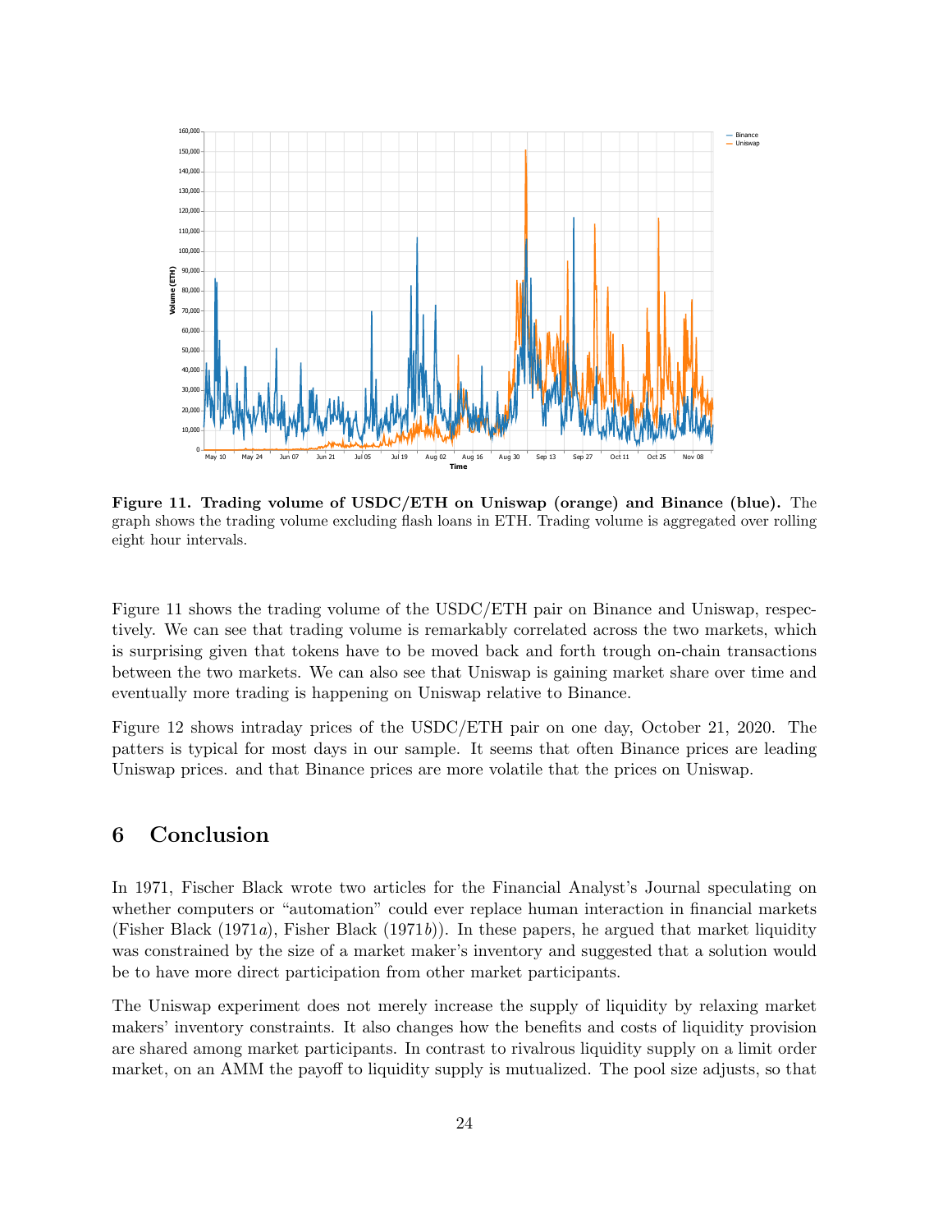**Figure 11. Trading volume of USDC/ETH on Uniswap (orange) and Binance (blue).** The graph shows the trading volume excluding flash loans in ETH. Trading volume is aggregated over rolling eight hour intervals.

Figure 11 shows the trading volume of the USDC/ETH pair on Binance and Uniswap, respectively. We can see that trading volume is remarkably correlated across the two markets, which is surprising given that tokens have to be moved back and forth trough on-chain transactions between the two markets. We can also see that Uniswap is gaining market share over time and eventually more trading is happening on Uniswap relative to Binance.

Figure 12 shows intraday prices of the USDC/ETH pair on one day, October 21, 2020. The patters is typical for most days in our sample. It seems that often Binance prices are leading Uniswap prices. and that Binance prices are more volatile that the prices on Uniswap.

# 6 Conclusion

In 1971, Fischer Black wrote two articles for the Financial Analyst's Journal speculating on whether computers or "automation" could ever replace human interaction in financial markets (Fisher Black (1971*a*), Fisher Black (1971*b*)). In these papers, he argued that market liquidity was constrained by the size of a market maker's inventory and suggested that a solution would be to have more direct participation from other market participants.

The Uniswap experiment does not merely increase the supply of liquidity by relaxing market makers' inventory constraints. It also changes how the benefits and costs of liquidity provision are shared among market participants. In contrast to rivalrous liquidity supply on a limit order market, on an AMM the payoff to liquidity supply is mutualized. The pool size adjusts, so that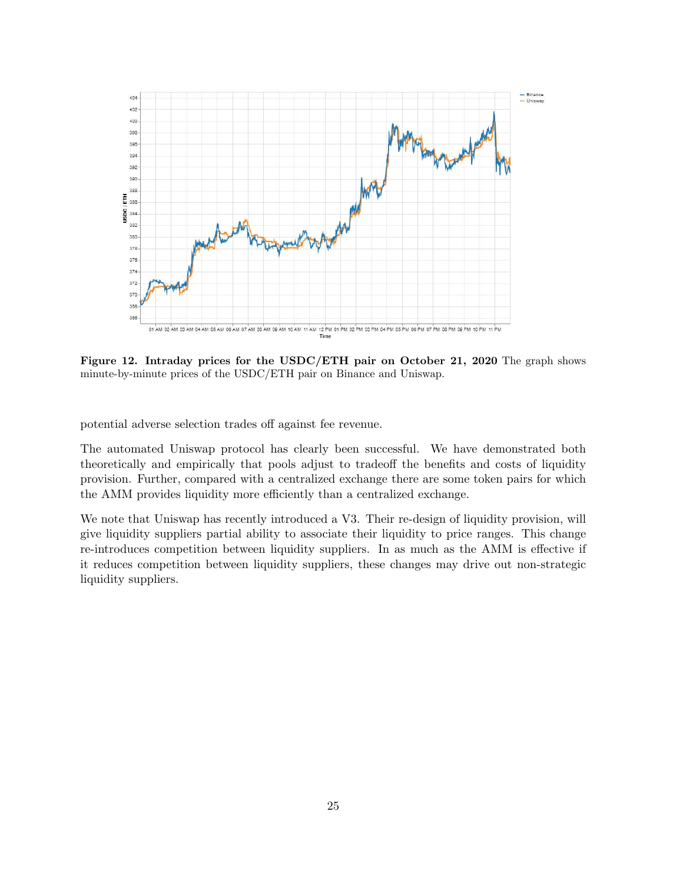**Figure 12. Intraday prices for the USDC/ETH pair on October 21, 2020** The graph shows minute-by-minute prices of the USDC/ETH pair on Binance and Uniswap.

potential adverse selection trades off against fee revenue.

The automated Uniswap protocol has clearly been successful. We have demonstrated both theoretically and empirically that pools adjust to tradeoff the benefits and costs of liquidity provision. Further, compared with a centralized exchange there are some token pairs for which the AMM provides liquidity more efficiently than a centralized exchange.

We note that Uniswap has recently introduced a V3. Their re-design of liquidity provision, will give liquidity suppliers partial ability to associate their liquidity to price ranges. This change re-introduces competition between liquidity suppliers. In as much as the AMM is effective if it reduces competition between liquidity suppliers, these changes may drive out non-strategic liquidity suppliers.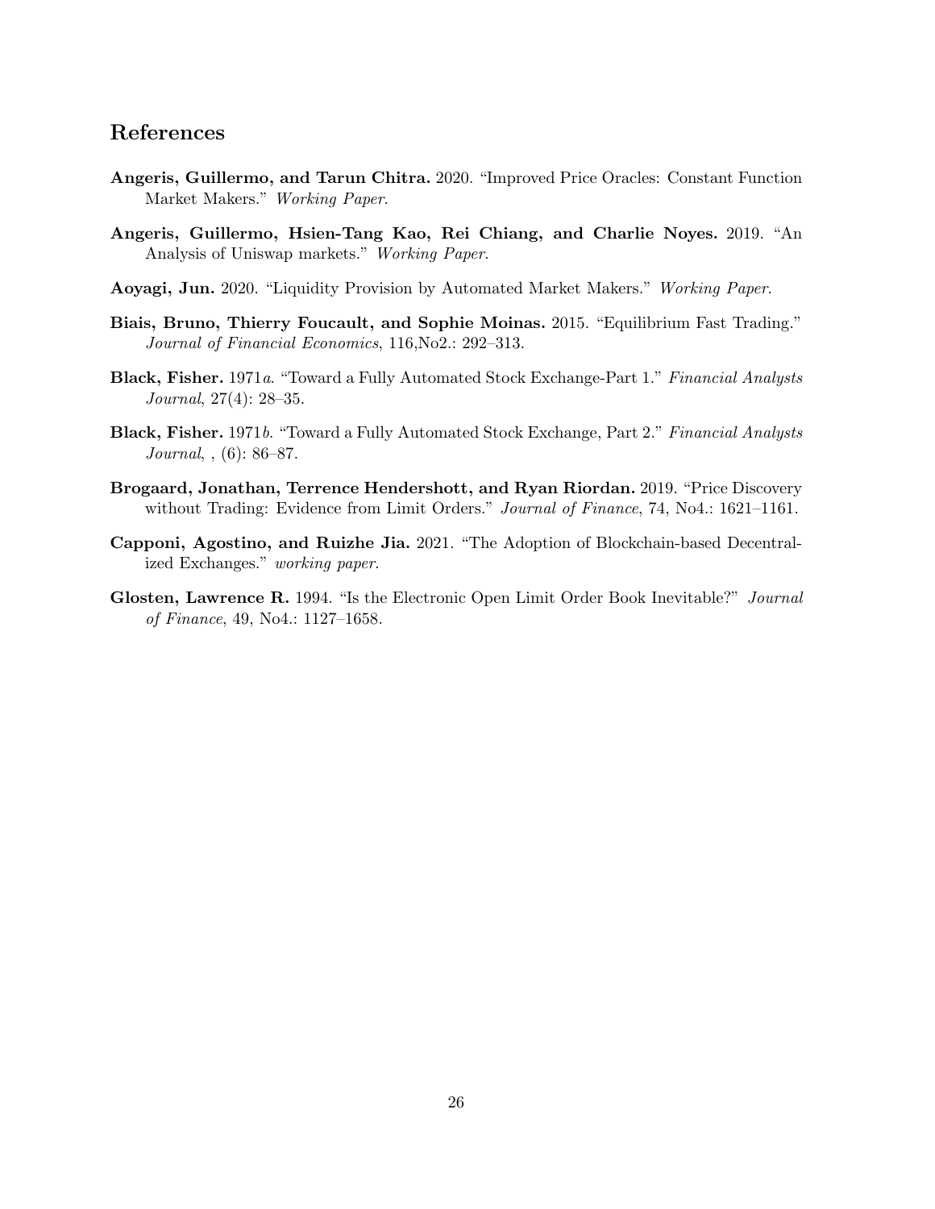## References

**Angeris, Guillermo, and Tarun Chitra.** 2020. "Improved Price Oracles: Constant Function Market Makers." *Working Paper*.

**Angeris, Guillermo, Hsien-Tang Kao, Rei Chiang, and Charlie Noyes.** 2019. "An Analysis of Uniswap markets." *Working Paper*.

**Aoyagi, Jun.** 2020. "Liquidity Provision by Automated Market Makers." *Working Paper*.

**Biais, Bruno, Thierry Foucault, and Sophie Moinas.** 2015. "Equilibrium Fast Trading." *Journal of Financial Economics*, 116,No2.: 292–313.

**Black, Fisher.** 1971*a*. "Toward a Fully Automated Stock Exchange-Part 1." *Financial Analysts Journal*, 27(4): 28–35.

**Black, Fisher.** 1971*b*. "Toward a Fully Automated Stock Exchange, Part 2." *Financial Analysts Journal*, , (6): 86–87.

**Brogaard, Jonathan, Terrence Hendershott, and Ryan Riordan.** 2019. "Price Discovery without Trading: Evidence from Limit Orders." *Journal of Finance*, 74, No4.: 1621–1161.

**Capponi, Agostino, and Ruizhe Jia.** 2021. "The Adoption of Blockchain-based Decentralized Exchanges." *working paper*.

**Glosten, Lawrence R.** 1994. "Is the Electronic Open Limit Order Book Inevitable?" *Journal of Finance*, 49, No4.: 1127–1658.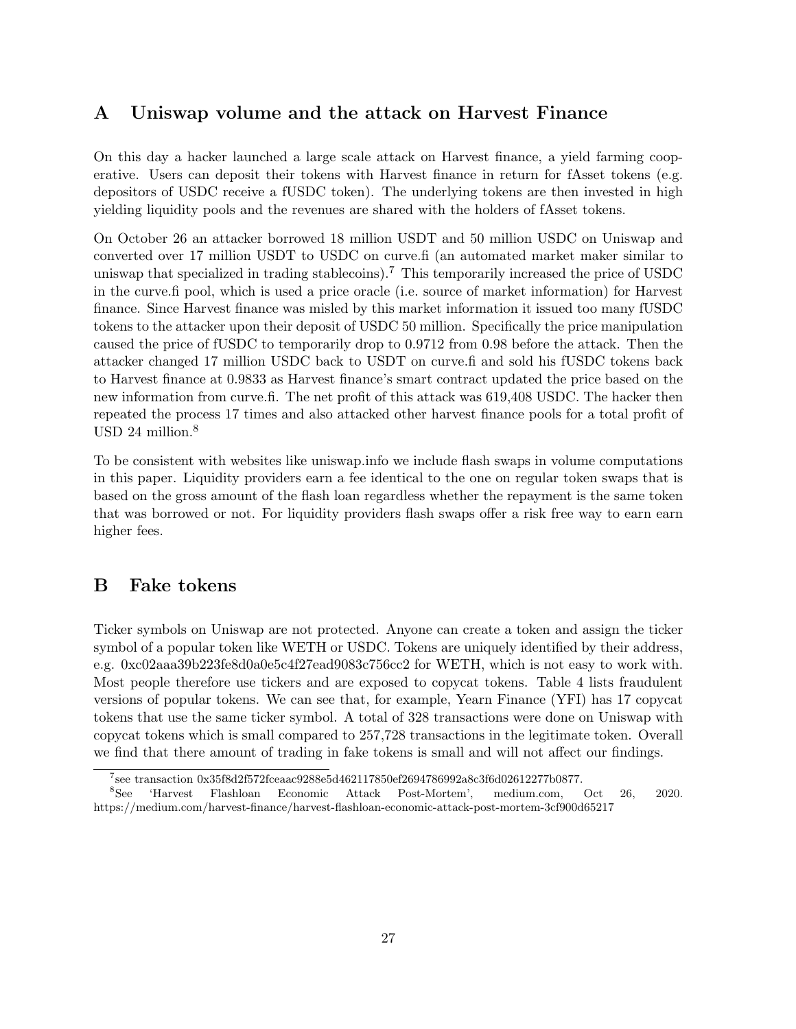## A Uniswap volume and the attack on Harvest Finance

On this day a hacker launched a large scale attack on Harvest finance, a yield farming cooperative. Users can deposit their tokens with Harvest finance in return for fAsset tokens (e.g. depositors of USDC receive a fUSDC token). The underlying tokens are then invested in high yielding liquidity pools and the revenues are shared with the holders of fAsset tokens.

On October 26 an attacker borrowed 18 million USDT and 50 million USDC on Uniswap and converted over 17 million USDT to USDC on curve.fi (an automated market maker similar to uniswap that specialized in trading stablecoins).[7] This temporarily increased the price of USDC in the curve.fi pool, which is used a price oracle (i.e. source of market information) for Harvest finance. Since Harvest finance was misled by this market information it issued too many fUSDC tokens to the attacker upon their deposit of USDC 50 million. Specifically the price manipulation caused the price of fUSDC to temporarily drop to 0.9712 from 0.98 before the attack. Then the attacker changed 17 million USDC back to USDT on curve.fi and sold his fUSDC tokens back to Harvest finance at 0.9833 as Harvest finance's smart contract updated the price based on the new information from curve.fi. The net profit of this attack was 619,408 USDC. The hacker then repeated the process 17 times and also attacked other harvest finance pools for a total profit of USD 24 million.[8]

To be consistent with websites like uniswap.info we include flash swaps in volume computations in this paper. Liquidity providers earn a fee identical to the one on regular token swaps that is based on the gross amount of the flash loan regardless whether the repayment is the same token that was borrowed or not. For liquidity providers flash swaps offer a risk free way to earn earn higher fees.

## B Fake tokens

Ticker symbols on Uniswap are not protected. Anyone can create a token and assign the ticker symbol of a popular token like WETH or USDC. Tokens are uniquely identified by their address, e.g. 0xc02aaa39b223fe8d0a0e5c4f27ead9083c756cc2 for WETH, which is not easy to work with. Most people therefore use tickers and are exposed to copycat tokens. Table 4 lists fraudulent versions of popular tokens. We can see that, for example, Yearn Finance (YFI) has 17 copycat tokens that use the same ticker symbol. A total of 328 transactions were done on Uniswap with copycat tokens which is small compared to 257,728 transactions in the legitimate token. Overall we find that there amount of trading in fake tokens is small and will not affect our findings.

---

[7] see transaction 0x35f8d2f572fceaac9288e5d462117850ef2694786992a8c3f6d02612277b0877.

[8] See 'Harvest Flashloan Economic Attack Post-Mortem', medium.com, Oct 26, 2020. https://medium.com/harvest-finance/harvest-flashloan-economic-attack-post-mortem-3cf900d65217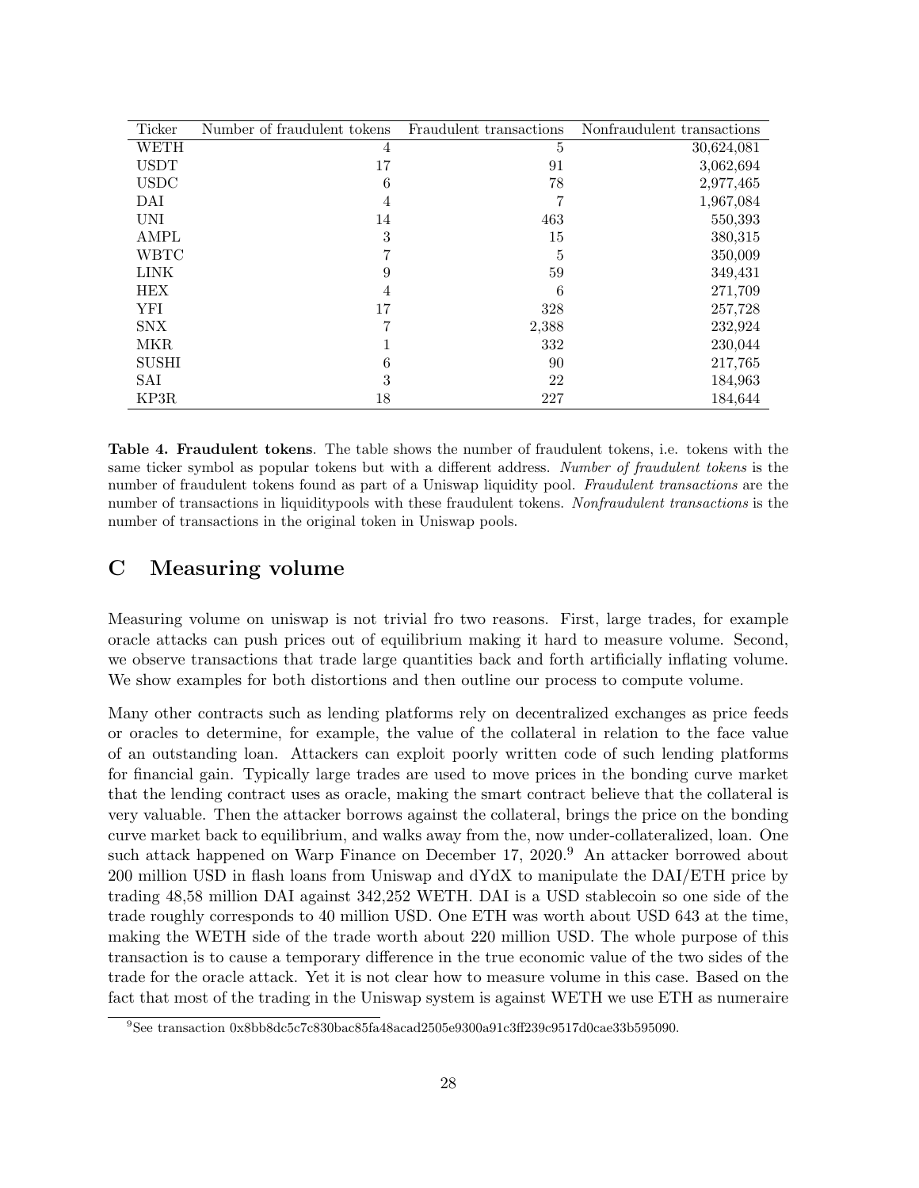| Ticker | Number of fraudulent tokens | Fraudulent transactions | Nonfraudulent transactions |
|---|---|---|---|
| WETH | 4 | 5 | 30,624,081 |
| USDT | 17 | 91 | 3,062,694 |
| USDC | 6 | 78 | 2,977,465 |
| DAI | 4 | 7 | 1,967,084 |
| UNI | 14 | 463 | 550,393 |
| AMPL | 3 | 15 | 380,315 |
| WBTC | 7 | 5 | 350,009 |
| LINK | 9 | 59 | 349,431 |
| HEX | 4 | 6 | 271,709 |
| YFI | 17 | 328 | 257,728 |
| SNX | 7 | 2,388 | 232,924 |
| MKR | 1 | 332 | 230,044 |
| SUSHI | 6 | 90 | 217,765 |
| SAI | 3 | 22 | 184,963 |
| KP3R | 18 | 227 | 184,644 |

**Table 4. Fraudulent tokens**. The table shows the number of fraudulent tokens, i.e. tokens with the same ticker symbol as popular tokens but with a different address. *Number of fraudulent tokens* is the number of fraudulent tokens found as part of a Uniswap liquidity pool. *Fraudulent transactions* are the number of transactions in liquiditypools with these fraudulent tokens. *Nonfraudulent transactions* is the number of transactions in the original token in Uniswap pools.

# C Measuring volume

Measuring volume on uniswap is not trivial fro two reasons. First, large trades, for example oracle attacks can push prices out of equilibrium making it hard to measure volume. Second, we observe transactions that trade large quantities back and forth artificially inflating volume. We show examples for both distortions and then outline our process to compute volume.

Many other contracts such as lending platforms rely on decentralized exchanges as price feeds or oracles to determine, for example, the value of the collateral in relation to the face value of an outstanding loan. Attackers can exploit poorly written code of such lending platforms for financial gain. Typically large trades are used to move prices in the bonding curve market that the lending contract uses as oracle, making the smart contract believe that the collateral is very valuable. Then the attacker borrows against the collateral, brings the price on the bonding curve market back to equilibrium, and walks away from the, now under-collateralized, loan. One such attack happened on Warp Finance on December 17, 2020.[9] An attacker borrowed about 200 million USD in flash loans from Uniswap and dYdX to manipulate the DAI/ETH price by trading 48,58 million DAI against 342,252 WETH. DAI is a USD stablecoin so one side of the trade roughly corresponds to 40 million USD. One ETH was worth about USD 643 at the time, making the WETH side of the trade worth about 220 million USD. The whole purpose of this transaction is to cause a temporary difference in the true economic value of the two sides of the trade for the oracle attack. Yet it is not clear how to measure volume in this case. Based on the fact that most of the trading in the Uniswap system is against WETH we use ETH as numeraire

[9] See transaction 0x8bb8dc5c7c830bac85fa48acad2505e9300a91c3ff239c9517d0cae33b595090.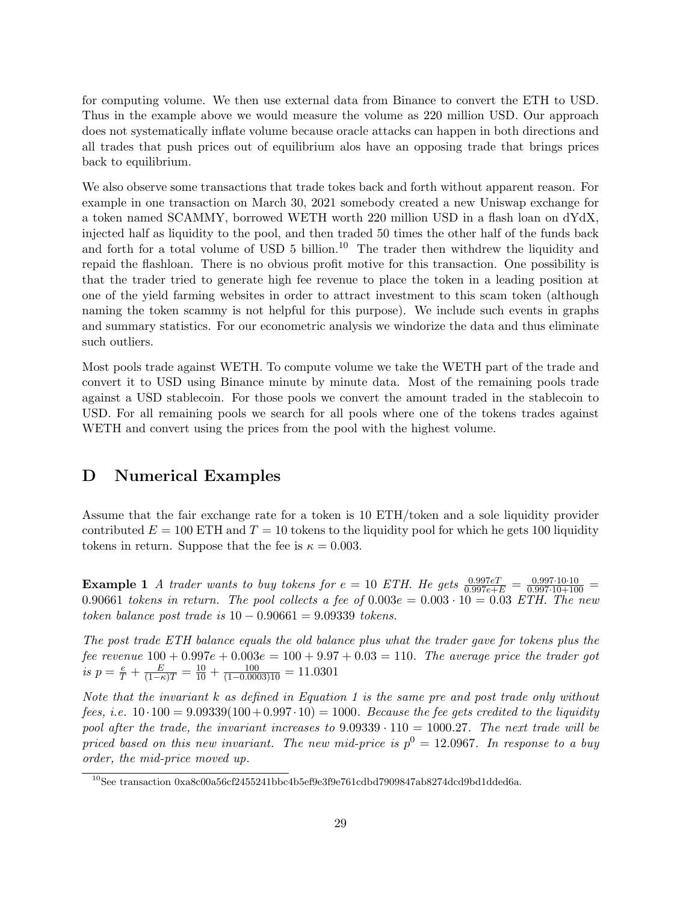for computing volume. We then use external data from Binance to convert the ETH to USD. Thus in the example above we would measure the volume as 220 million USD. Our approach does not systematically inflate volume because oracle attacks can happen in both directions and all trades that push prices out of equilibrium alos have an opposing trade that brings prices back to equilibrium.

We also observe some transactions that trade tokes back and forth without apparent reason. For example in one transaction on March 30, 2021 somebody created a new Uniswap exchange for a token named SCAMMY, borrowed WETH worth 220 million USD in a flash loan on dYdX, injected half as liquidity to the pool, and then traded 50 times the other half of the funds back and forth for a total volume of USD 5 billion.[10] The trader then withdrew the liquidity and repaid the flashloan. There is no obvious profit motive for this transaction. One possibility is that the trader tried to generate high fee revenue to place the token in a leading position at one of the yield farming websites in order to attract investment to this scam token (although naming the token scammy is not helpful for this purpose). We include such events in graphs and summary statistics. For our econometric analysis we windorize the data and thus eliminate such outliers.

Most pools trade against WETH. To compute volume we take the WETH part of the trade and convert it to USD using Binance minute by minute data. Most of the remaining pools trade against a USD stablecoin. For those pools we convert the amount traded in the stablecoin to USD. For all remaining pools we search for all pools where one of the tokens trades against WETH and convert using the prices from the pool with the highest volume.

## D Numerical Examples

Assume that the fair exchange rate for a token is 10 ETH/token and a sole liquidity provider contributed $E = 100$ ETH and $T = 10$ tokens to the liquidity pool for which he gets 100 liquidity tokens in return. Suppose that the fee is $\kappa = 0.003$.

**Example 1** *A trader wants to buy tokens for $e = 10$ ETH. He gets $\frac{0.997eT}{0.997e+E} = \frac{0.997\cdot 10\cdot 10}{0.997\cdot 10+100} = 0.90661$ tokens in return. The pool collects a fee of $0.003e = 0.003 \cdot 10 = 0.03$ ETH. The new token balance post trade is $10 - 0.90661 = 9.09339$ tokens.*

*The post trade ETH balance equals the old balance plus what the trader gave for tokens plus the fee revenue $100 + 0.997e + 0.003e = 100 + 9.97 + 0.03 = 110$. The average price the trader got is $p = \frac{e}{T} + \frac{E}{(1-\kappa)T} = \frac{10}{10} + \frac{100}{(1-0.0003)10} = 11.0301$*

*Note that the invariant $k$ as defined in Equation 1 is the same pre and post trade only without fees, i.e. $10 \cdot 100 = 9.09339(100 + 0.997 \cdot 10) = 1000$. Because the fee gets credited to the liquidity pool after the trade, the invariant increases to $9.09339 \cdot 110 = 1000.27$. The next trade will be priced based on this new invariant. The new mid-price is $p^0 = 12.0967$. In response to a buy order, the mid-price moved up.*

[10] See transaction 0xa8c00a56cf2455241bbc4b5ef9e3f9e761cdbd7909847ab8274dcd9bd1dded6a.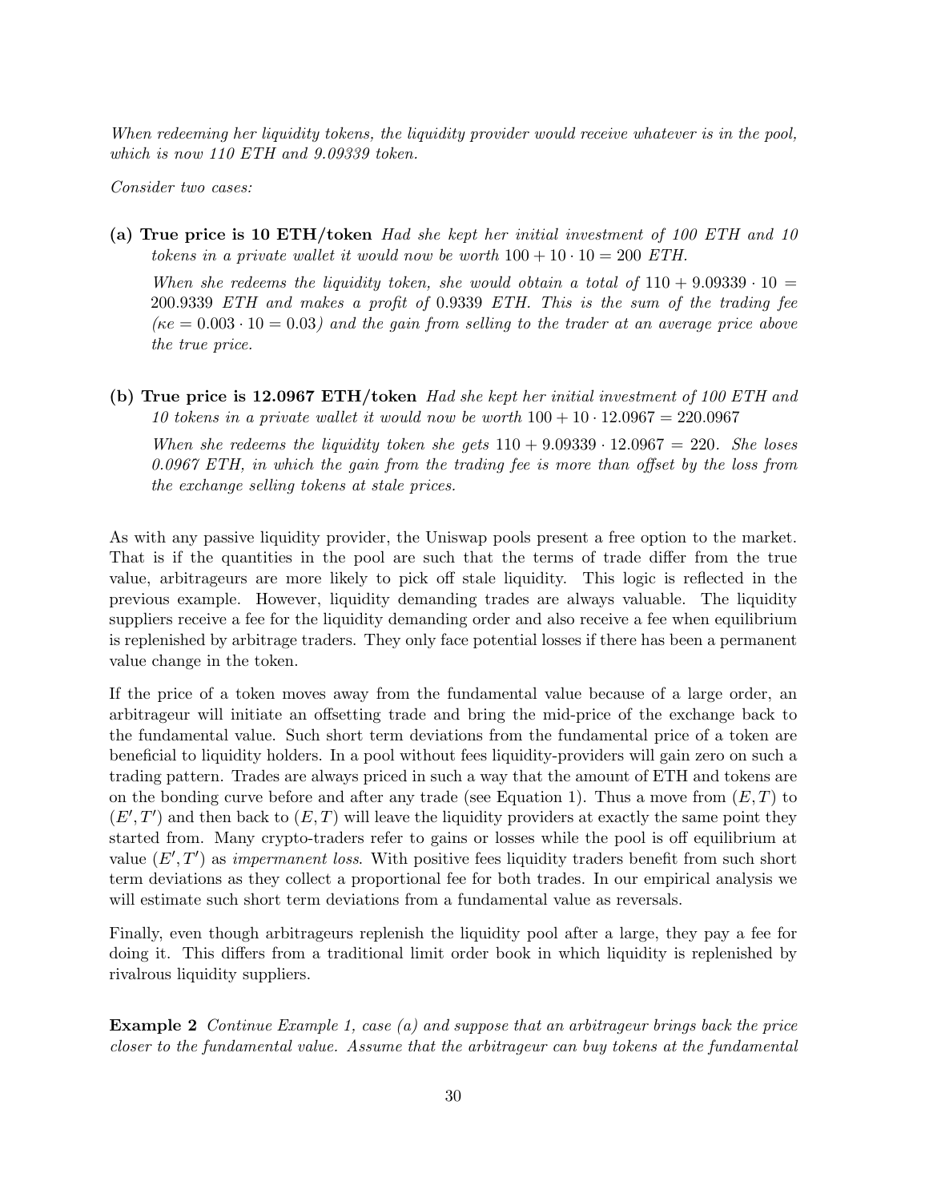*When redeeming her liquidity tokens, the liquidity provider would receive whatever is in the pool, which is now 110 ETH and 9.09339 token.*

*Consider two cases:*

**(a) True price is 10 ETH/token** *Had she kept her initial investment of 100 ETH and 10 tokens in a private wallet it would now be worth* $100 + 10 \cdot 10 = 200$ *ETH.*

*When she redeems the liquidity token, she would obtain a total of* $110 + 9.09339 \cdot 10 = 200.9339$ *ETH and makes a profit of* $0.9339$ *ETH. This is the sum of the trading fee (*$\kappa e = 0.003 \cdot 10 = 0.03$*) and the gain from selling to the trader at an average price above the true price.*

**(b) True price is 12.0967 ETH/token** *Had she kept her initial investment of 100 ETH and 10 tokens in a private wallet it would now be worth* $100 + 10 \cdot 12.0967 = 220.0967$

*When she redeems the liquidity token she gets* $110 + 9.09339 \cdot 12.0967 = 220$*. She loses 0.0967 ETH, in which the gain from the trading fee is more than offset by the loss from the exchange selling tokens at stale prices.*

As with any passive liquidity provider, the Uniswap pools present a free option to the market. That is if the quantities in the pool are such that the terms of trade differ from the true value, arbitrageurs are more likely to pick off stale liquidity. This logic is reflected in the previous example. However, liquidity demanding trades are always valuable. The liquidity suppliers receive a fee for the liquidity demanding order and also receive a fee when equilibrium is replenished by arbitrage traders. They only face potential losses if there has been a permanent value change in the token.

If the price of a token moves away from the fundamental value because of a large order, an arbitrageur will initiate an offsetting trade and bring the mid-price of the exchange back to the fundamental value. Such short term deviations from the fundamental price of a token are beneficial to liquidity holders. In a pool without fees liquidity-providers will gain zero on such a trading pattern. Trades are always priced in such a way that the amount of ETH and tokens are on the bonding curve before and after any trade (see Equation 1). Thus a move from $(E, T)$ to $(E', T')$ and then back to $(E, T)$ will leave the liquidity providers at exactly the same point they started from. Many crypto-traders refer to gains or losses while the pool is off equilibrium at value $(E', T')$ as *impermanent loss*. With positive fees liquidity traders benefit from such short term deviations as they collect a proportional fee for both trades. In our empirical analysis we will estimate such short term deviations from a fundamental value as reversals.

Finally, even though arbitrageurs replenish the liquidity pool after a large, they pay a fee for doing it. This differs from a traditional limit order book in which liquidity is replenished by rivalrous liquidity suppliers.

**Example 2** *Continue Example 1, case (a) and suppose that an arbitrageur brings back the price closer to the fundamental value. Assume that the arbitrageur can buy tokens at the fundamental*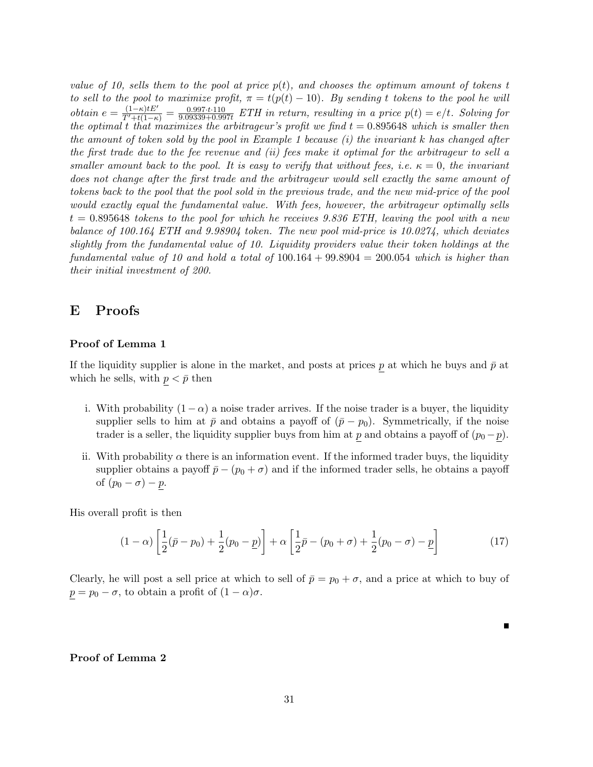*value of 10, sells them to the pool at price $p(t)$, and chooses the optimum amount of tokens $t$ to sell to the pool to maximize profit, $\pi = t(p(t) - 10)$. By sending $t$ tokens to the pool he will obtain $e = \frac{(1-\kappa)tE'}{T'+t(1-\kappa)} = \frac{0.997 \cdot t \cdot 110}{9.09339+0.997t}$ ETH in return, resulting in a price $p(t) = e/t$. Solving for the optimal $t$ that maximizes the arbitrageur's profit we find $t = 0.895648$ which is smaller then the amount of token sold by the pool in Example 1 because (i) the invariant $k$ has changed after the first trade due to the fee revenue and (ii) fees make it optimal for the arbitrageur to sell a smaller amount back to the pool. It is easy to verify that without fees, i.e. $\kappa = 0$, the invariant does not change after the first trade and the arbitrageur would sell exactly the same amount of tokens back to the pool that the pool sold in the previous trade, and the new mid-price of the pool would exactly equal the fundamental value. With fees, however, the arbitrageur optimally sells $t = 0.895648$ tokens to the pool for which he receives 9.836 ETH, leaving the pool with a new balance of 100.164 ETH and 9.98904 token. The new pool mid-price is 10.0274, which deviates slightly from the fundamental value of 10. Liquidity providers value their token holdings at the fundamental value of 10 and hold a total of $100.164 + 99.8904 = 200.054$ which is higher than their initial investment of 200.*

# E Proofs

**Proof of Lemma 1**

If the liquidity supplier is alone in the market, and posts at prices $\underline{p}$ at which he buys and $\bar{p}$ at which he sells, with $\underline{p} < \bar{p}$ then

i. With probability $(1 - \alpha)$ a noise trader arrives. If the noise trader is a buyer, the liquidity supplier sells to him at $\bar{p}$ and obtains a payoff of $(\bar{p} - p_0)$. Symmetrically, if the noise trader is a seller, the liquidity supplier buys from him at $\underline{p}$ and obtains a payoff of $(p_0 - \underline{p})$.

ii. With probability $\alpha$ there is an information event. If the informed trader buys, the liquidity supplier obtains a payoff $\bar{p} - (p_0 + \sigma)$ and if the informed trader sells, he obtains a payoff of $(p_0 - \sigma) - \underline{p}$.

His overall profit is then

$$(1 - \alpha) \left[ \frac{1}{2}(\bar{p} - p_0) + \frac{1}{2}(p_0 - \underline{p}) \right] + \alpha \left[ \frac{1}{2}\bar{p} - (p_0 + \sigma) + \frac{1}{2}(p_0 - \sigma) - \underline{p} \right] \tag{17}$$

Clearly, he will post a sell price at which to sell of $\bar{p} = p_0 + \sigma$, and a price at which to buy of $\underline{p} = p_0 - \sigma$, to obtain a profit of $(1 - \alpha)\sigma$.

■

**Proof of Lemma 2**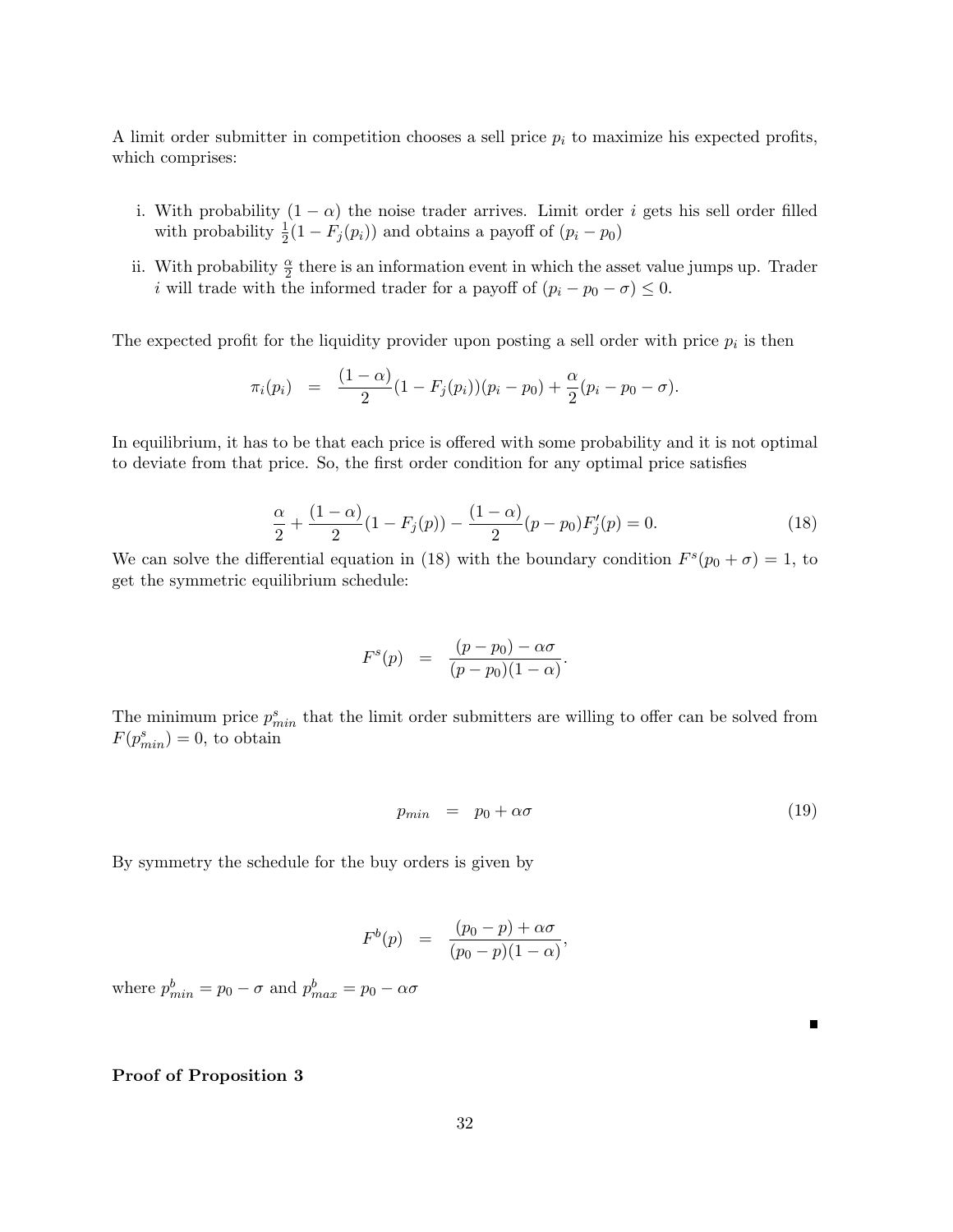A limit order submitter in competition chooses a sell price $p_i$ to maximize his expected profits, which comprises:

i. With probability $(1-\alpha)$ the noise trader arrives. Limit order $i$ gets his sell order filled with probability $\frac{1}{2}(1-F_j(p_i))$ and obtains a payoff of $(p_i - p_0)$

ii. With probability $\frac{\alpha}{2}$ there is an information event in which the asset value jumps up. Trader $i$ will trade with the informed trader for a payoff of $(p_i - p_0 - \sigma) \leq 0$.

The expected profit for the liquidity provider upon posting a sell order with price $p_i$ is then

$$\pi_i(p_i) \quad = \quad \frac{(1-\alpha)}{2}(1-F_j(p_i))(p_i - p_0) + \frac{\alpha}{2}(p_i - p_0 - \sigma).$$

In equilibrium, it has to be that each price is offered with some probability and it is not optimal to deviate from that price. So, the first order condition for any optimal price satisfies

$$\frac{\alpha}{2} + \frac{(1-\alpha)}{2}(1-F_j(p)) - \frac{(1-\alpha)}{2}(p-p_0)F_j'(p) = 0. \tag{18}$$

We can solve the differential equation in (18) with the boundary condition $F^s(p_0 + \sigma) = 1$, to get the symmetric equilibrium schedule:

$$F^s(p) \quad = \quad \frac{(p-p_0) - \alpha\sigma}{(p-p_0)(1-\alpha)}.$$

The minimum price $p^s_{min}$ that the limit order submitters are willing to offer can be solved from $F(p^s_{min}) = 0$, to obtain

$$p_{min} \quad = \quad p_0 + \alpha\sigma \tag{19}$$

By symmetry the schedule for the buy orders is given by

$$F^b(p) \quad = \quad \frac{(p_0 - p) + \alpha\sigma}{(p_0 - p)(1-\alpha)},$$

where $p^b_{min} = p_0 - \sigma$ and $p^b_{max} = p_0 - \alpha\sigma$

■

**Proof of Proposition 3**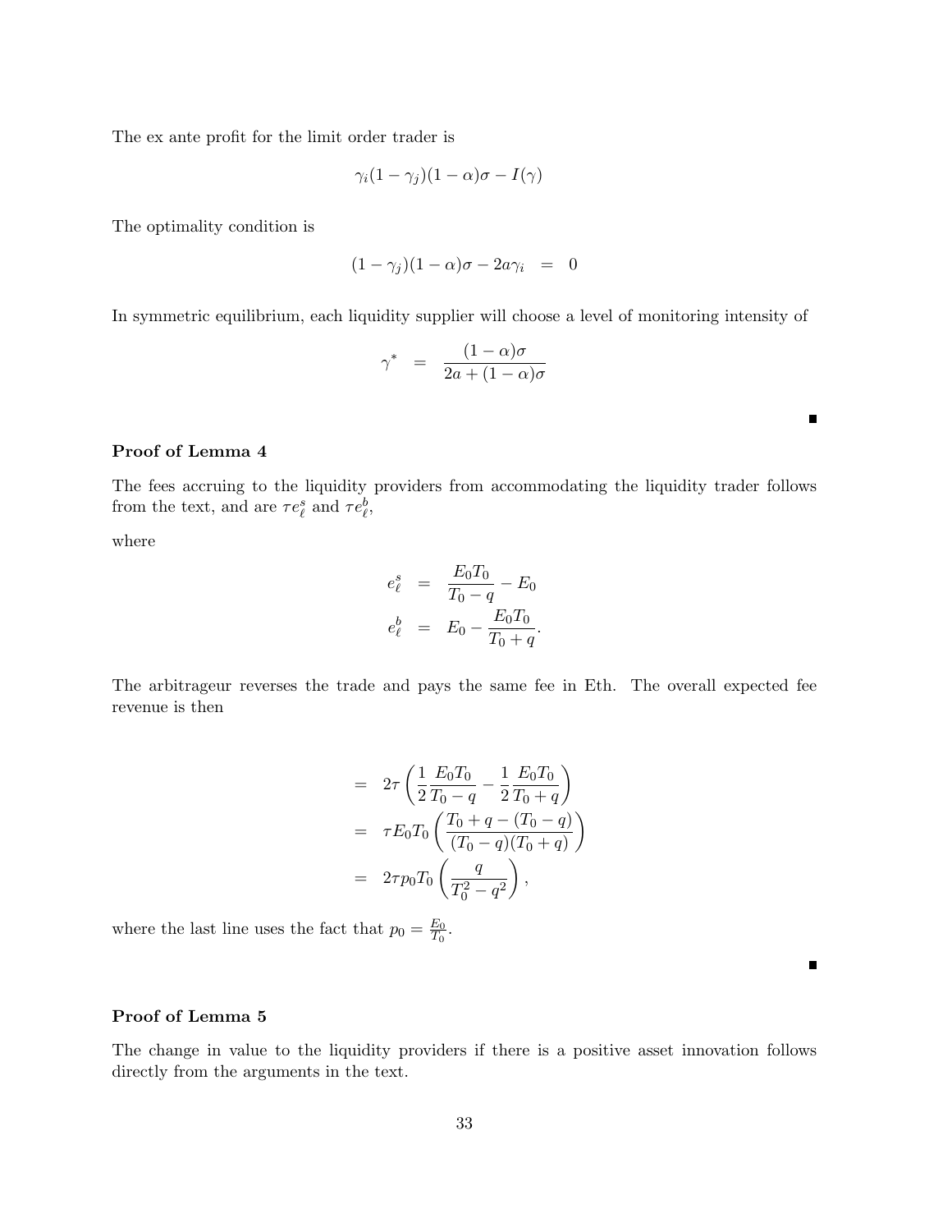The ex ante profit for the limit order trader is

$$\gamma_i(1-\gamma_j)(1-\alpha)\sigma - I(\gamma)$$

The optimality condition is

$$(1-\gamma_j)(1-\alpha)\sigma - 2a\gamma_i \quad = \quad 0$$

In symmetric equilibrium, each liquidity supplier will choose a level of monitoring intensity of

$$\gamma^* \quad = \quad \frac{(1-\alpha)\sigma}{2a+(1-\alpha)\sigma}$$

■

**Proof of Lemma 4**

The fees accruing to the liquidity providers from accommodating the liquidity trader follows from the text, and are $\tau e_\ell^s$ and $\tau e_\ell^b$,

where

$$\begin{aligned}
e_\ell^s &= \frac{E_0 T_0}{T_0 - q} - E_0 \\
e_\ell^b &= E_0 - \frac{E_0 T_0}{T_0 + q}.
\end{aligned}$$

The arbitrageur reverses the trade and pays the same fee in Eth. The overall expected fee revenue is then

$$\begin{aligned}
&= 2\tau\left(\frac{1}{2}\frac{E_0T_0}{T_0-q} - \frac{1}{2}\frac{E_0T_0}{T_0+q}\right) \\
&= \tau E_0 T_0\left(\frac{T_0+q-(T_0-q)}{(T_0-q)(T_0+q)}\right) \\
&= 2\tau p_0 T_0\left(\frac{q}{T_0^2-q^2}\right),
\end{aligned}$$

where the last line uses the fact that $p_0 = \frac{E_0}{T_0}$.

■

**Proof of Lemma 5**

The change in value to the liquidity providers if there is a positive asset innovation follows directly from the arguments in the text.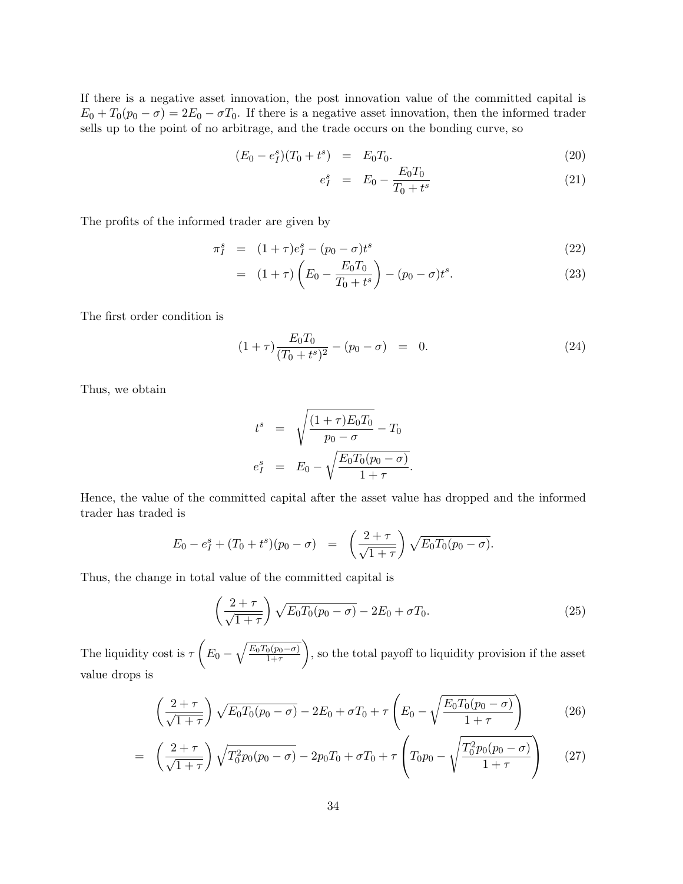If there is a negative asset innovation, the post innovation value of the committed capital is $E_0 + T_0(p_0 - \sigma) = 2E_0 - \sigma T_0$. If there is a negative asset innovation, then the informed trader sells up to the point of no arbitrage, and the trade occurs on the bonding curve, so

$$
\begin{aligned}
(E_0 - e_I^s)(T_0 + t^s) &= E_0 T_0. && (20) \\
e_I^s &= E_0 - \frac{E_0 T_0}{T_0 + t^s} && (21)
\end{aligned}
$$

The profits of the informed trader are given by

$$
\begin{aligned}
\pi_I^s &= (1+\tau)e_I^s - (p_0 - \sigma)t^s && (22) \\
&= (1+\tau)\left(E_0 - \frac{E_0 T_0}{T_0 + t^s}\right) - (p_0 - \sigma)t^s. && (23)
\end{aligned}
$$

The first order condition is

$$
(1+\tau)\frac{E_0 T_0}{(T_0 + t^s)^2} - (p_0 - \sigma) = 0. \tag{24}
$$

Thus, we obtain

$$
\begin{aligned}
t^s &= \sqrt{\frac{(1+\tau)E_0 T_0}{p_0 - \sigma}} - T_0 \\
e_I^s &= E_0 - \sqrt{\frac{E_0 T_0 (p_0 - \sigma)}{1+\tau}}.
\end{aligned}
$$

Hence, the value of the committed capital after the asset value has dropped and the informed trader has traded is

$$
E_0 - e_I^s + (T_0 + t^s)(p_0 - \sigma) = \left(\frac{2+\tau}{\sqrt{1+\tau}}\right)\sqrt{E_0 T_0 (p_0 - \sigma)}.
$$

Thus, the change in total value of the committed capital is

$$
\left(\frac{2+\tau}{\sqrt{1+\tau}}\right)\sqrt{E_0 T_0 (p_0 - \sigma)} - 2E_0 + \sigma T_0. \tag{25}
$$

The liquidity cost is $\tau\left(E_0 - \sqrt{\frac{E_0 T_0 (p_0 - \sigma)}{1+\tau}}\right)$, so the total payoff to liquidity provision if the asset value drops is

$$
\begin{aligned}
&\left(\frac{2+\tau}{\sqrt{1+\tau}}\right)\sqrt{E_0 T_0 (p_0 - \sigma)} - 2E_0 + \sigma T_0 + \tau\left(E_0 - \sqrt{\frac{E_0 T_0 (p_0 - \sigma)}{1+\tau}}\right) && (26) \\
= &\left(\frac{2+\tau}{\sqrt{1+\tau}}\right)\sqrt{T_0^2 p_0 (p_0 - \sigma)} - 2p_0 T_0 + \sigma T_0 + \tau\left(T_0 p_0 - \sqrt{\frac{T_0^2 p_0 (p_0 - \sigma)}{1+\tau}}\right) && (27)
\end{aligned}
$$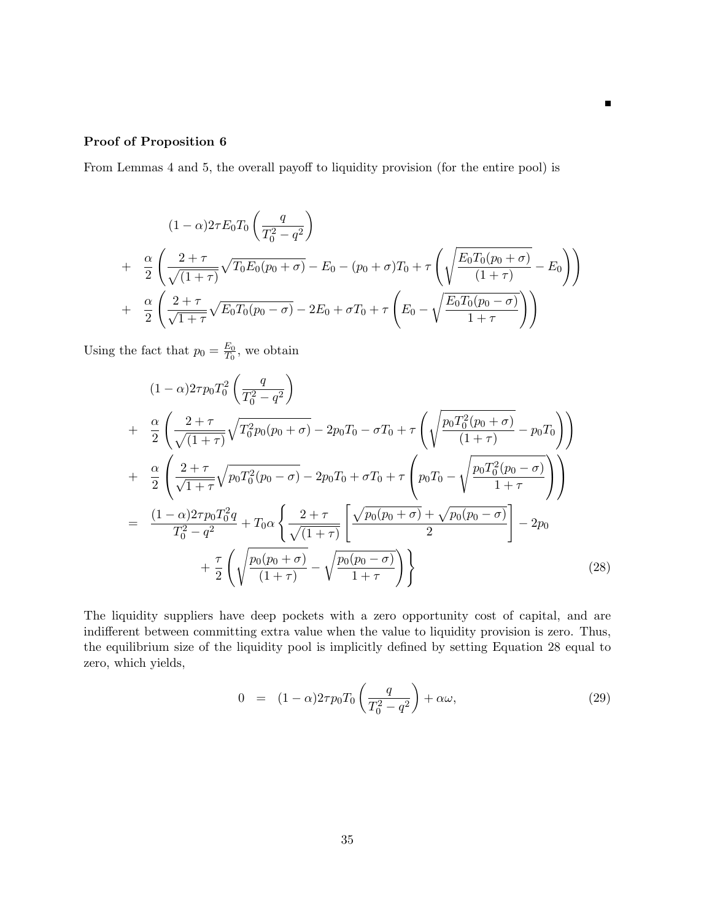■

**Proof of Proposition 6**

From Lemmas 4 and 5, the overall payoff to liquidity provision (for the entire pool) is

$$
\begin{aligned}
& (1-\alpha)2\tau E_0 T_0 \left(\frac{q}{T_0^2 - q^2}\right) \\
+ \quad & \frac{\alpha}{2}\left(\frac{2+\tau}{\sqrt{(1+\tau)}}\sqrt{T_0 E_0 (p_0+\sigma)} - E_0 - (p_0+\sigma)T_0 + \tau\left(\sqrt{\frac{E_0 T_0 (p_0+\sigma)}{(1+\tau)}} - E_0\right)\right) \\
+ \quad & \frac{\alpha}{2}\left(\frac{2+\tau}{\sqrt{1+\tau}}\sqrt{E_0 T_0 (p_0-\sigma)} - 2E_0 + \sigma T_0 + \tau\left(E_0 - \sqrt{\frac{E_0 T_0 (p_0-\sigma)}{1+\tau}}\right)\right)
\end{aligned}
$$

Using the fact that $p_0 = \frac{E_0}{T_0}$, we obtain

$$
\begin{aligned}
& (1-\alpha)2\tau p_0 T_0^2 \left(\frac{q}{T_0^2 - q^2}\right) \\
+ \quad & \frac{\alpha}{2}\left(\frac{2+\tau}{\sqrt{(1+\tau)}}\sqrt{T_0^2 p_0 (p_0+\sigma)} - 2p_0 T_0 - \sigma T_0 + \tau\left(\sqrt{\frac{p_0 T_0^2 (p_0+\sigma)}{(1+\tau)}} - p_0 T_0\right)\right) \\
+ \quad & \frac{\alpha}{2}\left(\frac{2+\tau}{\sqrt{1+\tau}}\sqrt{p_0 T_0^2 (p_0-\sigma)} - 2p_0 T_0 + \sigma T_0 + \tau\left(p_0 T_0 - \sqrt{\frac{p_0 T_0^2 (p_0-\sigma)}{1+\tau}}\right)\right) \\
= \quad & \frac{(1-\alpha)2\tau p_0 T_0^2 q}{T_0^2 - q^2} + T_0 \alpha \left\{ \frac{2+\tau}{\sqrt{(1+\tau)}}\left[\frac{\sqrt{p_0(p_0+\sigma)} + \sqrt{p_0(p_0-\sigma)}}{2}\right] - 2p_0 \right. \\
& \qquad \left. + \frac{\tau}{2}\left(\sqrt{\frac{p_0(p_0+\sigma)}{(1+\tau)}} - \sqrt{\frac{p_0(p_0-\sigma)}{1+\tau}}\right)\right\} \qquad (28)
\end{aligned}
$$

The liquidity suppliers have deep pockets with a zero opportunity cost of capital, and are indifferent between committing extra value when the value to liquidity provision is zero. Thus, the equilibrium size of the liquidity pool is implicitly defined by setting Equation 28 equal to zero, which yields,

$$
0 \quad = \quad (1-\alpha)2\tau p_0 T_0 \left(\frac{q}{T_0^2 - q^2}\right) + \alpha\omega, \qquad (29)
$$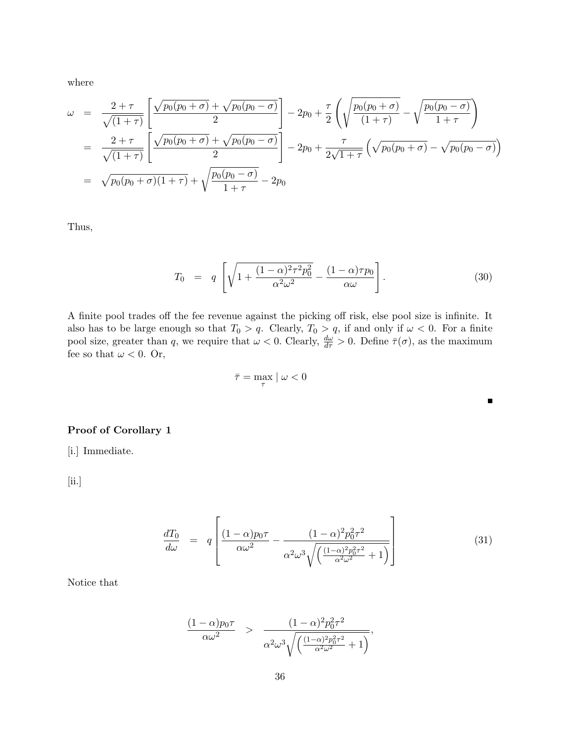where

$$
\begin{aligned}
\omega &= \frac{2+\tau}{\sqrt{(1+\tau)}}\left[\frac{\sqrt{p_0(p_0+\sigma)}+\sqrt{p_0(p_0-\sigma)}}{2}\right]-2p_0+\frac{\tau}{2}\left(\sqrt{\frac{p_0(p_0+\sigma)}{(1+\tau)}}-\sqrt{\frac{p_0(p_0-\sigma)}{1+\tau}}\right) \\
&= \frac{2+\tau}{\sqrt{(1+\tau)}}\left[\frac{\sqrt{p_0(p_0+\sigma)}+\sqrt{p_0(p_0-\sigma)}}{2}\right]-2p_0+\frac{\tau}{2\sqrt{1+\tau}}\left(\sqrt{p_0(p_0+\sigma)}-\sqrt{p_0(p_0-\sigma)}\right) \\
&= \sqrt{p_0(p_0+\sigma)(1+\tau)}+\sqrt{\frac{p_0(p_0-\sigma)}{1+\tau}}-2p_0
\end{aligned}
$$

Thus,

$$
T_0 \quad = \quad q\left[\sqrt{1+\frac{(1-\alpha)^2\tau^2p_0^2}{\alpha^2\omega^2}}-\frac{(1-\alpha)\tau p_0}{\alpha\omega}\right]. \tag{30}
$$

A finite pool trades off the fee revenue against the picking off risk, else pool size is infinite. It also has to be large enough so that $T_0 > q$. Clearly, $T_0 > q$, if and only if $\omega < 0$. For a finite pool size, greater than $q$, we require that $\omega < 0$. Clearly, $\frac{d\omega}{d\tau} > 0$. Define $\bar{\tau}(\sigma)$, as the maximum fee so that $\omega < 0$. Or,

$$
\bar{\tau} = \max_{\tau} \mid \omega < 0
$$

■

**Proof of Corollary 1**

[i.] Immediate.

[ii.]

$$
\frac{dT_0}{d\omega} \quad = \quad q\left[\frac{(1-\alpha)p_0\tau}{\alpha\omega^2}-\frac{(1-\alpha)^2p_0^2\tau^2}{\alpha^2\omega^3\sqrt{\left(\frac{(1-\alpha)^2p_0^2\tau^2}{\alpha^2\omega^2}+1\right)}}\right] \tag{31}
$$

Notice that

$$
\frac{(1-\alpha)p_0\tau}{\alpha\omega^2} \quad > \quad \frac{(1-\alpha)^2p_0^2\tau^2}{\alpha^2\omega^3\sqrt{\left(\frac{(1-\alpha)^2p_0^2\tau^2}{\alpha^2\omega^2}+1\right)}},
$$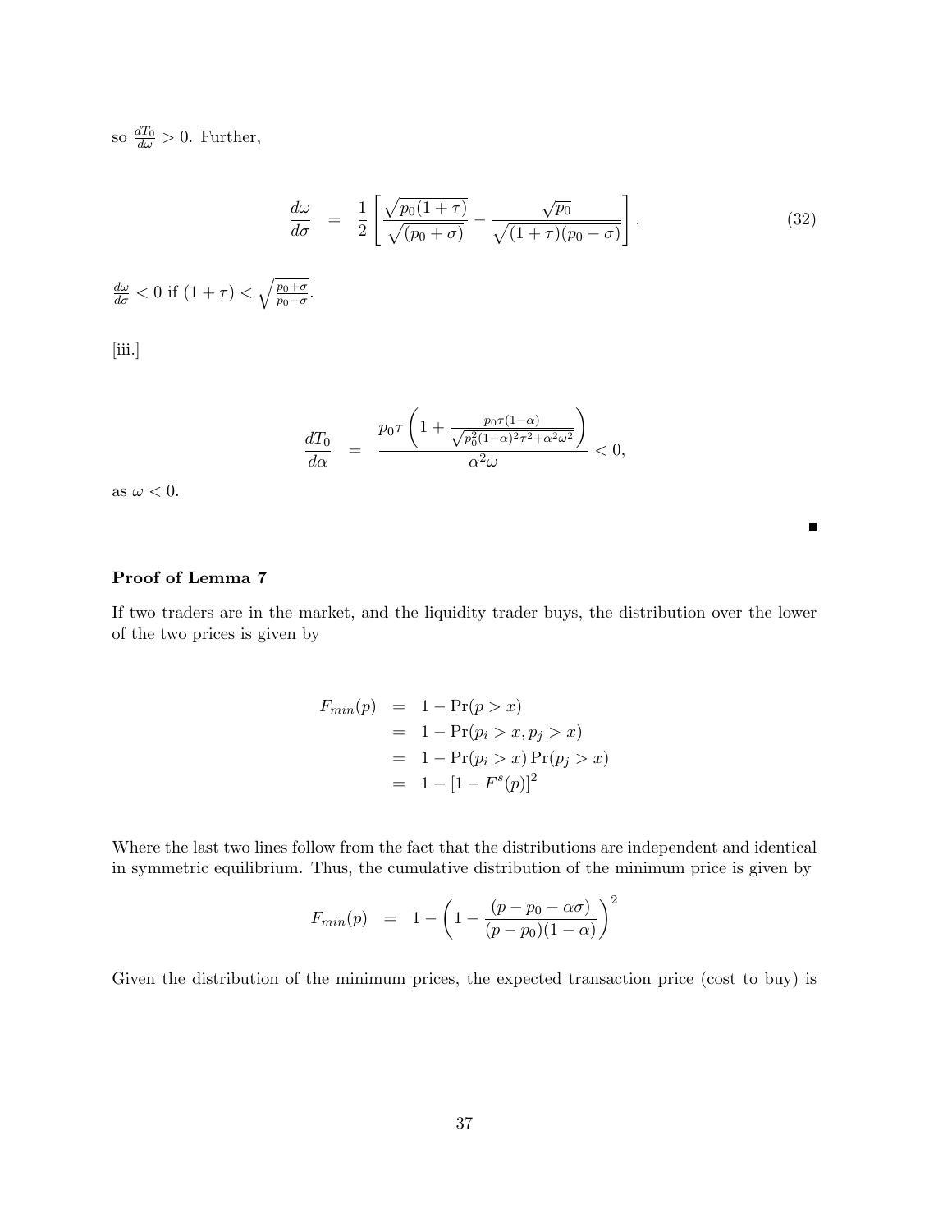so $\frac{dT_0}{d\omega} > 0$. Further,

$$\frac{d\omega}{d\sigma} = \frac{1}{2}\left[\frac{\sqrt{p_0(1+\tau)}}{\sqrt{(p_0+\sigma)}} - \frac{\sqrt{p_0}}{\sqrt{(1+\tau)(p_0-\sigma)}}\right]. \tag{32}$$

$\frac{d\omega}{d\sigma} < 0$ if $(1+\tau) < \sqrt{\frac{p_0+\sigma}{p_0-\sigma}}$.

[iii.]

$$\frac{dT_0}{d\alpha} = \frac{p_0\tau\left(1+\frac{p_0\tau(1-\alpha)}{\sqrt{p_0^2(1-\alpha)^2\tau^2+\alpha^2\omega^2}}\right)}{\alpha^2\omega} < 0,$$

as $\omega < 0$.

∎

**Proof of Lemma 7**

If two traders are in the market, and the liquidity trader buys, the distribution over the lower of the two prices is given by

$$\begin{aligned}
F_{min}(p) &= 1 - \Pr(p > x) \\
&= 1 - \Pr(p_i > x, p_j > x) \\
&= 1 - \Pr(p_i > x)\Pr(p_j > x) \\
&= 1 - [1 - F^s(p)]^2
\end{aligned}$$

Where the last two lines follow from the fact that the distributions are independent and identical in symmetric equilibrium. Thus, the cumulative distribution of the minimum price is given by

$$F_{min}(p) = 1 - \left(1 - \frac{(p - p_0 - \alpha\sigma)}{(p - p_0)(1-\alpha)}\right)^2$$

Given the distribution of the minimum prices, the expected transaction price (cost to buy) is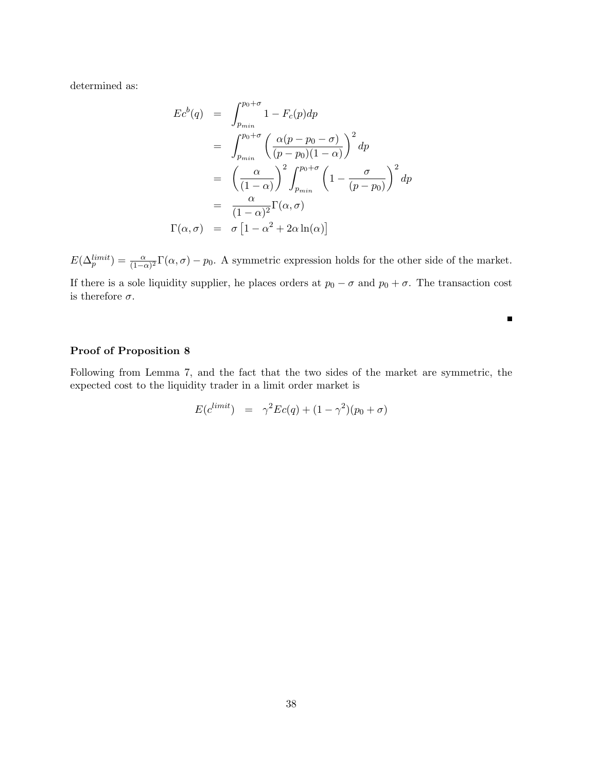determined as:

$$
\begin{aligned}
Ec^b(q) &= \int_{p_{min}}^{p_0+\sigma} 1 - F_c(p)dp \\
&= \int_{p_{min}}^{p_0+\sigma} \left( \frac{\alpha(p - p_0 - \sigma)}{(p - p_0)(1-\alpha)} \right)^2 dp \\
&= \left( \frac{\alpha}{(1-\alpha)} \right)^2 \int_{p_{min}}^{p_0+\sigma} \left( 1 - \frac{\sigma}{(p-p_0)} \right)^2 dp \\
&= \frac{\alpha}{(1-\alpha)^2} \Gamma(\alpha, \sigma) \\
\Gamma(\alpha, \sigma) &= \sigma \left[ 1 - \alpha^2 + 2\alpha \ln(\alpha) \right]
\end{aligned}
$$

$E(\Delta_p^{limit}) = \frac{\alpha}{(1-\alpha)^2}\Gamma(\alpha, \sigma) - p_0$. A symmetric expression holds for the other side of the market.

If there is a sole liquidity supplier, he places orders at $p_0 - \sigma$ and $p_0 + \sigma$. The transaction cost is therefore $\sigma$.

∎

**Proof of Proposition 8**

Following from Lemma 7, and the fact that the two sides of the market are symmetric, the expected cost to the liquidity trader in a limit order market is

$$
E(c^{limit}) = \gamma^2 Ec(q) + (1 - \gamma^2)(p_0 + \sigma)
$$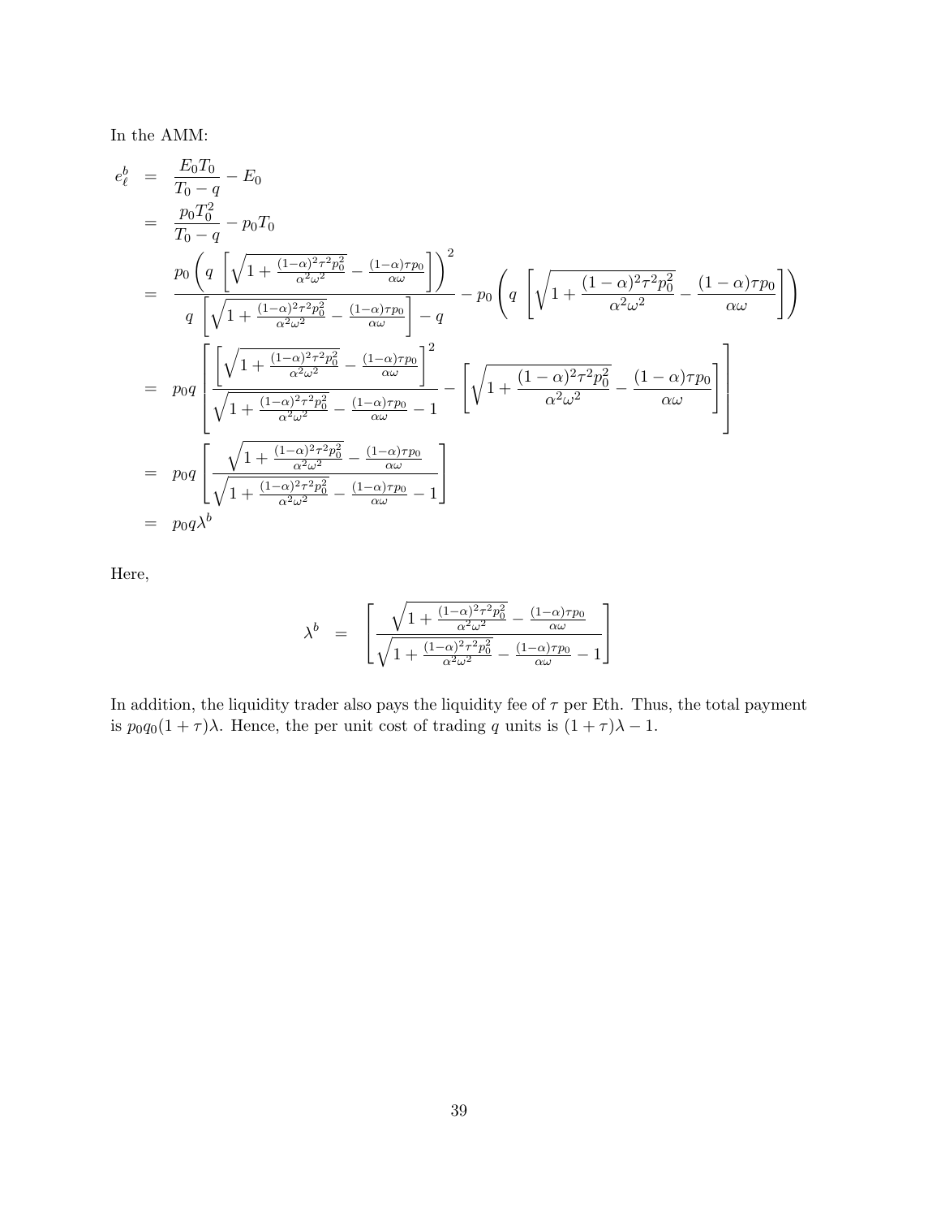In the AMM:

$$
\begin{aligned}
e^b_\ell &= \frac{E_0 T_0}{T_0 - q} - E_0 \\
&= \frac{p_0 T_0^2}{T_0 - q} - p_0 T_0 \\
&= \frac{p_0 \left( q \left[ \sqrt{1 + \frac{(1-\alpha)^2 \tau^2 p_0^2}{\alpha^2 \omega^2}} - \frac{(1-\alpha)\tau p_0}{\alpha \omega} \right] \right)^2}{q \left[ \sqrt{1 + \frac{(1-\alpha)^2 \tau^2 p_0^2}{\alpha^2 \omega^2}} - \frac{(1-\alpha)\tau p_0}{\alpha \omega} \right] - q} - p_0 \left( q \left[ \sqrt{1 + \frac{(1-\alpha)^2 \tau^2 p_0^2}{\alpha^2 \omega^2}} - \frac{(1-\alpha)\tau p_0}{\alpha \omega} \right] \right) \\
&= p_0 q \left[ \frac{\left[ \sqrt{1 + \frac{(1-\alpha)^2 \tau^2 p_0^2}{\alpha^2 \omega^2}} - \frac{(1-\alpha)\tau p_0}{\alpha \omega} \right]^2}{\sqrt{1 + \frac{(1-\alpha)^2 \tau^2 p_0^2}{\alpha^2 \omega^2}} - \frac{(1-\alpha)\tau p_0}{\alpha \omega} - 1} - \left[ \sqrt{1 + \frac{(1-\alpha)^2 \tau^2 p_0^2}{\alpha^2 \omega^2}} - \frac{(1-\alpha)\tau p_0}{\alpha \omega} \right] \right] \\
&= p_0 q \left[ \frac{\sqrt{1 + \frac{(1-\alpha)^2 \tau^2 p_0^2}{\alpha^2 \omega^2}} - \frac{(1-\alpha)\tau p_0}{\alpha \omega}}{\sqrt{1 + \frac{(1-\alpha)^2 \tau^2 p_0^2}{\alpha^2 \omega^2}} - \frac{(1-\alpha)\tau p_0}{\alpha \omega} - 1} \right] \\
&= p_0 q \lambda^b
\end{aligned}
$$

Here,

$$
\lambda^b = \left[ \frac{\sqrt{1 + \frac{(1-\alpha)^2 \tau^2 p_0^2}{\alpha^2 \omega^2}} - \frac{(1-\alpha)\tau p_0}{\alpha \omega}}{\sqrt{1 + \frac{(1-\alpha)^2 \tau^2 p_0^2}{\alpha^2 \omega^2}} - \frac{(1-\alpha)\tau p_0}{\alpha \omega} - 1} \right]
$$

In addition, the liquidity trader also pays the liquidity fee of $\tau$ per Eth. Thus, the total payment is $p_0 q_0 (1 + \tau)\lambda$. Hence, the per unit cost of trading $q$ units is $(1 + \tau)\lambda - 1$.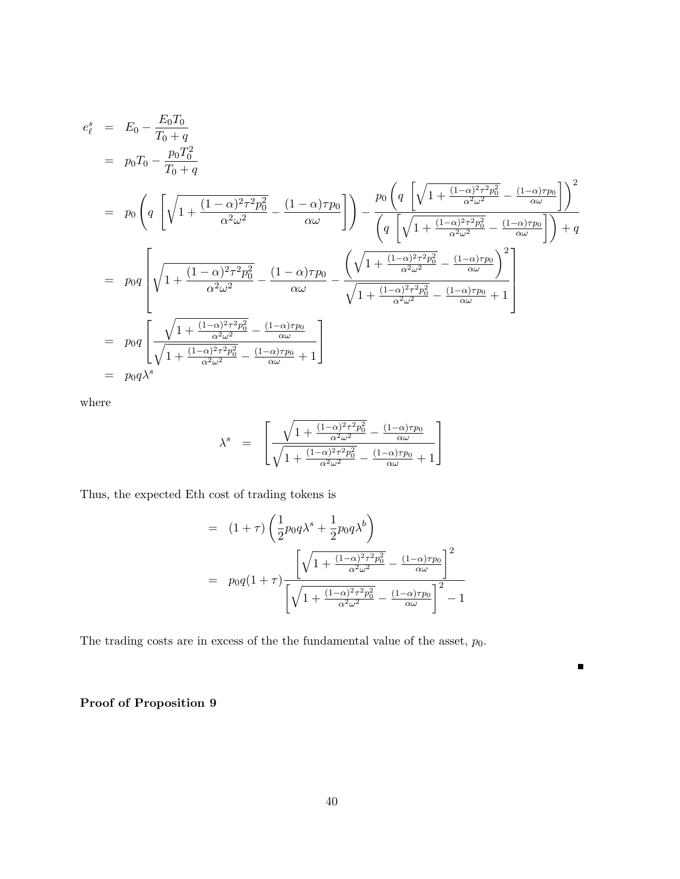$$
\begin{aligned}
e_\ell^s &= E_0 - \frac{E_0 T_0}{T_0 + q} \\
&= p_0 T_0 - \frac{p_0 T_0^2}{T_0 + q} \\
&= p_0 \left( q \left[ \sqrt{1 + \frac{(1-\alpha)^2 \tau^2 p_0^2}{\alpha^2 \omega^2}} - \frac{(1-\alpha)\tau p_0}{\alpha \omega} \right] \right) - \frac{p_0 \left( q \left[ \sqrt{1 + \frac{(1-\alpha)^2 \tau^2 p_0^2}{\alpha^2 \omega^2}} - \frac{(1-\alpha)\tau p_0}{\alpha \omega} \right] \right)^2}{\left( q \left[ \sqrt{1 + \frac{(1-\alpha)^2 \tau^2 p_0^2}{\alpha^2 \omega^2}} - \frac{(1-\alpha)\tau p_0}{\alpha \omega} \right] \right) + q} \\
&= p_0 q \left[ \sqrt{1 + \frac{(1-\alpha)^2 \tau^2 p_0^2}{\alpha^2 \omega^2}} - \frac{(1-\alpha)\tau p_0}{\alpha \omega} - \frac{\left( \sqrt{1 + \frac{(1-\alpha)^2 \tau^2 p_0^2}{\alpha^2 \omega^2}} - \frac{(1-\alpha)\tau p_0}{\alpha \omega} \right)^2}{\sqrt{1 + \frac{(1-\alpha)^2 \tau^2 p_0^2}{\alpha^2 \omega^2}} - \frac{(1-\alpha)\tau p_0}{\alpha \omega} + 1} \right] \\
&= p_0 q \left[ \frac{\sqrt{1 + \frac{(1-\alpha)^2 \tau^2 p_0^2}{\alpha^2 \omega^2}} - \frac{(1-\alpha)\tau p_0}{\alpha \omega}}{\sqrt{1 + \frac{(1-\alpha)^2 \tau^2 p_0^2}{\alpha^2 \omega^2}} - \frac{(1-\alpha)\tau p_0}{\alpha \omega} + 1} \right] \\
&= p_0 q \lambda^s
\end{aligned}
$$

where

$$
\lambda^s = \left[ \frac{\sqrt{1 + \frac{(1-\alpha)^2 \tau^2 p_0^2}{\alpha^2 \omega^2}} - \frac{(1-\alpha)\tau p_0}{\alpha \omega}}{\sqrt{1 + \frac{(1-\alpha)^2 \tau^2 p_0^2}{\alpha^2 \omega^2}} - \frac{(1-\alpha)\tau p_0}{\alpha \omega} + 1} \right]
$$

Thus, the expected Eth cost of trading tokens is

$$
\begin{aligned}
&= (1+\tau) \left( \frac{1}{2} p_0 q \lambda^s + \frac{1}{2} p_0 q \lambda^b \right) \\
&= p_0 q (1+\tau) \frac{\left[ \sqrt{1 + \frac{(1-\alpha)^2 \tau^2 p_0^2}{\alpha^2 \omega^2}} - \frac{(1-\alpha)\tau p_0}{\alpha \omega} \right]^2}{\left[ \sqrt{1 + \frac{(1-\alpha)^2 \tau^2 p_0^2}{\alpha^2 \omega^2}} - \frac{(1-\alpha)\tau p_0}{\alpha \omega} \right]^2 - 1}
\end{aligned}
$$

The trading costs are in excess of the the fundamental value of the asset, $p_0$.

■

**Proof of Proposition 9**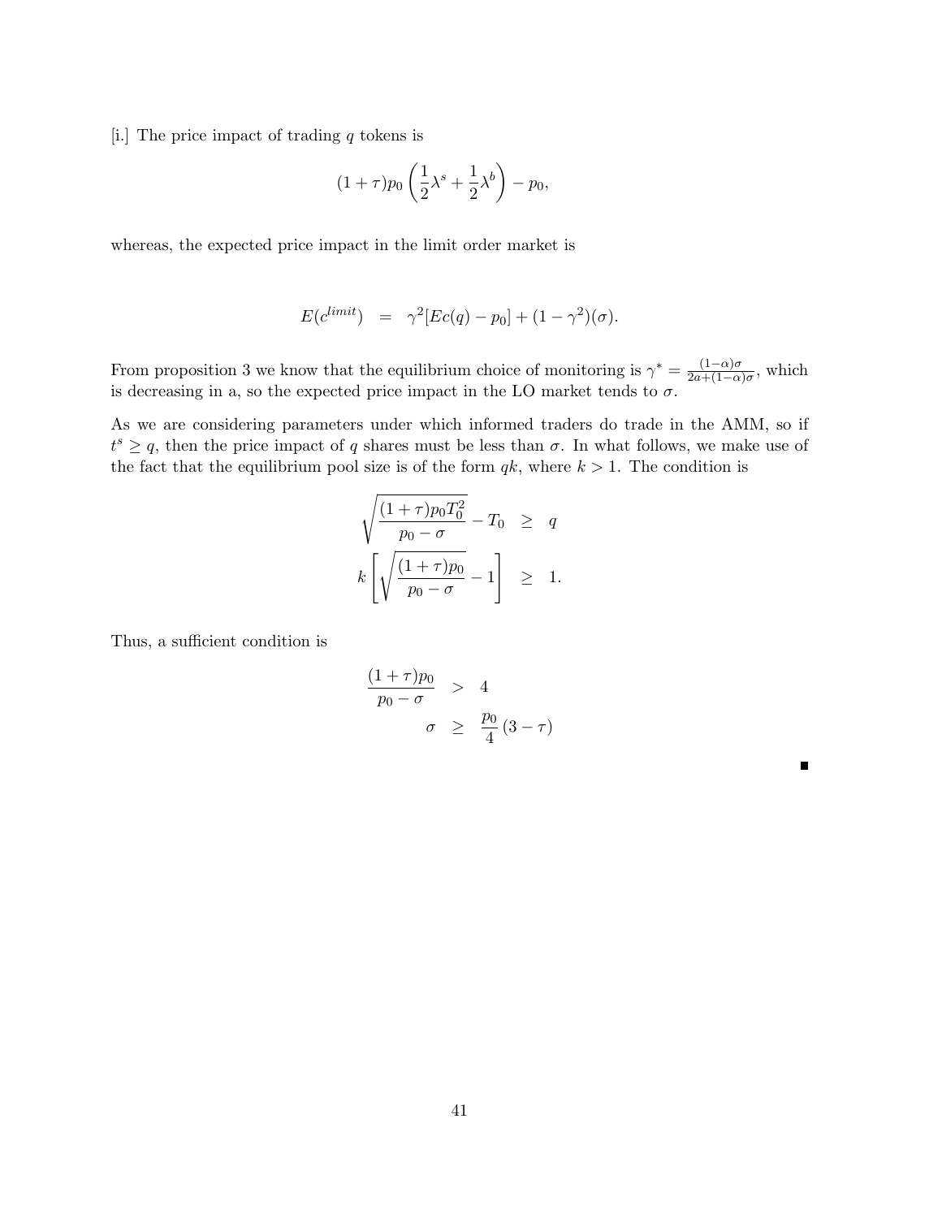[i.] The price impact of trading $q$ tokens is

$$
(1+\tau)p_0\left(\frac{1}{2}\lambda^s + \frac{1}{2}\lambda^b\right) - p_0,
$$

whereas, the expected price impact in the limit order market is

$$
E(c^{limit}) \;\; = \;\; \gamma^2[Ec(q) - p_0] + (1-\gamma^2)(\sigma).
$$

From proposition 3 we know that the equilibrium choice of monitoring is $\gamma^* = \frac{(1-\alpha)\sigma}{2a+(1-\alpha)\sigma}$, which is decreasing in a, so the expected price impact in the LO market tends to $\sigma$.

As we are considering parameters under which informed traders do trade in the AMM, so if $t^s \geq q$, then the price impact of $q$ shares must be less than $\sigma$. In what follows, we make use of the fact that the equilibrium pool size is of the form $qk$, where $k > 1$. The condition is

$$
\begin{aligned}
\sqrt{\frac{(1+\tau)p_0 T_0^2}{p_0 - \sigma}} - T_0 &\geq q \\
k\left[\sqrt{\frac{(1+\tau)p_0}{p_0 - \sigma}} - 1\right] &\geq 1.
\end{aligned}
$$

Thus, a sufficient condition is

$$
\begin{aligned}
\frac{(1+\tau)p_0}{p_0 - \sigma} &> 4 \\
\sigma &\geq \frac{p_0}{4}(3-\tau)
\end{aligned}
$$

■